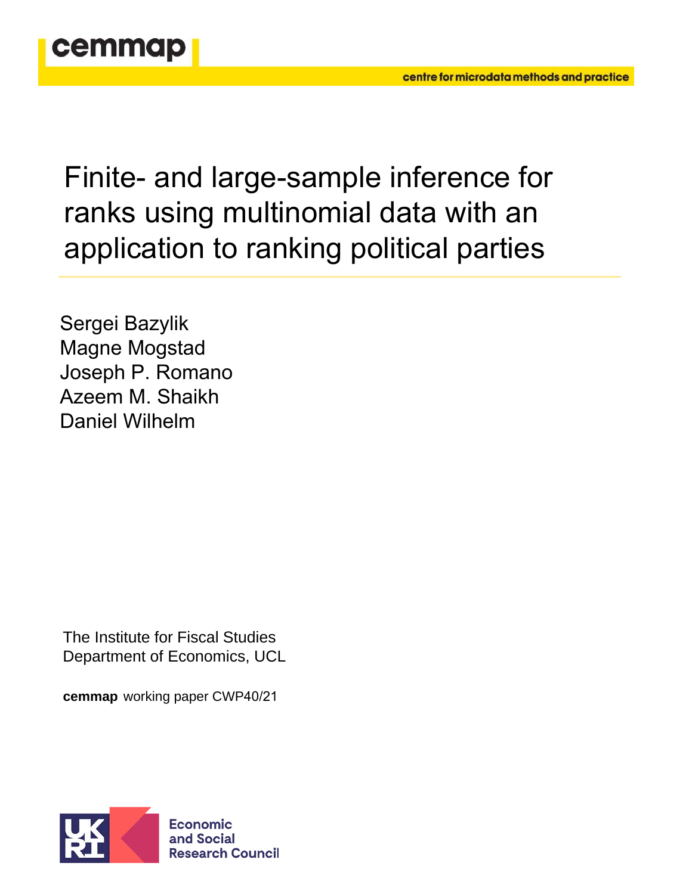cemmap

centre for microdata methods and practice

# Finite- and large-sample inference for ranks using multinomial data with an application to ranking political parties

Sergei Bazylik
Magne Mogstad
Joseph P. Romano
Azeem M. Shaikh
Daniel Wilhelm

The Institute for Fiscal Studies
Department of Economics, UCL

**cemmap** working paper CWP40/21

Economic and Social Research Council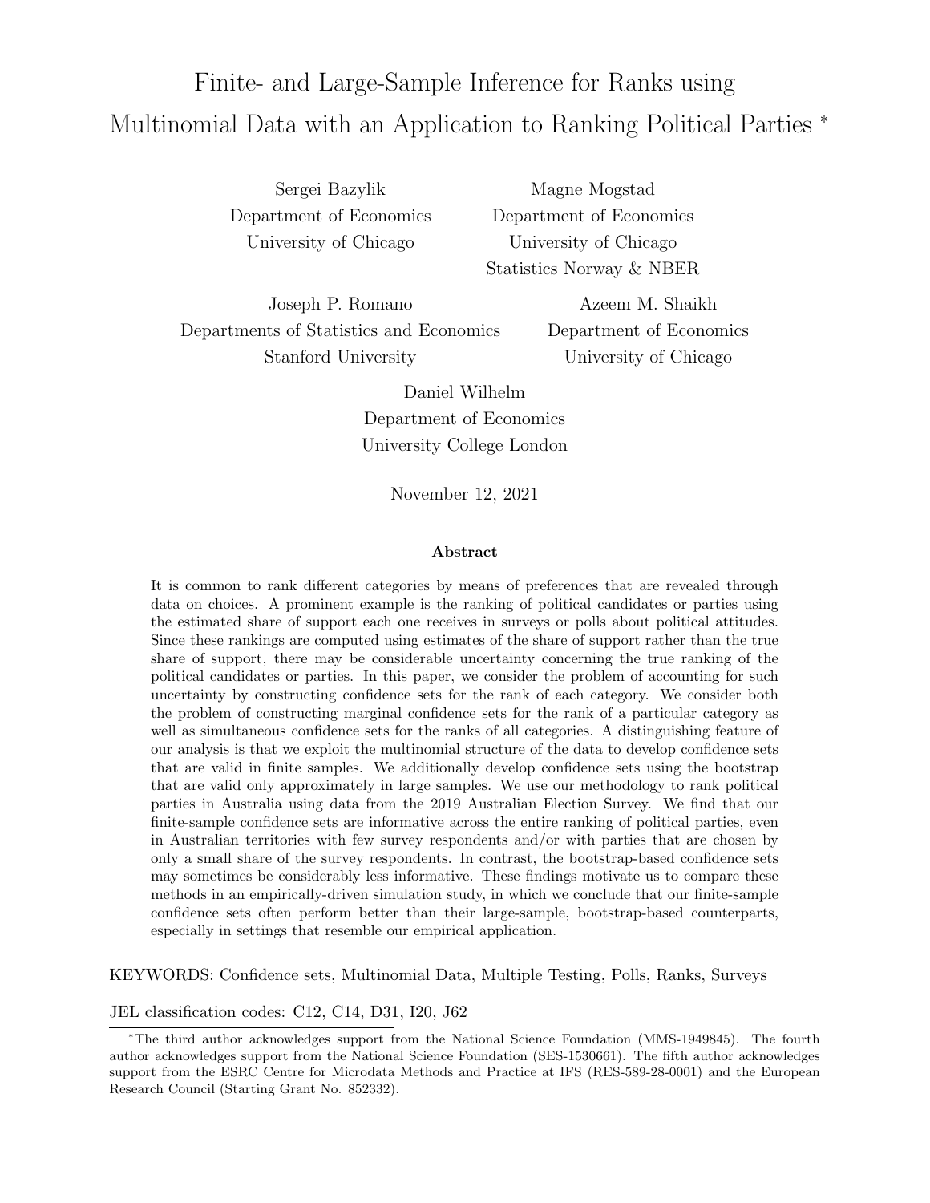# Finite- and Large-Sample Inference for Ranks using Multinomial Data with an Application to Ranking Political Parties *

Sergei Bazylik
Department of Economics
University of Chicago

Magne Mogstad
Department of Economics
University of Chicago
Statistics Norway & NBER

Joseph P. Romano
Departments of Statistics and Economics
Stanford University

Azeem M. Shaikh
Department of Economics
University of Chicago

Daniel Wilhelm
Department of Economics
University College London

November 12, 2021

### Abstract

It is common to rank different categories by means of preferences that are revealed through data on choices. A prominent example is the ranking of political candidates or parties using the estimated share of support each one receives in surveys or polls about political attitudes. Since these rankings are computed using estimates of the share of support rather than the true share of support, there may be considerable uncertainty concerning the true ranking of the political candidates or parties. In this paper, we consider the problem of accounting for such uncertainty by constructing confidence sets for the rank of each category. We consider both the problem of constructing marginal confidence sets for the rank of a particular category as well as simultaneous confidence sets for the ranks of all categories. A distinguishing feature of our analysis is that we exploit the multinomial structure of the data to develop confidence sets that are valid in finite samples. We additionally develop confidence sets using the bootstrap that are valid only approximately in large samples. We use our methodology to rank political parties in Australia using data from the 2019 Australian Election Survey. We find that our finite-sample confidence sets are informative across the entire ranking of political parties, even in Australian territories with few survey respondents and/or with parties that are chosen by only a small share of the survey respondents. In contrast, the bootstrap-based confidence sets may sometimes be considerably less informative. These findings motivate us to compare these methods in an empirically-driven simulation study, in which we conclude that our finite-sample confidence sets often perform better than their large-sample, bootstrap-based counterparts, especially in settings that resemble our empirical application.

KEYWORDS: Confidence sets, Multinomial Data, Multiple Testing, Polls, Ranks, Surveys

JEL classification codes: C12, C14, D31, I20, J62

*The third author acknowledges support from the National Science Foundation (MMS-1949845). The fourth author acknowledges support from the National Science Foundation (SES-1530661). The fifth author acknowledges support from the ESRC Centre for Microdata Methods and Practice at IFS (RES-589-28-0001) and the European Research Council (Starting Grant No. 852332).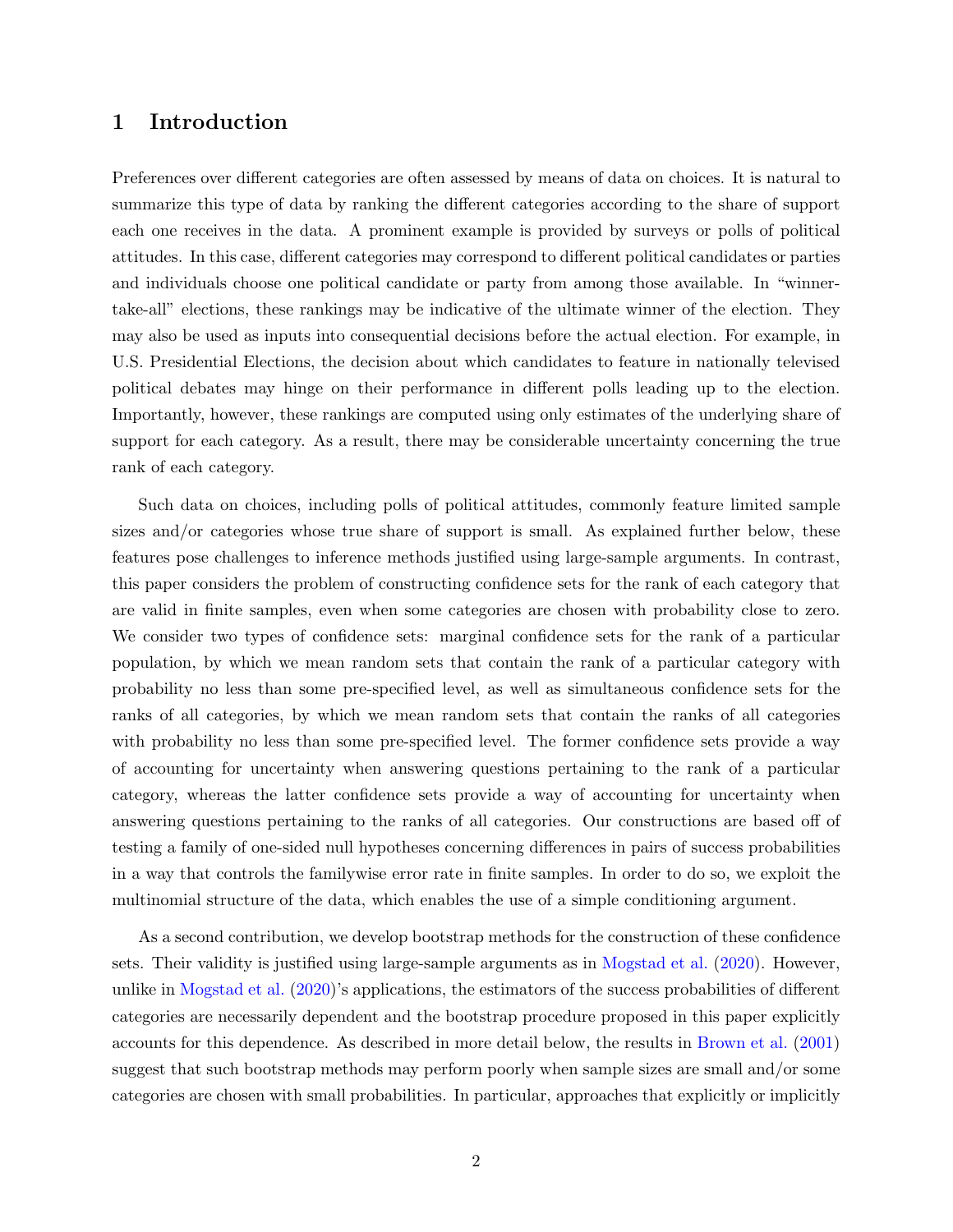# 1 Introduction

Preferences over different categories are often assessed by means of data on choices. It is natural to summarize this type of data by ranking the different categories according to the share of support each one receives in the data. A prominent example is provided by surveys or polls of political attitudes. In this case, different categories may correspond to different political candidates or parties and individuals choose one political candidate or party from among those available. In "winner-take-all" elections, these rankings may be indicative of the ultimate winner of the election. They may also be used as inputs into consequential decisions before the actual election. For example, in U.S. Presidential Elections, the decision about which candidates to feature in nationally televised political debates may hinge on their performance in different polls leading up to the election. Importantly, however, these rankings are computed using only estimates of the underlying share of support for each category. As a result, there may be considerable uncertainty concerning the true rank of each category.

Such data on choices, including polls of political attitudes, commonly feature limited sample sizes and/or categories whose true share of support is small. As explained further below, these features pose challenges to inference methods justified using large-sample arguments. In contrast, this paper considers the problem of constructing confidence sets for the rank of each category that are valid in finite samples, even when some categories are chosen with probability close to zero. We consider two types of confidence sets: marginal confidence sets for the rank of a particular population, by which we mean random sets that contain the rank of a particular category with probability no less than some pre-specified level, as well as simultaneous confidence sets for the ranks of all categories, by which we mean random sets that contain the ranks of all categories with probability no less than some pre-specified level. The former confidence sets provide a way of accounting for uncertainty when answering questions pertaining to the rank of a particular category, whereas the latter confidence sets provide a way of accounting for uncertainty when answering questions pertaining to the ranks of all categories. Our constructions are based off of testing a family of one-sided null hypotheses concerning differences in pairs of success probabilities in a way that controls the familywise error rate in finite samples. In order to do so, we exploit the multinomial structure of the data, which enables the use of a simple conditioning argument.

As a second contribution, we develop bootstrap methods for the construction of these confidence sets. Their validity is justified using large-sample arguments as in Mogstad et al. (2020). However, unlike in Mogstad et al. (2020)'s applications, the estimators of the success probabilities of different categories are necessarily dependent and the bootstrap procedure proposed in this paper explicitly accounts for this dependence. As described in more detail below, the results in Brown et al. (2001) suggest that such bootstrap methods may perform poorly when sample sizes are small and/or some categories are chosen with small probabilities. In particular, approaches that explicitly or implicitly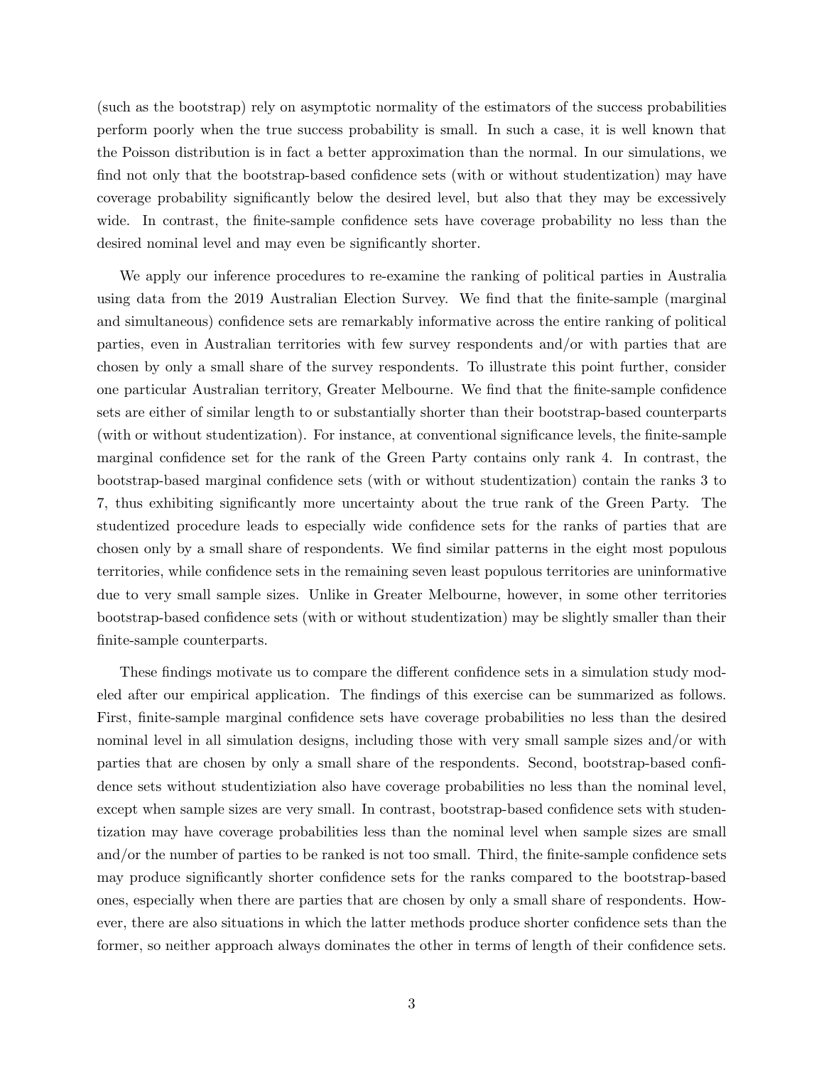(such as the bootstrap) rely on asymptotic normality of the estimators of the success probabilities perform poorly when the true success probability is small. In such a case, it is well known that the Poisson distribution is in fact a better approximation than the normal. In our simulations, we find not only that the bootstrap-based confidence sets (with or without studentization) may have coverage probability significantly below the desired level, but also that they may be excessively wide. In contrast, the finite-sample confidence sets have coverage probability no less than the desired nominal level and may even be significantly shorter.

We apply our inference procedures to re-examine the ranking of political parties in Australia using data from the 2019 Australian Election Survey. We find that the finite-sample (marginal and simultaneous) confidence sets are remarkably informative across the entire ranking of political parties, even in Australian territories with few survey respondents and/or with parties that are chosen by only a small share of the survey respondents. To illustrate this point further, consider one particular Australian territory, Greater Melbourne. We find that the finite-sample confidence sets are either of similar length to or substantially shorter than their bootstrap-based counterparts (with or without studentization). For instance, at conventional significance levels, the finite-sample marginal confidence set for the rank of the Green Party contains only rank 4. In contrast, the bootstrap-based marginal confidence sets (with or without studentization) contain the ranks 3 to 7, thus exhibiting significantly more uncertainty about the true rank of the Green Party. The studentized procedure leads to especially wide confidence sets for the ranks of parties that are chosen only by a small share of respondents. We find similar patterns in the eight most populous territories, while confidence sets in the remaining seven least populous territories are uninformative due to very small sample sizes. Unlike in Greater Melbourne, however, in some other territories bootstrap-based confidence sets (with or without studentization) may be slightly smaller than their finite-sample counterparts.

These findings motivate us to compare the different confidence sets in a simulation study modeled after our empirical application. The findings of this exercise can be summarized as follows. First, finite-sample marginal confidence sets have coverage probabilities no less than the desired nominal level in all simulation designs, including those with very small sample sizes and/or with parties that are chosen by only a small share of the respondents. Second, bootstrap-based confidence sets without studentiziation also have coverage probabilities no less than the nominal level, except when sample sizes are very small. In contrast, bootstrap-based confidence sets with studentization may have coverage probabilities less than the nominal level when sample sizes are small and/or the number of parties to be ranked is not too small. Third, the finite-sample confidence sets may produce significantly shorter confidence sets for the ranks compared to the bootstrap-based ones, especially when there are parties that are chosen by only a small share of respondents. However, there are also situations in which the latter methods produce shorter confidence sets than the former, so neither approach always dominates the other in terms of length of their confidence sets.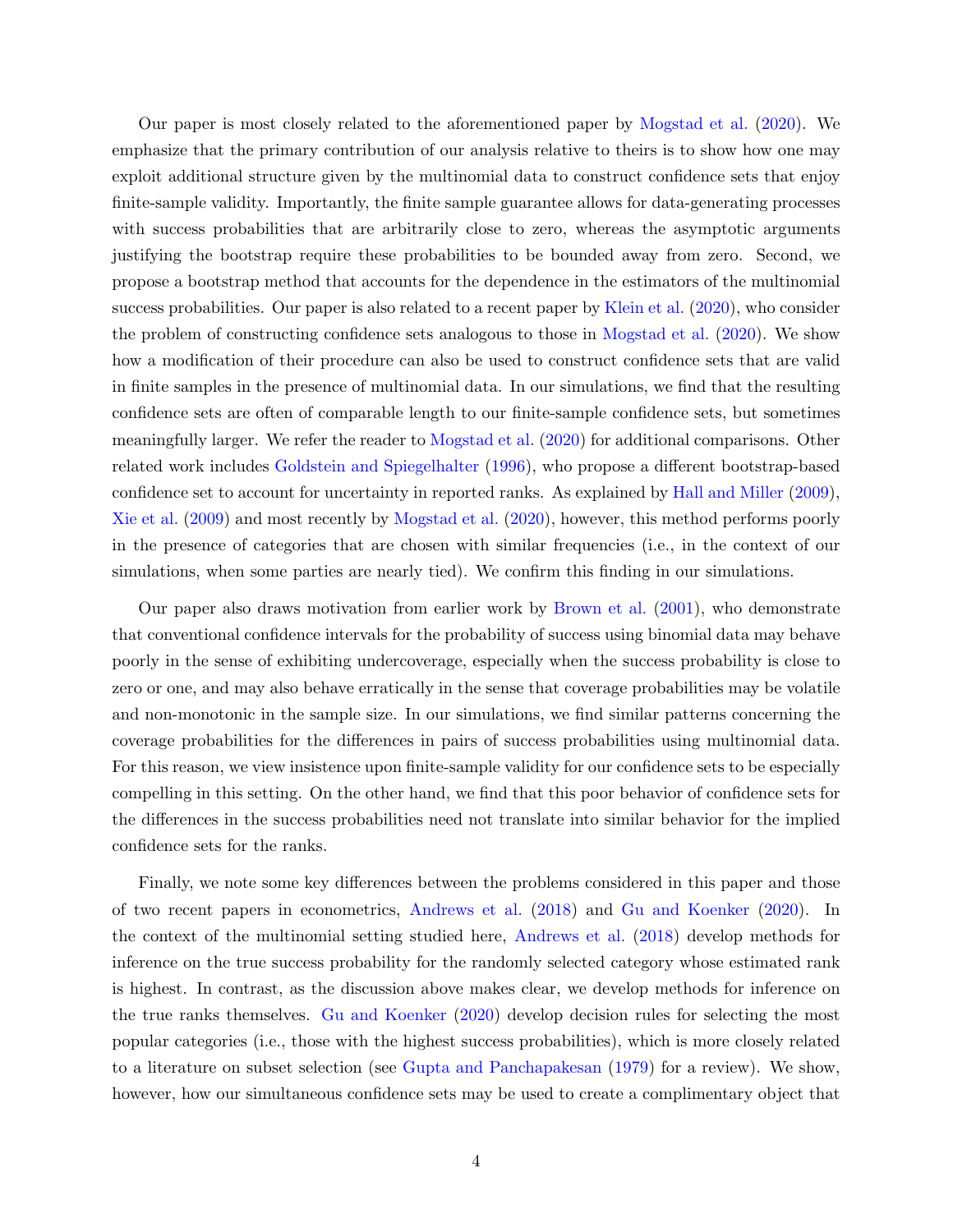Our paper is most closely related to the aforementioned paper by Mogstad et al. (2020). We emphasize that the primary contribution of our analysis relative to theirs is to show how one may exploit additional structure given by the multinomial data to construct confidence sets that enjoy finite-sample validity. Importantly, the finite sample guarantee allows for data-generating processes with success probabilities that are arbitrarily close to zero, whereas the asymptotic arguments justifying the bootstrap require these probabilities to be bounded away from zero. Second, we propose a bootstrap method that accounts for the dependence in the estimators of the multinomial success probabilities. Our paper is also related to a recent paper by Klein et al. (2020), who consider the problem of constructing confidence sets analogous to those in Mogstad et al. (2020). We show how a modification of their procedure can also be used to construct confidence sets that are valid in finite samples in the presence of multinomial data. In our simulations, we find that the resulting confidence sets are often of comparable length to our finite-sample confidence sets, but sometimes meaningfully larger. We refer the reader to Mogstad et al. (2020) for additional comparisons. Other related work includes Goldstein and Spiegelhalter (1996), who propose a different bootstrap-based confidence set to account for uncertainty in reported ranks. As explained by Hall and Miller (2009), Xie et al. (2009) and most recently by Mogstad et al. (2020), however, this method performs poorly in the presence of categories that are chosen with similar frequencies (i.e., in the context of our simulations, when some parties are nearly tied). We confirm this finding in our simulations.

Our paper also draws motivation from earlier work by Brown et al. (2001), who demonstrate that conventional confidence intervals for the probability of success using binomial data may behave poorly in the sense of exhibiting undercoverage, especially when the success probability is close to zero or one, and may also behave erratically in the sense that coverage probabilities may be volatile and non-monotonic in the sample size. In our simulations, we find similar patterns concerning the coverage probabilities for the differences in pairs of success probabilities using multinomial data. For this reason, we view insistence upon finite-sample validity for our confidence sets to be especially compelling in this setting. On the other hand, we find that this poor behavior of confidence sets for the differences in the success probabilities need not translate into similar behavior for the implied confidence sets for the ranks.

Finally, we note some key differences between the problems considered in this paper and those of two recent papers in econometrics, Andrews et al. (2018) and Gu and Koenker (2020). In the context of the multinomial setting studied here, Andrews et al. (2018) develop methods for inference on the true success probability for the randomly selected category whose estimated rank is highest. In contrast, as the discussion above makes clear, we develop methods for inference on the true ranks themselves. Gu and Koenker (2020) develop decision rules for selecting the most popular categories (i.e., those with the highest success probabilities), which is more closely related to a literature on subset selection (see Gupta and Panchapakesan (1979) for a review). We show, however, how our simultaneous confidence sets may be used to create a complimentary object that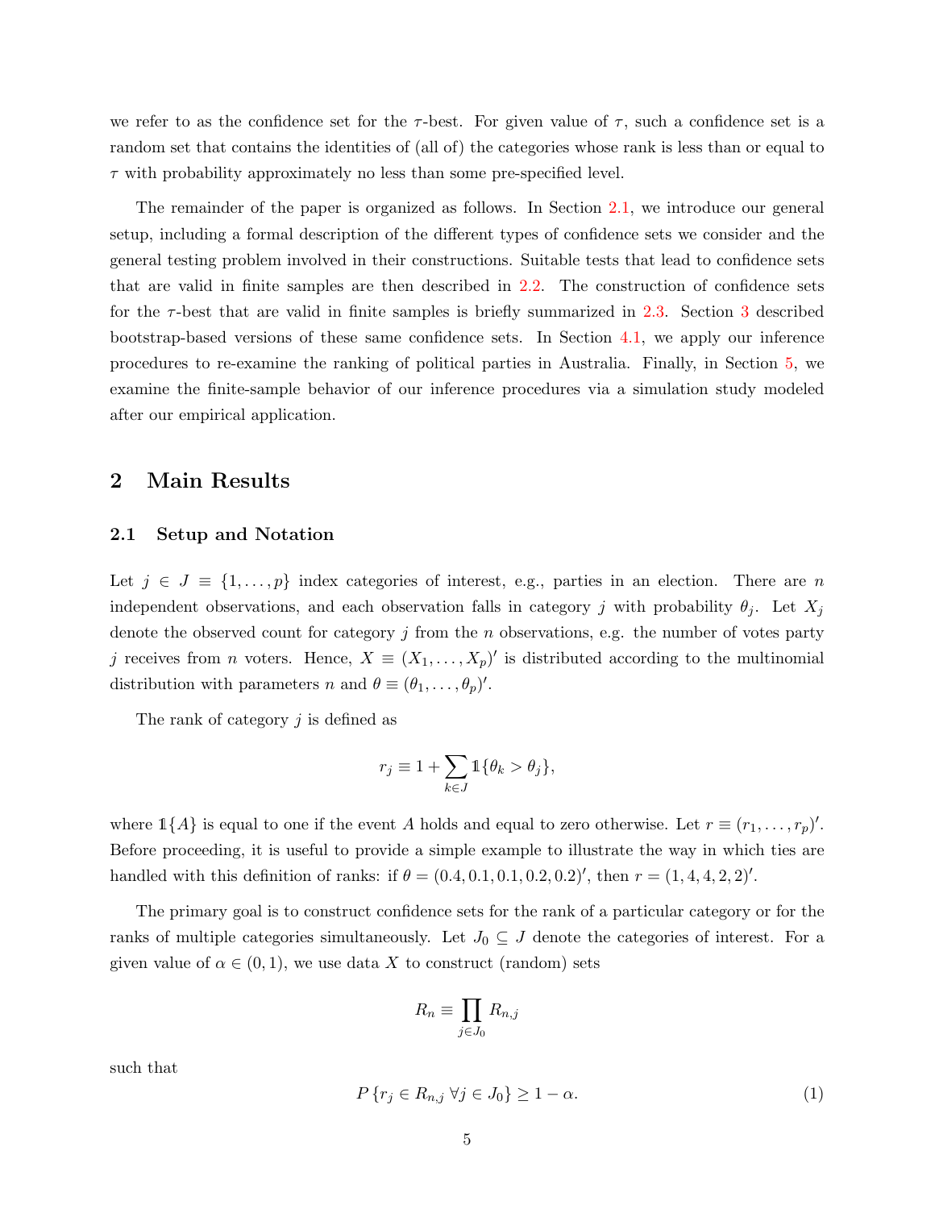we refer to as the confidence set for the $\tau$-best. For given value of $\tau$, such a confidence set is a random set that contains the identities of (all of) the categories whose rank is less than or equal to $\tau$ with probability approximately no less than some pre-specified level.

The remainder of the paper is organized as follows. In Section 2.1, we introduce our general setup, including a formal description of the different types of confidence sets we consider and the general testing problem involved in their constructions. Suitable tests that lead to confidence sets that are valid in finite samples are then described in 2.2. The construction of confidence sets for the $\tau$-best that are valid in finite samples is briefly summarized in 2.3. Section 3 described bootstrap-based versions of these same confidence sets. In Section 4.1, we apply our inference procedures to re-examine the ranking of political parties in Australia. Finally, in Section 5, we examine the finite-sample behavior of our inference procedures via a simulation study modeled after our empirical application.

## 2 Main Results

### 2.1 Setup and Notation

Let $j \in J \equiv \{1, \ldots, p\}$ index categories of interest, e.g., parties in an election. There are $n$ independent observations, and each observation falls in category $j$ with probability $\theta_j$. Let $X_j$ denote the observed count for category $j$ from the $n$ observations, e.g. the number of votes party $j$ receives from $n$ voters. Hence, $X \equiv (X_1, \ldots, X_p)'$ is distributed according to the multinomial distribution with parameters $n$ and $\theta \equiv (\theta_1, \ldots, \theta_p)'$.

The rank of category $j$ is defined as

$$r_j \equiv 1 + \sum_{k \in J} \mathbb{1}\{\theta_k > \theta_j\},$$

where $\mathbb{1}\{A\}$ is equal to one if the event $A$ holds and equal to zero otherwise. Let $r \equiv (r_1, \ldots, r_p)'$. Before proceeding, it is useful to provide a simple example to illustrate the way in which ties are handled with this definition of ranks: if $\theta = (0.4, 0.1, 0.1, 0.2, 0.2)'$, then $r = (1, 4, 4, 2, 2)'$.

The primary goal is to construct confidence sets for the rank of a particular category or for the ranks of multiple categories simultaneously. Let $J_0 \subseteq J$ denote the categories of interest. For a given value of $\alpha \in (0, 1)$, we use data $X$ to construct (random) sets

$$R_n \equiv \prod_{j \in J_0} R_{n,j}$$

such that

$$P\{r_j \in R_{n,j} \ \forall j \in J_0\} \geq 1 - \alpha. \tag{1}$$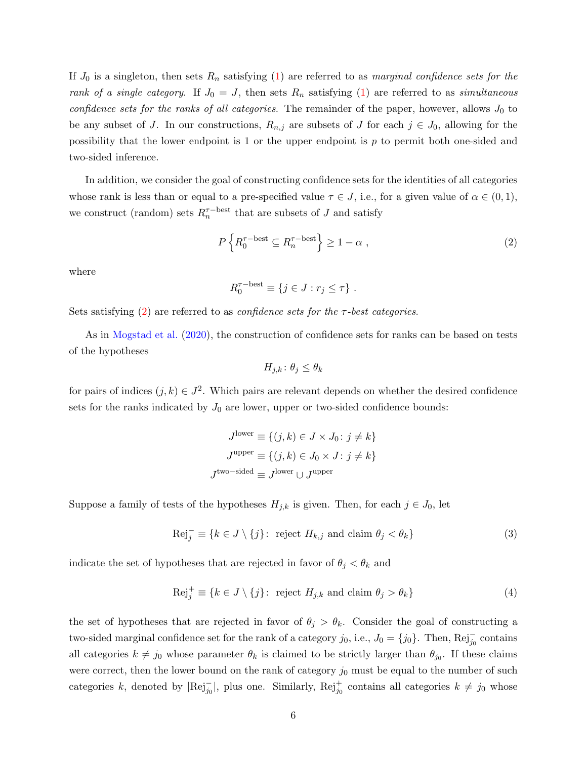If $J_0$ is a singleton, then sets $R_n$ satisfying (1) are referred to as *marginal confidence sets for the rank of a single category*. If $J_0 = J$, then sets $R_n$ satisfying (1) are referred to as *simultaneous confidence sets for the ranks of all categories*. The remainder of the paper, however, allows $J_0$ to be any subset of $J$. In our constructions, $R_{n,j}$ are subsets of $J$ for each $j \in J_0$, allowing for the possibility that the lower endpoint is 1 or the upper endpoint is $p$ to permit both one-sided and two-sided inference.

In addition, we consider the goal of constructing confidence sets for the identities of all categories whose rank is less than or equal to a pre-specified value $\tau \in J$, i.e., for a given value of $\alpha \in (0, 1)$, we construct (random) sets $R_n^{\tau-\text{best}}$ that are subsets of $J$ and satisfy

$$P\left\{R_0^{\tau-\text{best}} \subseteq R_n^{\tau-\text{best}}\right\} \geq 1 - \alpha \ , \tag{2}$$

where

$$R_0^{\tau-\text{best}} \equiv \{j \in J : r_j \leq \tau\} \ .$$

Sets satisfying (2) are referred to as *confidence sets for the $\tau$-best categories*.

As in Mogstad et al. (2020), the construction of confidence sets for ranks can be based on tests of the hypotheses

$$H_{j,k} \colon \theta_j \leq \theta_k$$

for pairs of indices $(j, k) \in J^2$. Which pairs are relevant depends on whether the desired confidence sets for the ranks indicated by $J_0$ are lower, upper or two-sided confidence bounds:

$$\begin{aligned}
J^{\text{lower}} &\equiv \{(j,k) \in J \times J_0 \colon j \neq k\} \\
J^{\text{upper}} &\equiv \{(j,k) \in J_0 \times J \colon j \neq k\} \\
J^{\text{two-sided}} &\equiv J^{\text{lower}} \cup J^{\text{upper}}
\end{aligned}$$

Suppose a family of tests of the hypotheses $H_{j,k}$ is given. Then, for each $j \in J_0$, let

$$\text{Rej}_j^- \equiv \{k \in J \setminus \{j\} \colon \text{ reject } H_{k,j} \text{ and claim } \theta_j < \theta_k\} \tag{3}$$

indicate the set of hypotheses that are rejected in favor of $\theta_j < \theta_k$ and

$$\text{Rej}_j^+ \equiv \{k \in J \setminus \{j\} \colon \text{ reject } H_{j,k} \text{ and claim } \theta_j > \theta_k\} \tag{4}$$

the set of hypotheses that are rejected in favor of $\theta_j > \theta_k$. Consider the goal of constructing a two-sided marginal confidence set for the rank of a category $j_0$, i.e., $J_0 = \{j_0\}$. Then, $\text{Rej}_{j_0}^-$ contains all categories $k \neq j_0$ whose parameter $\theta_k$ is claimed to be strictly larger than $\theta_{j_0}$. If these claims were correct, then the lower bound on the rank of category $j_0$ must be equal to the number of such categories $k$, denoted by $|\text{Rej}_{j_0}^-|$, plus one. Similarly, $\text{Rej}_{j_0}^+$ contains all categories $k \neq j_0$ whose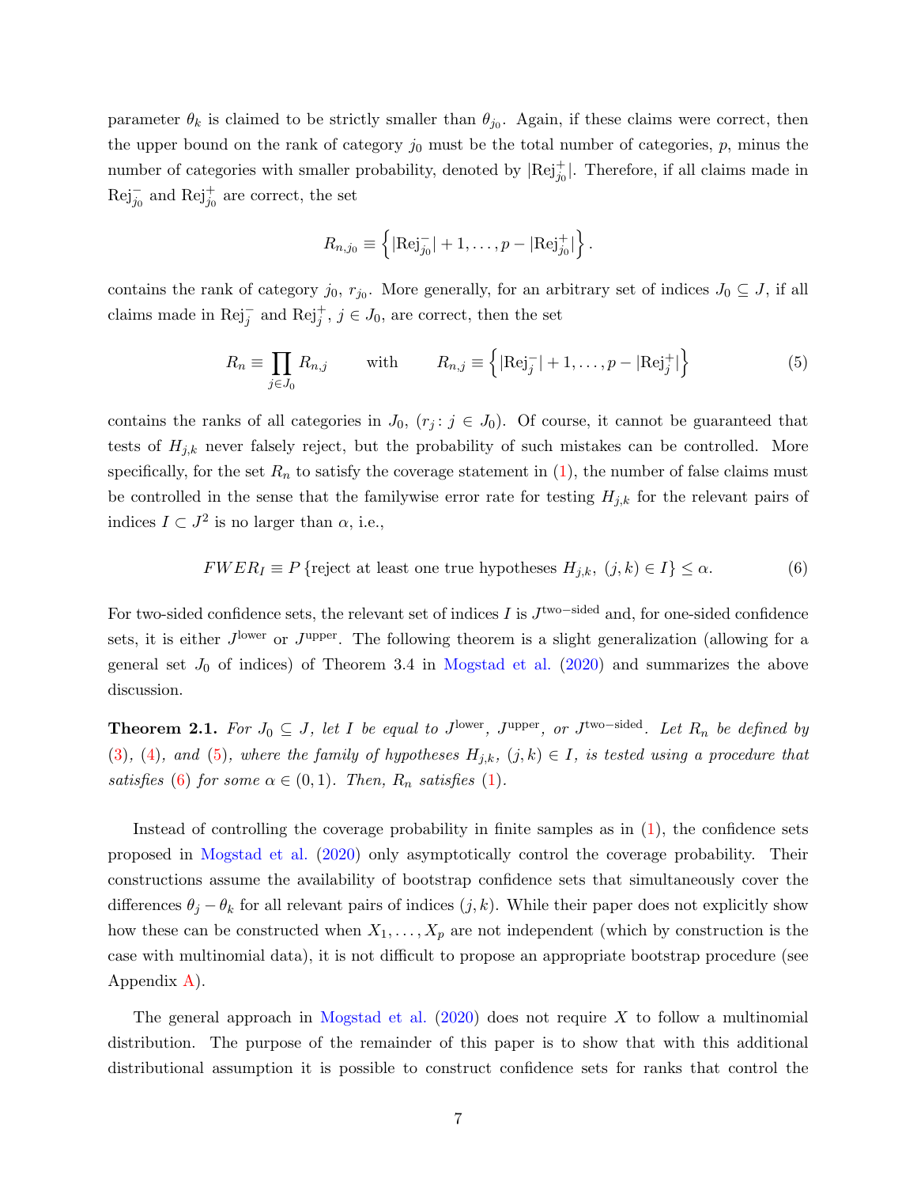parameter $\theta_k$ is claimed to be strictly smaller than $\theta_{j_0}$. Again, if these claims were correct, then the upper bound on the rank of category $j_0$ must be the total number of categories, $p$, minus the number of categories with smaller probability, denoted by $|\text{Rej}^+_{j_0}|$. Therefore, if all claims made in $\text{Rej}^-_{j_0}$ and $\text{Rej}^+_{j_0}$ are correct, the set

$$R_{n,j_0} \equiv \left\{ |\text{Rej}^-_{j_0}| + 1, \ldots, p - |\text{Rej}^+_{j_0}| \right\}.$$

contains the rank of category $j_0$, $r_{j_0}$. More generally, for an arbitrary set of indices $J_0 \subseteq J$, if all claims made in $\text{Rej}^-_j$ and $\text{Rej}^+_j$, $j \in J_0$, are correct, then the set

$$R_n \equiv \prod_{j \in J_0} R_{n,j} \qquad \text{with} \qquad R_{n,j} \equiv \left\{ |\text{Rej}^-_j| + 1, \ldots, p - |\text{Rej}^+_j| \right\} \tag{5}$$

contains the ranks of all categories in $J_0$, $(r_j : j \in J_0)$. Of course, it cannot be guaranteed that tests of $H_{j,k}$ never falsely reject, but the probability of such mistakes can be controlled. More specifically, for the set $R_n$ to satisfy the coverage statement in (1), the number of false claims must be controlled in the sense that the familywise error rate for testing $H_{j,k}$ for the relevant pairs of indices $I \subset J^2$ is no larger than $\alpha$, i.e.,

$$FWER_I \equiv P\left\{\text{reject at least one true hypotheses } H_{j,k},\ (j,k) \in I\right\} \leq \alpha. \tag{6}$$

For two-sided confidence sets, the relevant set of indices $I$ is $J^{\text{two-sided}}$ and, for one-sided confidence sets, it is either $J^{\text{lower}}$ or $J^{\text{upper}}$. The following theorem is a slight generalization (allowing for a general set $J_0$ of indices) of Theorem 3.4 in Mogstad et al. (2020) and summarizes the above discussion.

**Theorem 2.1.** *For $J_0 \subseteq J$, let $I$ be equal to $J^{\text{lower}}$, $J^{\text{upper}}$, or $J^{\text{two-sided}}$. Let $R_n$ be defined by (3), (4), and (5), where the family of hypotheses $H_{j,k}$, $(j,k) \in I$, is tested using a procedure that satisfies (6) for some $\alpha \in (0,1)$. Then, $R_n$ satisfies (1).*

Instead of controlling the coverage probability in finite samples as in (1), the confidence sets proposed in Mogstad et al. (2020) only asymptotically control the coverage probability. Their constructions assume the availability of bootstrap confidence sets that simultaneously cover the differences $\theta_j - \theta_k$ for all relevant pairs of indices $(j,k)$. While their paper does not explicitly show how these can be constructed when $X_1, \ldots, X_p$ are not independent (which by construction is the case with multinomial data), it is not difficult to propose an appropriate bootstrap procedure (see Appendix A).

The general approach in Mogstad et al. (2020) does not require $X$ to follow a multinomial distribution. The purpose of the remainder of this paper is to show that with this additional distributional assumption it is possible to construct confidence sets for ranks that control the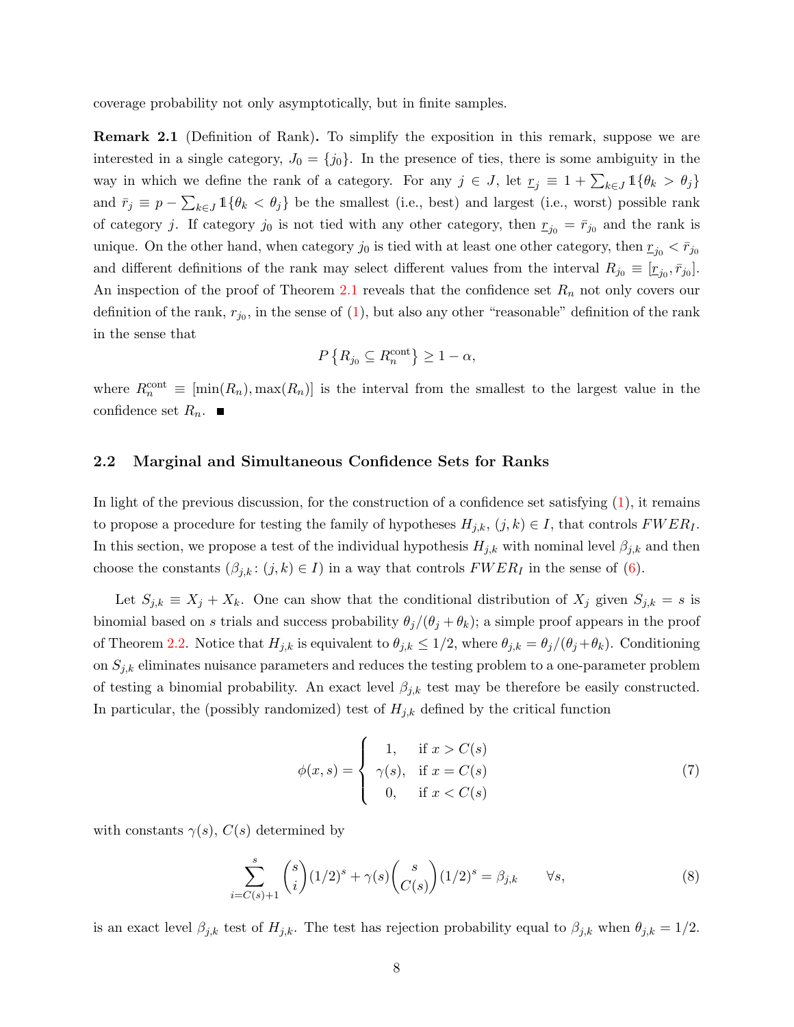coverage probability not only asymptotically, but in finite samples.

**Remark 2.1** (Definition of Rank)**.** To simplify the exposition in this remark, suppose we are interested in a single category, $J_0 = \{j_0\}$. In the presence of ties, there is some ambiguity in the way in which we define the rank of a category. For any $j \in J$, let $\underline{r}_j \equiv 1 + \sum_{k \in J} \mathbb{1}\{\theta_k > \theta_j\}$ and $\bar{r}_j \equiv p - \sum_{k \in J} \mathbb{1}\{\theta_k < \theta_j\}$ be the smallest (i.e., best) and largest (i.e., worst) possible rank of category $j$. If category $j_0$ is not tied with any other category, then $\underline{r}_{j_0} = \bar{r}_{j_0}$ and the rank is unique. On the other hand, when category $j_0$ is tied with at least one other category, then $\underline{r}_{j_0} < \bar{r}_{j_0}$ and different definitions of the rank may select different values from the interval $R_{j_0} \equiv [\underline{r}_{j_0}, \bar{r}_{j_0}]$. An inspection of the proof of Theorem 2.1 reveals that the confidence set $R_n$ not only covers our definition of the rank, $r_{j_0}$, in the sense of (1), but also any other "reasonable" definition of the rank in the sense that

$$P\left\{R_{j_0} \subseteq R_n^{\text{cont}}\right\} \geq 1 - \alpha,$$

where $R_n^{\text{cont}} \equiv [\min(R_n), \max(R_n)]$ is the interval from the smallest to the largest value in the confidence set $R_n$. ■

## 2.2 Marginal and Simultaneous Confidence Sets for Ranks

In light of the previous discussion, for the construction of a confidence set satisfying (1), it remains to propose a procedure for testing the family of hypotheses $H_{j,k}$, $(j,k) \in I$, that controls $FWER_I$. In this section, we propose a test of the individual hypothesis $H_{j,k}$ with nominal level $\beta_{j,k}$ and then choose the constants $(\beta_{j,k} : (j,k) \in I)$ in a way that controls $FWER_I$ in the sense of (6).

Let $S_{j,k} \equiv X_j + X_k$. One can show that the conditional distribution of $X_j$ given $S_{j,k} = s$ is binomial based on $s$ trials and success probability $\theta_j/(\theta_j + \theta_k)$; a simple proof appears in the proof of Theorem 2.2. Notice that $H_{j,k}$ is equivalent to $\theta_{j,k} \leq 1/2$, where $\theta_{j,k} = \theta_j/(\theta_j + \theta_k)$. Conditioning on $S_{j,k}$ eliminates nuisance parameters and reduces the testing problem to a one-parameter problem of testing a binomial probability. An exact level $\beta_{j,k}$ test may be therefore be easily constructed. In particular, the (possibly randomized) test of $H_{j,k}$ defined by the critical function

$$\phi(x,s) = \begin{cases} 1, & \text{if } x > C(s) \\ \gamma(s), & \text{if } x = C(s) \\ 0, & \text{if } x < C(s) \end{cases} \tag{7}$$

with constants $\gamma(s)$, $C(s)$ determined by

$$\sum_{i=C(s)+1}^{s} \binom{s}{i} (1/2)^s + \gamma(s) \binom{s}{C(s)} (1/2)^s = \beta_{j,k} \qquad \forall s, \tag{8}$$

is an exact level $\beta_{j,k}$ test of $H_{j,k}$. The test has rejection probability equal to $\beta_{j,k}$ when $\theta_{j,k} = 1/2$.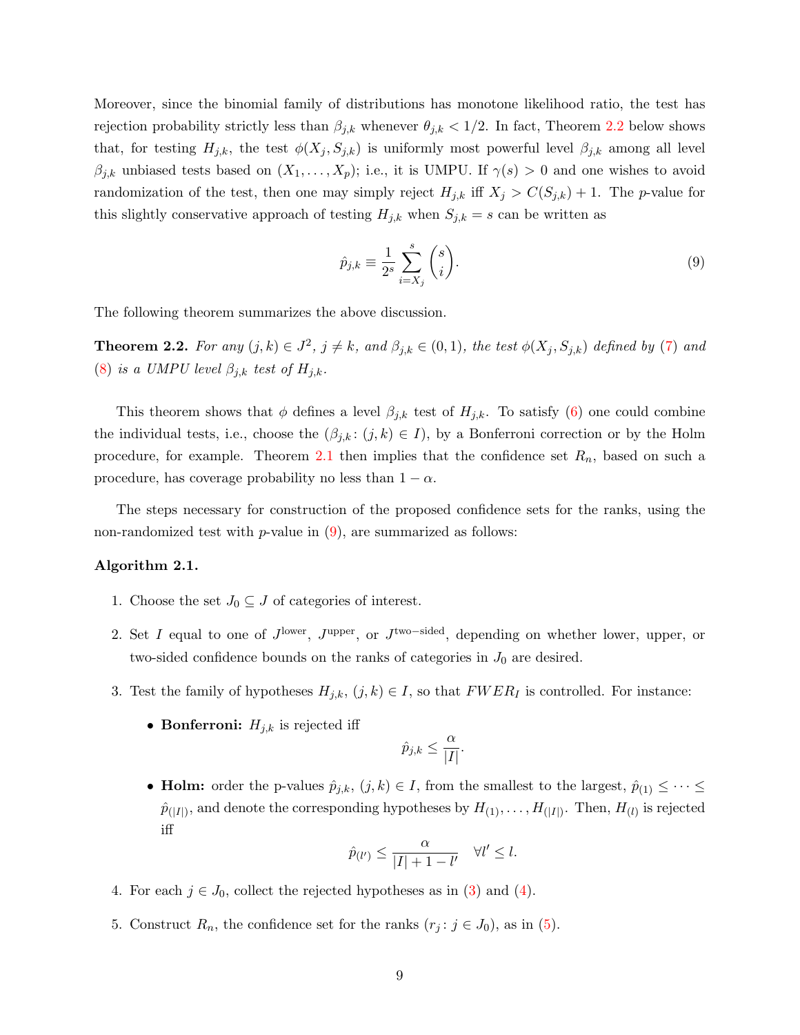Moreover, since the binomial family of distributions has monotone likelihood ratio, the test has rejection probability strictly less than $\beta_{j,k}$ whenever $\theta_{j,k} < 1/2$. In fact, Theorem 2.2 below shows that, for testing $H_{j,k}$, the test $\phi(X_j, S_{j,k})$ is uniformly most powerful level $\beta_{j,k}$ among all level $\beta_{j,k}$ unbiased tests based on $(X_1, \ldots, X_p)$; i.e., it is UMPU. If $\gamma(s) > 0$ and one wishes to avoid randomization of the test, then one may simply reject $H_{j,k}$ iff $X_j > C(S_{j,k}) + 1$. The $p$-value for this slightly conservative approach of testing $H_{j,k}$ when $S_{j,k} = s$ can be written as

$$\hat{p}_{j,k} \equiv \frac{1}{2^s} \sum_{i=X_j}^{s} \binom{s}{i}. \tag{9}$$

The following theorem summarizes the above discussion.

**Theorem 2.2.** *For any $(j,k) \in J^2$, $j \neq k$, and $\beta_{j,k} \in (0,1)$, the test $\phi(X_j, S_{j,k})$ defined by (7) and (8) is a UMPU level $\beta_{j,k}$ test of $H_{j,k}$.*

This theorem shows that $\phi$ defines a level $\beta_{j,k}$ test of $H_{j,k}$. To satisfy (6) one could combine the individual tests, i.e., choose the $(\beta_{j,k} \colon (j,k) \in I)$, by a Bonferroni correction or by the Holm procedure, for example. Theorem 2.1 then implies that the confidence set $R_n$, based on such a procedure, has coverage probability no less than $1 - \alpha$.

The steps necessary for construction of the proposed confidence sets for the ranks, using the non-randomized test with $p$-value in (9), are summarized as follows:

**Algorithm 2.1.**

1. Choose the set $J_0 \subseteq J$ of categories of interest.
2. Set $I$ equal to one of $J^{\text{lower}}$, $J^{\text{upper}}$, or $J^{\text{two-sided}}$, depending on whether lower, upper, or two-sided confidence bounds on the ranks of categories in $J_0$ are desired.
3. Test the family of hypotheses $H_{j,k}$, $(j,k) \in I$, so that $FWER_I$ is controlled. For instance:
   - **Bonferroni:** $H_{j,k}$ is rejected iff
   $$\hat{p}_{j,k} \leq \frac{\alpha}{|I|}.$$
   - **Holm:** order the p-values $\hat{p}_{j,k}$, $(j,k) \in I$, from the smallest to the largest, $\hat{p}_{(1)} \leq \cdots \leq \hat{p}_{(|I|)}$, and denote the corresponding hypotheses by $H_{(1)}, \ldots, H_{(|I|)}$. Then, $H_{(l)}$ is rejected iff
   $$\hat{p}_{(l')} \leq \frac{\alpha}{|I| + 1 - l'} \quad \forall l' \leq l.$$
4. For each $j \in J_0$, collect the rejected hypotheses as in (3) and (4).
5. Construct $R_n$, the confidence set for the ranks $(r_j \colon j \in J_0)$, as in (5).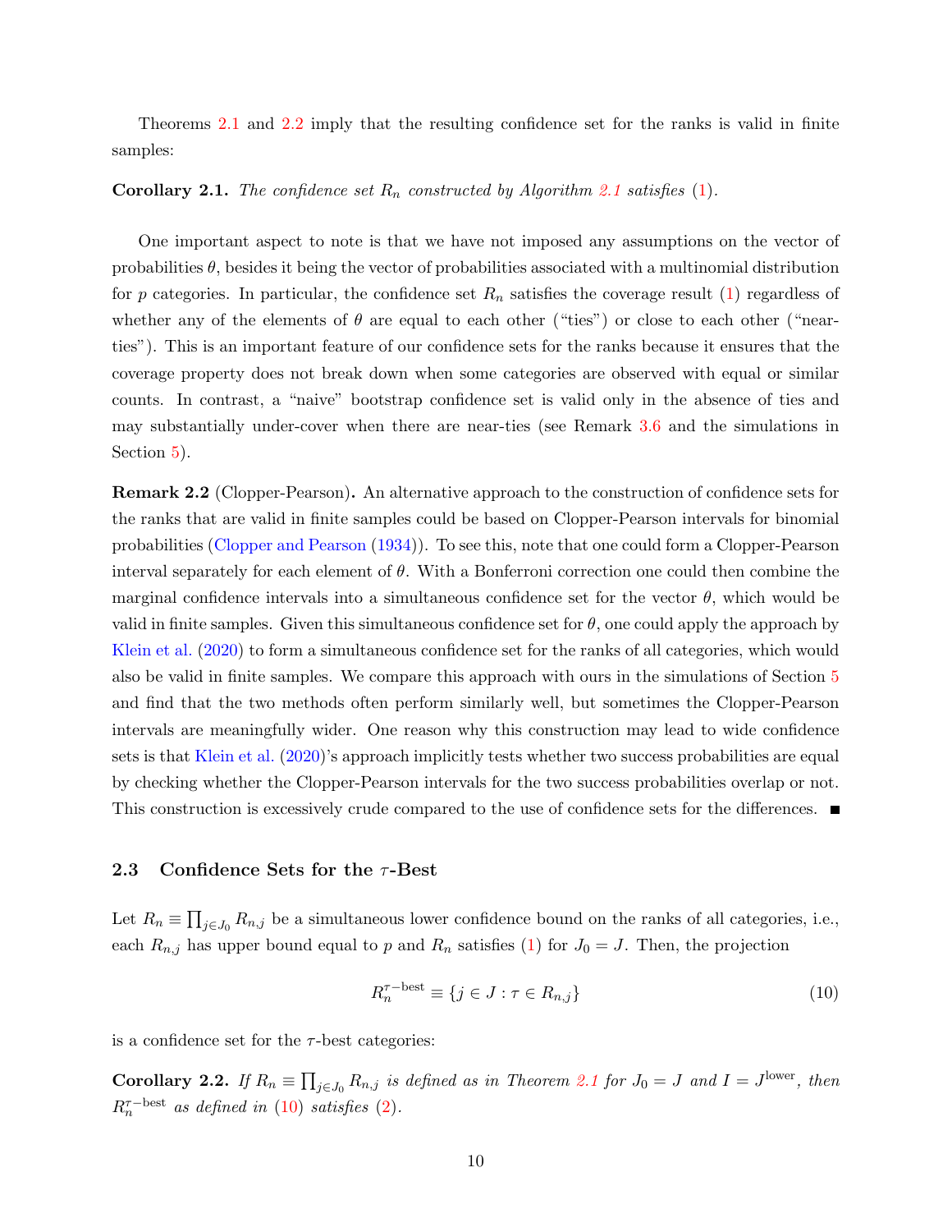Theorems 2.1 and 2.2 imply that the resulting confidence set for the ranks is valid in finite samples:

**Corollary 2.1.** *The confidence set $R_n$ constructed by Algorithm 2.1 satisfies (1).*

One important aspect to note is that we have not imposed any assumptions on the vector of probabilities $\theta$, besides it being the vector of probabilities associated with a multinomial distribution for $p$ categories. In particular, the confidence set $R_n$ satisfies the coverage result (1) regardless of whether any of the elements of $\theta$ are equal to each other ("ties") or close to each other ("near-ties"). This is an important feature of our confidence sets for the ranks because it ensures that the coverage property does not break down when some categories are observed with equal or similar counts. In contrast, a "naive" bootstrap confidence set is valid only in the absence of ties and may substantially under-cover when there are near-ties (see Remark 3.6 and the simulations in Section 5).

**Remark 2.2** (Clopper-Pearson)**.** An alternative approach to the construction of confidence sets for the ranks that are valid in finite samples could be based on Clopper-Pearson intervals for binomial probabilities (Clopper and Pearson (1934)). To see this, note that one could form a Clopper-Pearson interval separately for each element of $\theta$. With a Bonferroni correction one could then combine the marginal confidence intervals into a simultaneous confidence set for the vector $\theta$, which would be valid in finite samples. Given this simultaneous confidence set for $\theta$, one could apply the approach by Klein et al. (2020) to form a simultaneous confidence set for the ranks of all categories, which would also be valid in finite samples. We compare this approach with ours in the simulations of Section 5 and find that the two methods often perform similarly well, but sometimes the Clopper-Pearson intervals are meaningfully wider. One reason why this construction may lead to wide confidence sets is that Klein et al. (2020)'s approach implicitly tests whether two success probabilities are equal by checking whether the Clopper-Pearson intervals for the two success probabilities overlap or not. This construction is excessively crude compared to the use of confidence sets for the differences. ■

### 2.3 Confidence Sets for the $\tau$-Best

Let $R_n \equiv \prod_{j \in J_0} R_{n,j}$ be a simultaneous lower confidence bound on the ranks of all categories, i.e., each $R_{n,j}$ has upper bound equal to $p$ and $R_n$ satisfies (1) for $J_0 = J$. Then, the projection

$$R_n^{\tau-\text{best}} \equiv \{j \in J : \tau \in R_{n,j}\} \tag{10}$$

is a confidence set for the $\tau$-best categories:

**Corollary 2.2.** *If $R_n \equiv \prod_{j \in J_0} R_{n,j}$ is defined as in Theorem 2.1 for $J_0 = J$ and $I = J^{\text{lower}}$, then $R_n^{\tau-\text{best}}$ as defined in (10) satisfies (2).*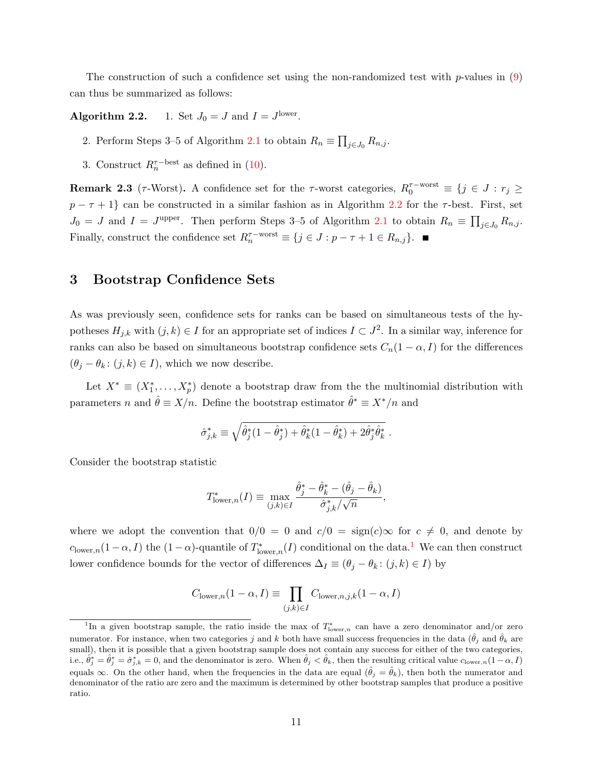The construction of such a confidence set using the non-randomized test with $p$-values in (9) can thus be summarized as follows:

**Algorithm 2.2.**

1. Set $J_0 = J$ and $I = J^{\text{lower}}$.
2. Perform Steps 3–5 of Algorithm 2.1 to obtain $R_n \equiv \prod_{j \in J_0} R_{n,j}$.
3. Construct $R_n^{\tau-\text{best}}$ as defined in (10).

**Remark 2.3** ($\tau$-Worst)**.** A confidence set for the $\tau$-worst categories, $R_0^{\tau-\text{worst}} \equiv \{j \in J : r_j \geq p - \tau + 1\}$ can be constructed in a similar fashion as in Algorithm 2.2 for the $\tau$-best. First, set $J_0 = J$ and $I = J^{\text{upper}}$. Then perform Steps 3–5 of Algorithm 2.1 to obtain $R_n \equiv \prod_{j \in J_0} R_{n,j}$. Finally, construct the confidence set $R_n^{\tau-\text{worst}} \equiv \{j \in J : p - \tau + 1 \in R_{n,j}\}$. ■

## 3 Bootstrap Confidence Sets

As was previously seen, confidence sets for ranks can be based on simultaneous tests of the hypotheses $H_{j,k}$ with $(j,k) \in I$ for an appropriate set of indices $I \subset J^2$. In a similar way, inference for ranks can also be based on simultaneous bootstrap confidence sets $C_n(1-\alpha, I)$ for the differences $(\theta_j - \theta_k \colon (j,k) \in I)$, which we now describe.

Let $X^* \equiv (X_1^*, \ldots, X_p^*)$ denote a bootstrap draw from the the multinomial distribution with parameters $n$ and $\hat{\theta} \equiv X/n$. Define the bootstrap estimator $\hat{\theta}^* \equiv X^*/n$ and

$$\hat{\sigma}_{j,k}^* \equiv \sqrt{\hat{\theta}_j^*(1-\hat{\theta}_j^*) + \hat{\theta}_k^*(1-\hat{\theta}_k^*) + 2\hat{\theta}_j^*\hat{\theta}_k^*}\ .$$

Consider the bootstrap statistic

$$T_{\text{lower},n}^*(I) \equiv \max_{(j,k) \in I} \frac{\hat{\theta}_j^* - \hat{\theta}_k^* - (\hat{\theta}_j - \hat{\theta}_k)}{\hat{\sigma}_{j,k}^*/\sqrt{n}},$$

where we adopt the convention that $0/0 = 0$ and $c/0 = \text{sign}(c)\infty$ for $c \neq 0$, and denote by $c_{\text{lower},n}(1-\alpha, I)$ the $(1-\alpha)$-quantile of $T_{\text{lower},n}^*(I)$ conditional on the data.[1] We can then construct lower confidence bounds for the vector of differences $\Delta_I \equiv (\theta_j - \theta_k \colon (j,k) \in I)$ by

$$C_{\text{lower},n}(1-\alpha, I) \equiv \prod_{(j,k) \in I} C_{\text{lower},n,j,k}(1-\alpha, I)$$

[1] In a given bootstrap sample, the ratio inside the max of $T_{\text{lower},n}^*$ can have a zero denominator and/or zero numerator. For instance, when two categories $j$ and $k$ both have small success frequencies in the data ($\hat{\theta}_j$ and $\hat{\theta}_k$ are small), then it is possible that a given bootstrap sample does not contain any success for either of the two categories, i.e., $\hat{\theta}_j^* = \hat{\theta}_j^* = \hat{\sigma}_{j,k}^* = 0$, and the denominator is zero. When $\hat{\theta}_j < \hat{\theta}_k$, then the resulting critical value $c_{\text{lower},n}(1-\alpha, I)$ equals $\infty$. On the other hand, when the frequencies in the data are equal ($\hat{\theta}_j = \hat{\theta}_k$), then both the numerator and denominator of the ratio are zero and the maximum is determined by other bootstrap samples that produce a positive ratio.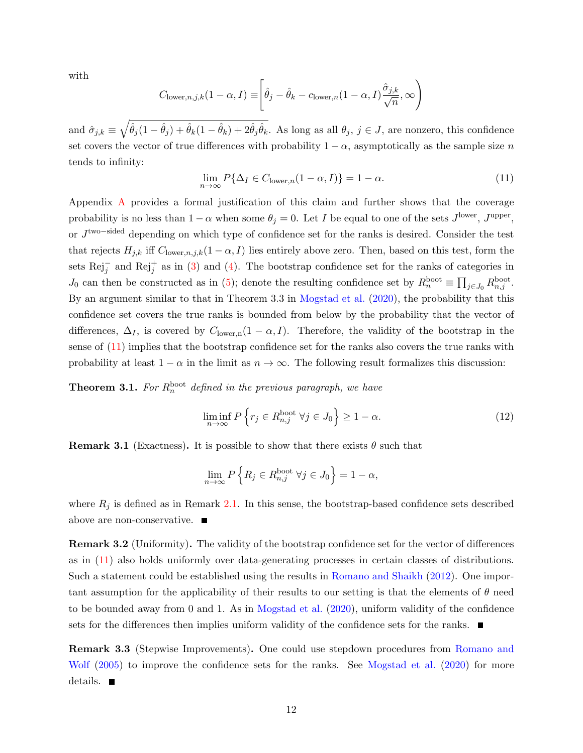with

$$C_{\text{lower},n,j,k}(1-\alpha, I) \equiv \left[\hat{\theta}_j - \hat{\theta}_k - c_{\text{lower},n}(1-\alpha, I)\frac{\hat{\sigma}_{j,k}}{\sqrt{n}}, \infty\right)$$

and $\hat{\sigma}_{j,k} \equiv \sqrt{\hat{\theta}_j(1-\hat{\theta}_j) + \hat{\theta}_k(1-\hat{\theta}_k) + 2\hat{\theta}_j\hat{\theta}_k}$. As long as all $\theta_j$, $j \in J$, are nonzero, this confidence set covers the vector of true differences with probability $1-\alpha$, asymptotically as the sample size $n$ tends to infinity:

$$\lim_{n\to\infty} P\{\Delta_I \in C_{\text{lower},n}(1-\alpha, I)\} = 1-\alpha. \tag{11}$$

Appendix A provides a formal justification of this claim and further shows that the coverage probability is no less than $1-\alpha$ when some $\theta_j = 0$. Let $I$ be equal to one of the sets $J^{\text{lower}}$, $J^{\text{upper}}$, or $J^{\text{two-sided}}$ depending on which type of confidence set for the ranks is desired. Consider the test that rejects $H_{j,k}$ iff $C_{\text{lower},n,j,k}(1-\alpha, I)$ lies entirely above zero. Then, based on this test, form the sets $\text{Rej}_j^-$ and $\text{Rej}_j^+$ as in (3) and (4). The bootstrap confidence set for the ranks of categories in $J_0$ can then be constructed as in (5); denote the resulting confidence set by $R_n^{\text{boot}} \equiv \prod_{j\in J_0} R_{n,j}^{\text{boot}}$. By an argument similar to that in Theorem 3.3 in Mogstad et al. (2020), the probability that this confidence set covers the true ranks is bounded from below by the probability that the vector of differences, $\Delta_I$, is covered by $C_{\text{lower,n}}(1-\alpha, I)$. Therefore, the validity of the bootstrap in the sense of (11) implies that the bootstrap confidence set for the ranks also covers the true ranks with probability at least $1-\alpha$ in the limit as $n \to \infty$. The following result formalizes this discussion:

**Theorem 3.1.** *For $R_n^{\text{boot}}$ defined in the previous paragraph, we have*

$$\liminf_{n\to\infty} P\left\{r_j \in R_{n,j}^{\text{boot}} \ \forall j \in J_0\right\} \geq 1-\alpha. \tag{12}$$

**Remark 3.1** (Exactness). It is possible to show that there exists $\theta$ such that

$$\lim_{n\to\infty} P\left\{R_j \in R_{n,j}^{\text{boot}} \ \forall j \in J_0\right\} = 1-\alpha,$$

where $R_j$ is defined as in Remark 2.1. In this sense, the bootstrap-based confidence sets described above are non-conservative. ■

**Remark 3.2** (Uniformity). The validity of the bootstrap confidence set for the vector of differences as in (11) also holds uniformly over data-generating processes in certain classes of distributions. Such a statement could be established using the results in Romano and Shaikh (2012). One important assumption for the applicability of their results to our setting is that the elements of $\theta$ need to be bounded away from 0 and 1. As in Mogstad et al. (2020), uniform validity of the confidence sets for the differences then implies uniform validity of the confidence sets for the ranks. ■

**Remark 3.3** (Stepwise Improvements). One could use stepdown procedures from Romano and Wolf (2005) to improve the confidence sets for the ranks. See Mogstad et al. (2020) for more details. ■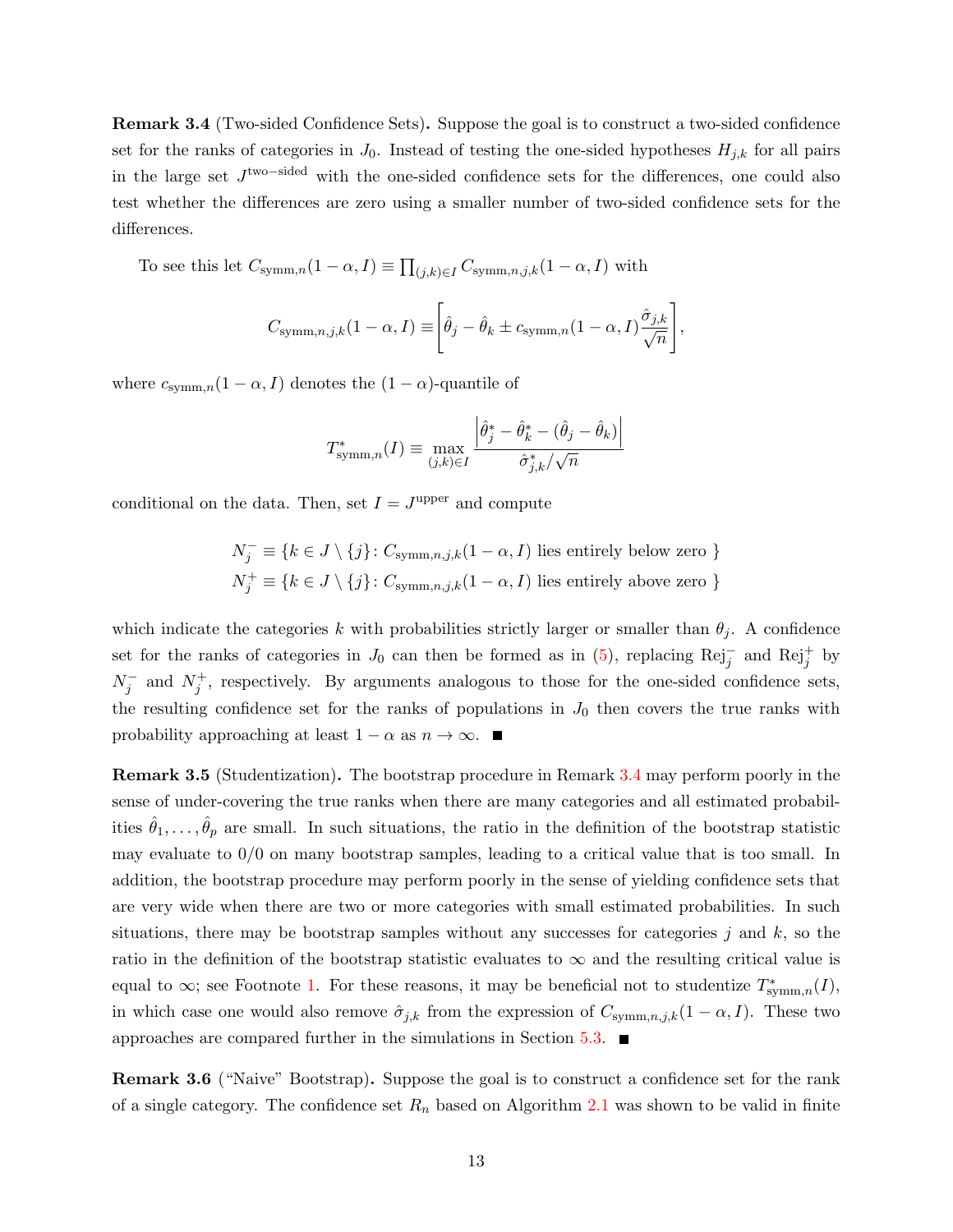**Remark 3.4** (Two-sided Confidence Sets)**.** Suppose the goal is to construct a two-sided confidence set for the ranks of categories in $J_0$. Instead of testing the one-sided hypotheses $H_{j,k}$ for all pairs in the large set $J^{\text{two-sided}}$ with the one-sided confidence sets for the differences, one could also test whether the differences are zero using a smaller number of two-sided confidence sets for the differences.

To see this let $C_{\text{symm},n}(1-\alpha, I) \equiv \prod_{(j,k)\in I} C_{\text{symm},n,j,k}(1-\alpha, I)$ with

$$C_{\text{symm},n,j,k}(1-\alpha, I) \equiv \left[\hat{\theta}_j - \hat{\theta}_k \pm c_{\text{symm},n}(1-\alpha, I)\frac{\hat{\sigma}_{j,k}}{\sqrt{n}}\right],$$

where $c_{\text{symm},n}(1-\alpha, I)$ denotes the $(1-\alpha)$-quantile of

$$T^*_{\text{symm},n}(I) \equiv \max_{(j,k)\in I} \frac{\left|\hat{\theta}^*_j - \hat{\theta}^*_k - (\hat{\theta}_j - \hat{\theta}_k)\right|}{\hat{\sigma}^*_{j,k}/\sqrt{n}}$$

conditional on the data. Then, set $I = J^{\text{upper}}$ and compute

$$N^-_j \equiv \{k \in J \setminus \{j\} : C_{\text{symm},n,j,k}(1-\alpha, I) \text{ lies entirely below zero }\}$$
$$N^+_j \equiv \{k \in J \setminus \{j\} : C_{\text{symm},n,j,k}(1-\alpha, I) \text{ lies entirely above zero }\}$$

which indicate the categories $k$ with probabilities strictly larger or smaller than $\theta_j$. A confidence set for the ranks of categories in $J_0$ can then be formed as in (5), replacing $\text{Rej}^-_j$ and $\text{Rej}^+_j$ by $N^-_j$ and $N^+_j$, respectively. By arguments analogous to those for the one-sided confidence sets, the resulting confidence set for the ranks of populations in $J_0$ then covers the true ranks with probability approaching at least $1-\alpha$ as $n \to \infty$. ■

**Remark 3.5** (Studentization)**.** The bootstrap procedure in Remark 3.4 may perform poorly in the sense of under-covering the true ranks when there are many categories and all estimated probabilities $\hat{\theta}_1, \ldots, \hat{\theta}_p$ are small. In such situations, the ratio in the definition of the bootstrap statistic may evaluate to $0/0$ on many bootstrap samples, leading to a critical value that is too small. In addition, the bootstrap procedure may perform poorly in the sense of yielding confidence sets that are very wide when there are two or more categories with small estimated probabilities. In such situations, there may be bootstrap samples without any successes for categories $j$ and $k$, so the ratio in the definition of the bootstrap statistic evaluates to $\infty$ and the resulting critical value is equal to $\infty$; see Footnote 1. For these reasons, it may be beneficial not to studentize $T^*_{\text{symm},n}(I)$, in which case one would also remove $\hat{\sigma}_{j,k}$ from the expression of $C_{\text{symm},n,j,k}(1-\alpha, I)$. These two approaches are compared further in the simulations in Section 5.3. ■

**Remark 3.6** ("Naive" Bootstrap)**.** Suppose the goal is to construct a confidence set for the rank of a single category. The confidence set $R_n$ based on Algorithm 2.1 was shown to be valid in finite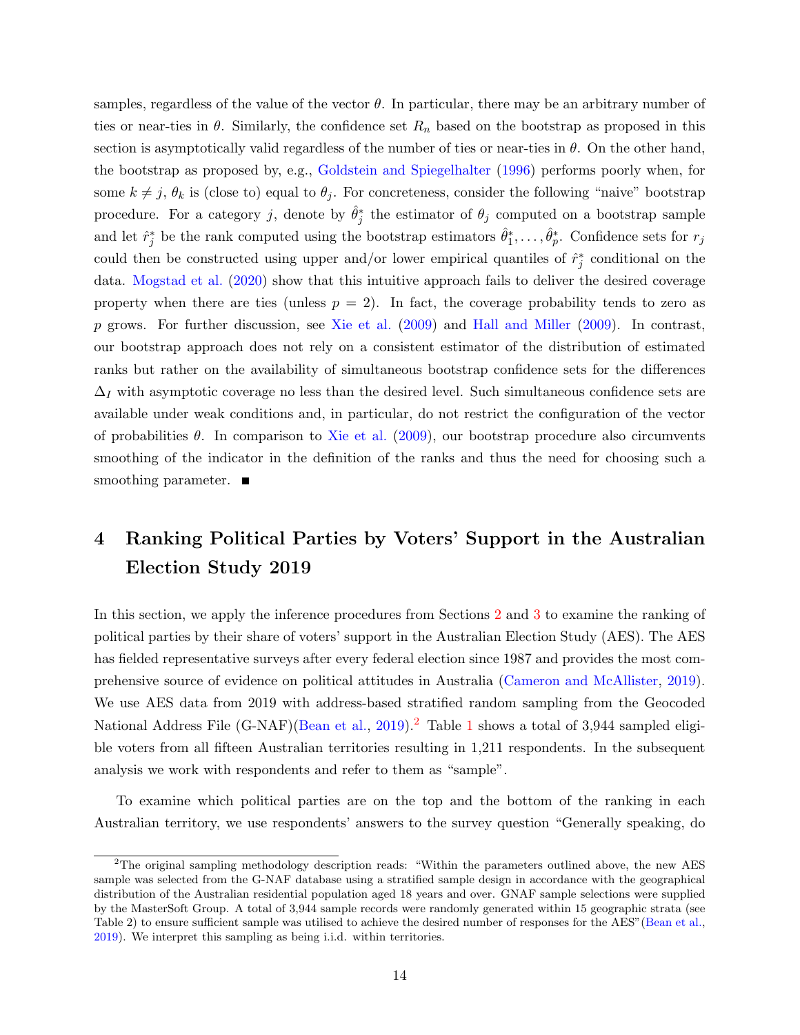samples, regardless of the value of the vector $\theta$. In particular, there may be an arbitrary number of ties or near-ties in $\theta$. Similarly, the confidence set $R_n$ based on the bootstrap as proposed in this section is asymptotically valid regardless of the number of ties or near-ties in $\theta$. On the other hand, the bootstrap as proposed by, e.g., Goldstein and Spiegelhalter (1996) performs poorly when, for some $k \neq j$, $\theta_k$ is (close to) equal to $\theta_j$. For concreteness, consider the following "naive" bootstrap procedure. For a category $j$, denote by $\hat{\theta}_j^*$ the estimator of $\theta_j$ computed on a bootstrap sample and let $\hat{r}_j^*$ be the rank computed using the bootstrap estimators $\hat{\theta}_1^*, \ldots, \hat{\theta}_p^*$. Confidence sets for $r_j$ could then be constructed using upper and/or lower empirical quantiles of $\hat{r}_j^*$ conditional on the data. Mogstad et al. (2020) show that this intuitive approach fails to deliver the desired coverage property when there are ties (unless $p = 2$). In fact, the coverage probability tends to zero as $p$ grows. For further discussion, see Xie et al. (2009) and Hall and Miller (2009). In contrast, our bootstrap approach does not rely on a consistent estimator of the distribution of estimated ranks but rather on the availability of simultaneous bootstrap confidence sets for the differences $\Delta_I$ with asymptotic coverage no less than the desired level. Such simultaneous confidence sets are available under weak conditions and, in particular, do not restrict the configuration of the vector of probabilities $\theta$. In comparison to Xie et al. (2009), our bootstrap procedure also circumvents smoothing of the indicator in the definition of the ranks and thus the need for choosing such a smoothing parameter. ■

# 4 Ranking Political Parties by Voters' Support in the Australian Election Study 2019

In this section, we apply the inference procedures from Sections 2 and 3 to examine the ranking of political parties by their share of voters' support in the Australian Election Study (AES). The AES has fielded representative surveys after every federal election since 1987 and provides the most comprehensive source of evidence on political attitudes in Australia (Cameron and McAllister, 2019). We use AES data from 2019 with address-based stratified random sampling from the Geocoded National Address File (G-NAF)(Bean et al., 2019).[2] Table 1 shows a total of 3,944 sampled eligible voters from all fifteen Australian territories resulting in 1,211 respondents. In the subsequent analysis we work with respondents and refer to them as "sample".

To examine which political parties are on the top and the bottom of the ranking in each Australian territory, we use respondents' answers to the survey question "Generally speaking, do

[2] The original sampling methodology description reads: "Within the parameters outlined above, the new AES sample was selected from the G-NAF database using a stratified sample design in accordance with the geographical distribution of the Australian residential population aged 18 years and over. GNAF sample selections were supplied by the MasterSoft Group. A total of 3,944 sample records were randomly generated within 15 geographic strata (see Table 2) to ensure sufficient sample was utilised to achieve the desired number of responses for the AES"(Bean et al., 2019). We interpret this sampling as being i.i.d. within territories.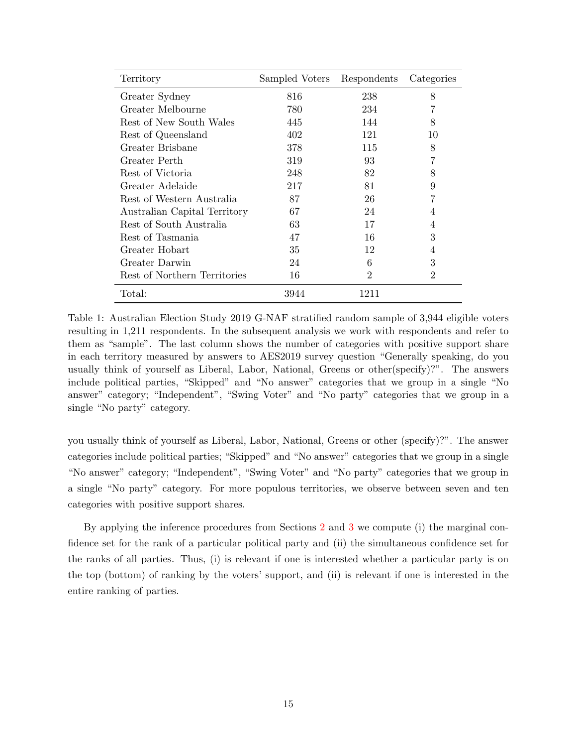| Territory | Sampled Voters | Respondents | Categories |
|---|---|---|---|
| Greater Sydney | 816 | 238 | 8 |
| Greater Melbourne | 780 | 234 | 7 |
| Rest of New South Wales | 445 | 144 | 8 |
| Rest of Queensland | 402 | 121 | 10 |
| Greater Brisbane | 378 | 115 | 8 |
| Greater Perth | 319 | 93 | 7 |
| Rest of Victoria | 248 | 82 | 8 |
| Greater Adelaide | 217 | 81 | 9 |
| Rest of Western Australia | 87 | 26 | 7 |
| Australian Capital Territory | 67 | 24 | 4 |
| Rest of South Australia | 63 | 17 | 4 |
| Rest of Tasmania | 47 | 16 | 3 |
| Greater Hobart | 35 | 12 | 4 |
| Greater Darwin | 24 | 6 | 3 |
| Rest of Northern Territories | 16 | 2 | 2 |
| Total: | 3944 | 1211 | |

Table 1: Australian Election Study 2019 G-NAF stratified random sample of 3,944 eligible voters resulting in 1,211 respondents. In the subsequent analysis we work with respondents and refer to them as "sample". The last column shows the number of categories with positive support share in each territory measured by answers to AES2019 survey question "Generally speaking, do you usually think of yourself as Liberal, Labor, National, Greens or other(specify)?". The answers include political parties, "Skipped" and "No answer" categories that we group in a single "No answer" category; "Independent", "Swing Voter" and "No party" categories that we group in a single "No party" category.

you usually think of yourself as Liberal, Labor, National, Greens or other (specify)?". The answer categories include political parties; "Skipped" and "No answer" categories that we group in a single "No answer" category; "Independent", "Swing Voter" and "No party" categories that we group in a single "No party" category. For more populous territories, we observe between seven and ten categories with positive support shares.

By applying the inference procedures from Sections 2 and 3 we compute (i) the marginal confidence set for the rank of a particular political party and (ii) the simultaneous confidence set for the ranks of all parties. Thus, (i) is relevant if one is interested whether a particular party is on the top (bottom) of ranking by the voters' support, and (ii) is relevant if one is interested in the entire ranking of parties.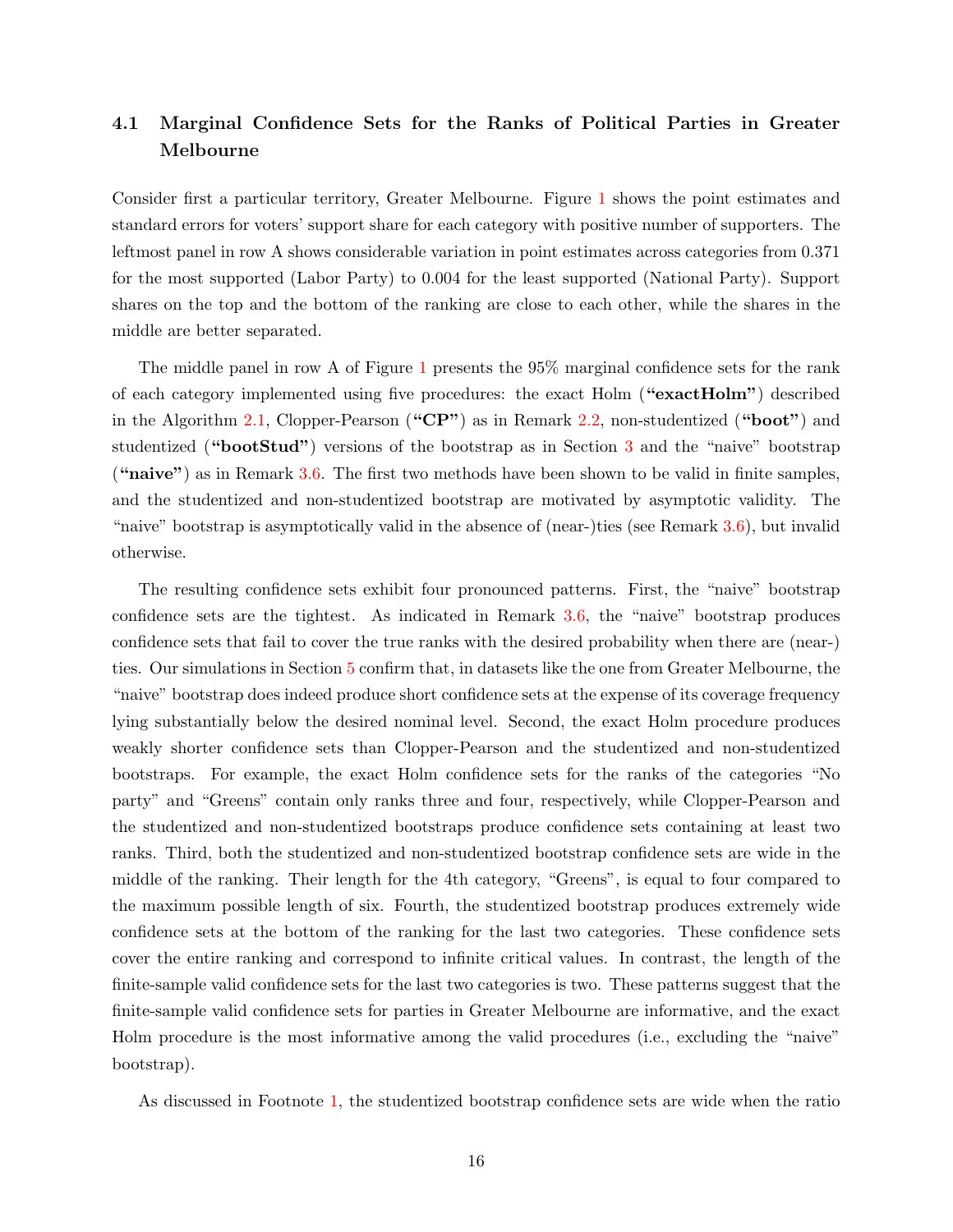### 4.1 Marginal Confidence Sets for the Ranks of Political Parties in Greater Melbourne

Consider first a particular territory, Greater Melbourne. Figure 1 shows the point estimates and standard errors for voters' support share for each category with positive number of supporters. The leftmost panel in row A shows considerable variation in point estimates across categories from 0.371 for the most supported (Labor Party) to 0.004 for the least supported (National Party). Support shares on the top and the bottom of the ranking are close to each other, while the shares in the middle are better separated.

The middle panel in row A of Figure 1 presents the 95% marginal confidence sets for the rank of each category implemented using five procedures: the exact Holm (**"exactHolm"**) described in the Algorithm 2.1, Clopper-Pearson (**"CP"**) as in Remark 2.2, non-studentized (**"boot"**) and studentized (**"bootStud"**) versions of the bootstrap as in Section 3 and the "naive" bootstrap (**"naive"**) as in Remark 3.6. The first two methods have been shown to be valid in finite samples, and the studentized and non-studentized bootstrap are motivated by asymptotic validity. The "naive" bootstrap is asymptotically valid in the absence of (near-)ties (see Remark 3.6), but invalid otherwise.

The resulting confidence sets exhibit four pronounced patterns. First, the "naive" bootstrap confidence sets are the tightest. As indicated in Remark 3.6, the "naive" bootstrap produces confidence sets that fail to cover the true ranks with the desired probability when there are (near-) ties. Our simulations in Section 5 confirm that, in datasets like the one from Greater Melbourne, the "naive" bootstrap does indeed produce short confidence sets at the expense of its coverage frequency lying substantially below the desired nominal level. Second, the exact Holm procedure produces weakly shorter confidence sets than Clopper-Pearson and the studentized and non-studentized bootstraps. For example, the exact Holm confidence sets for the ranks of the categories "No party" and "Greens" contain only ranks three and four, respectively, while Clopper-Pearson and the studentized and non-studentized bootstraps produce confidence sets containing at least two ranks. Third, both the studentized and non-studentized bootstrap confidence sets are wide in the middle of the ranking. Their length for the 4th category, "Greens", is equal to four compared to the maximum possible length of six. Fourth, the studentized bootstrap produces extremely wide confidence sets at the bottom of the ranking for the last two categories. These confidence sets cover the entire ranking and correspond to infinite critical values. In contrast, the length of the finite-sample valid confidence sets for the last two categories is two. These patterns suggest that the finite-sample valid confidence sets for parties in Greater Melbourne are informative, and the exact Holm procedure is the most informative among the valid procedures (i.e., excluding the "naive" bootstrap).

As discussed in Footnote 1, the studentized bootstrap confidence sets are wide when the ratio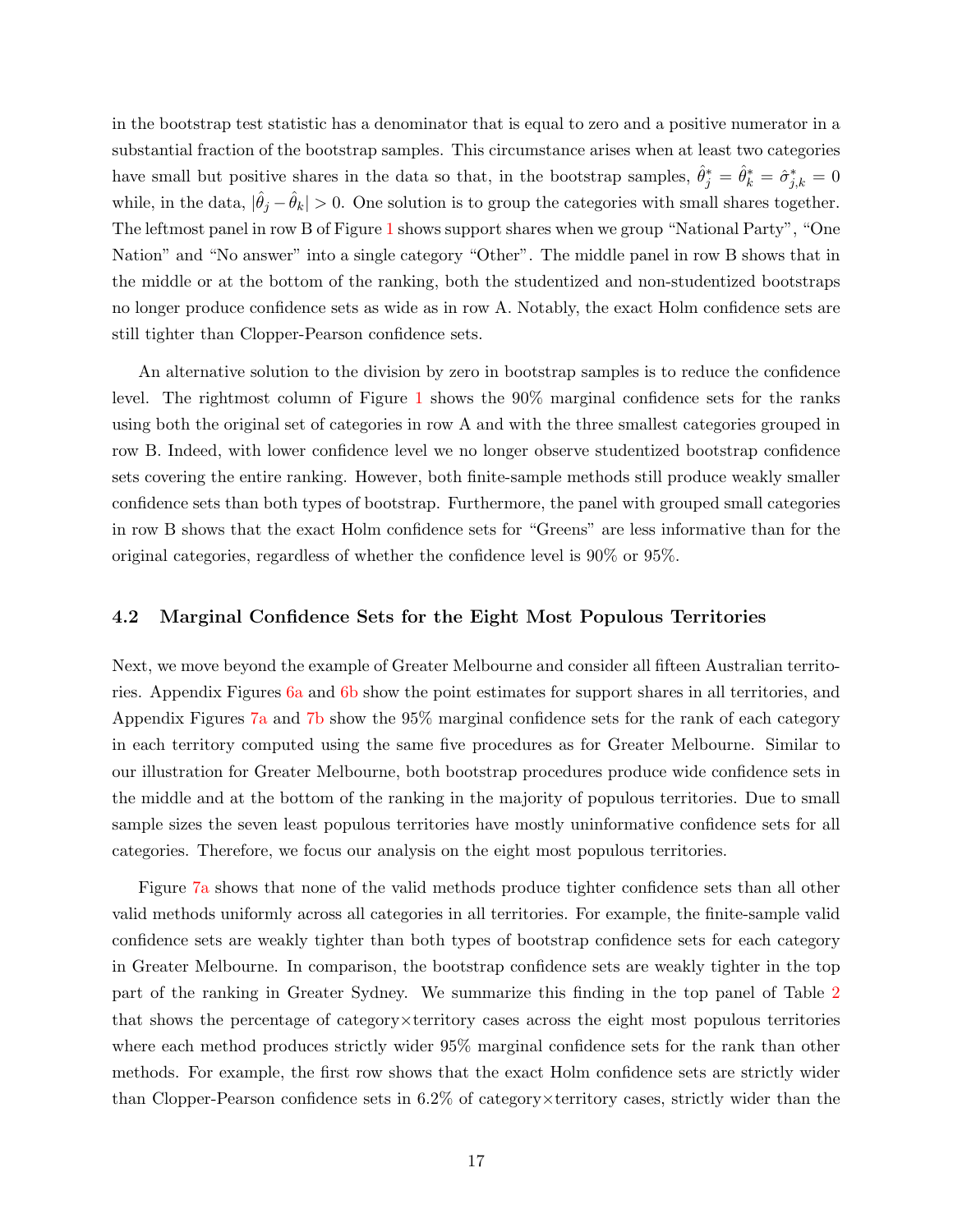in the bootstrap test statistic has a denominator that is equal to zero and a positive numerator in a substantial fraction of the bootstrap samples. This circumstance arises when at least two categories have small but positive shares in the data so that, in the bootstrap samples, $\hat{\theta}^*_j = \hat{\theta}^*_k = \hat{\sigma}^*_{j,k} = 0$ while, in the data, $|\hat{\theta}_j - \hat{\theta}_k| > 0$. One solution is to group the categories with small shares together. The leftmost panel in row B of Figure 1 shows support shares when we group "National Party", "One Nation" and "No answer" into a single category "Other". The middle panel in row B shows that in the middle or at the bottom of the ranking, both the studentized and non-studentized bootstraps no longer produce confidence sets as wide as in row A. Notably, the exact Holm confidence sets are still tighter than Clopper-Pearson confidence sets.

An alternative solution to the division by zero in bootstrap samples is to reduce the confidence level. The rightmost column of Figure 1 shows the 90% marginal confidence sets for the ranks using both the original set of categories in row A and with the three smallest categories grouped in row B. Indeed, with lower confidence level we no longer observe studentized bootstrap confidence sets covering the entire ranking. However, both finite-sample methods still produce weakly smaller confidence sets than both types of bootstrap. Furthermore, the panel with grouped small categories in row B shows that the exact Holm confidence sets for "Greens" are less informative than for the original categories, regardless of whether the confidence level is 90% or 95%.

### 4.2 Marginal Confidence Sets for the Eight Most Populous Territories

Next, we move beyond the example of Greater Melbourne and consider all fifteen Australian territories. Appendix Figures 6a and 6b show the point estimates for support shares in all territories, and Appendix Figures 7a and 7b show the 95% marginal confidence sets for the rank of each category in each territory computed using the same five procedures as for Greater Melbourne. Similar to our illustration for Greater Melbourne, both bootstrap procedures produce wide confidence sets in the middle and at the bottom of the ranking in the majority of populous territories. Due to small sample sizes the seven least populous territories have mostly uninformative confidence sets for all categories. Therefore, we focus our analysis on the eight most populous territories.

Figure 7a shows that none of the valid methods produce tighter confidence sets than all other valid methods uniformly across all categories in all territories. For example, the finite-sample valid confidence sets are weakly tighter than both types of bootstrap confidence sets for each category in Greater Melbourne. In comparison, the bootstrap confidence sets are weakly tighter in the top part of the ranking in Greater Sydney. We summarize this finding in the top panel of Table 2 that shows the percentage of category×territory cases across the eight most populous territories where each method produces strictly wider 95% marginal confidence sets for the rank than other methods. For example, the first row shows that the exact Holm confidence sets are strictly wider than Clopper-Pearson confidence sets in 6.2% of category×territory cases, strictly wider than the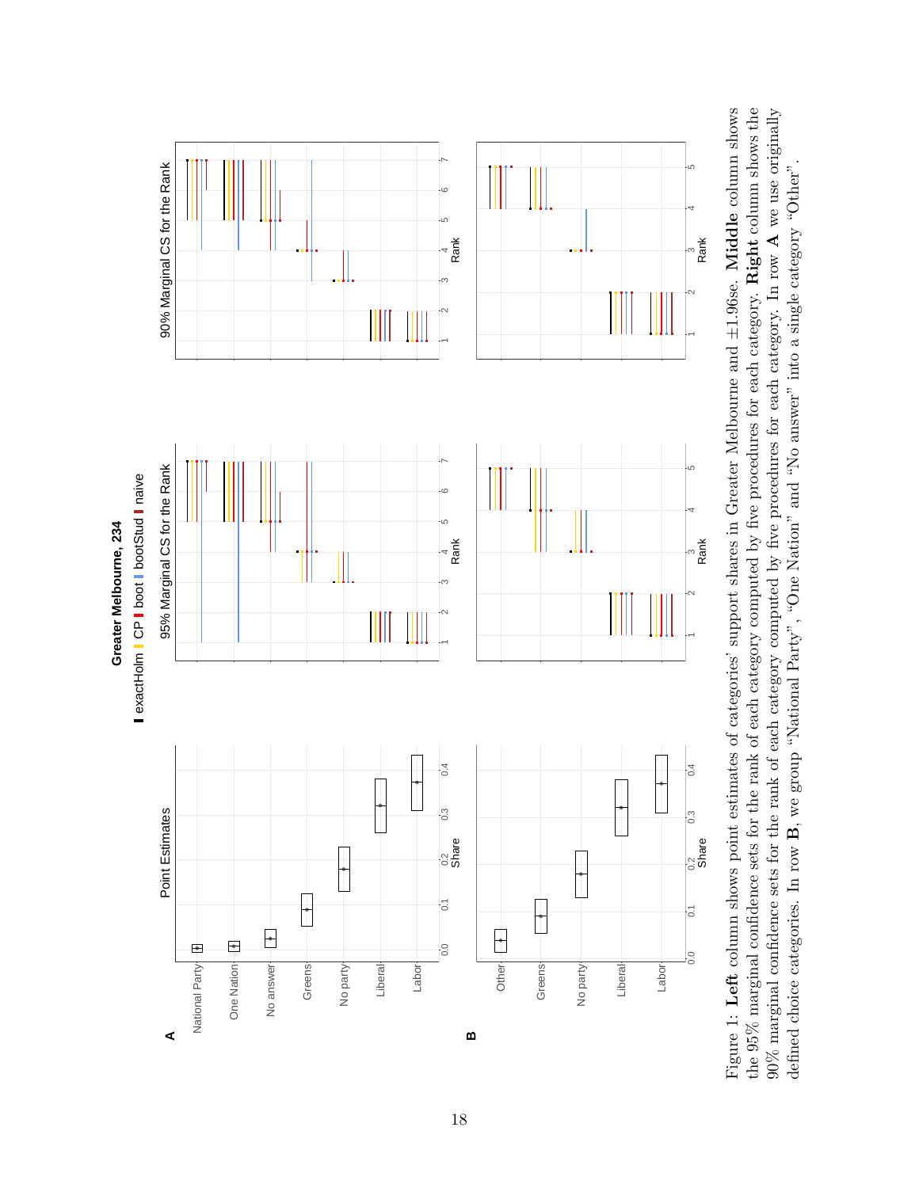Figure 1: **Left** column shows point estimates of categories' support shares in Greater Melbourne and ±1.96se. **Middle** column shows the 95% marginal confidence sets for the rank of each category computed by five procedures for each category. **Right** column shows the 90% marginal confidence sets for the rank of each category computed by five procedures for each category. In row **A** we use originally defined choice categories. In row **B**, we group "National Party", "One Nation" and "No answer" into a single category "Other".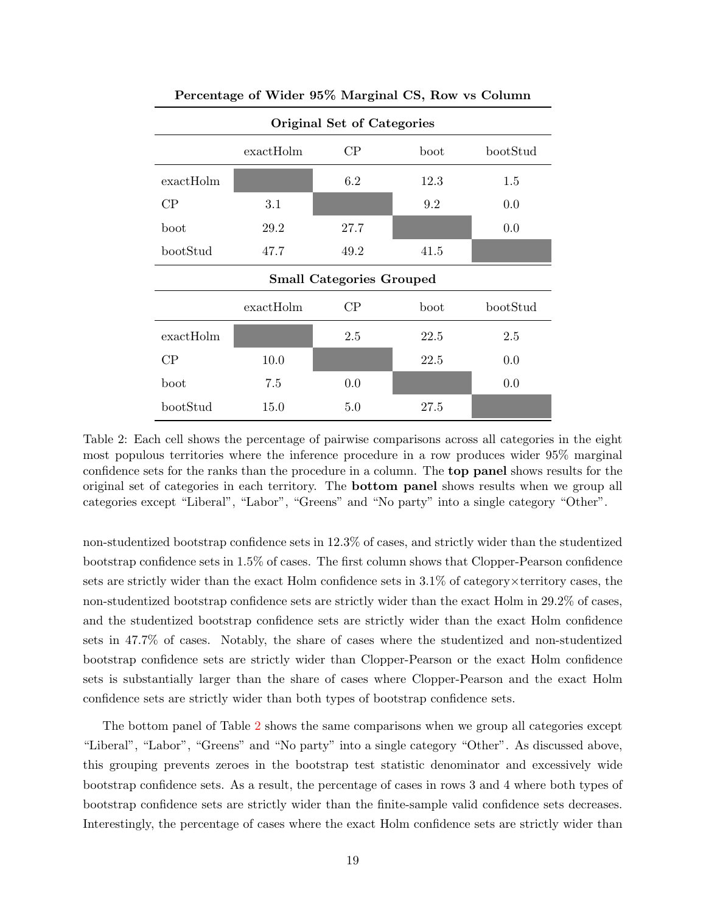**Percentage of Wider 95% Marginal CS, Row vs Column**

| **Original Set of Categories** | | | | |
|---|---|---|---|---|
| | exactHolm | CP | boot | bootStud |
| exactHolm | | 6.2 | 12.3 | 1.5 |
| CP | 3.1 | | 9.2 | 0.0 |
| boot | 29.2 | 27.7 | | 0.0 |
| bootStud | 47.7 | 49.2 | 41.5 | |
| **Small Categories Grouped** | | | | |
| | exactHolm | CP | boot | bootStud |
| exactHolm | | 2.5 | 22.5 | 2.5 |
| CP | 10.0 | | 22.5 | 0.0 |
| boot | 7.5 | 0.0 | | 0.0 |
| bootStud | 15.0 | 5.0 | 27.5 | |

Table 2: Each cell shows the percentage of pairwise comparisons across all categories in the eight most populous territories where the inference procedure in a row produces wider 95% marginal confidence sets for the ranks than the procedure in a column. The **top panel** shows results for the original set of categories in each territory. The **bottom panel** shows results when we group all categories except "Liberal", "Labor", "Greens" and "No party" into a single category "Other".

non-studentized bootstrap confidence sets in 12.3% of cases, and strictly wider than the studentized bootstrap confidence sets in 1.5% of cases. The first column shows that Clopper-Pearson confidence sets are strictly wider than the exact Holm confidence sets in 3.1% of category×territory cases, the non-studentized bootstrap confidence sets are strictly wider than the exact Holm in 29.2% of cases, and the studentized bootstrap confidence sets are strictly wider than the exact Holm confidence sets in 47.7% of cases. Notably, the share of cases where the studentized and non-studentized bootstrap confidence sets are strictly wider than Clopper-Pearson or the exact Holm confidence sets is substantially larger than the share of cases where Clopper-Pearson and the exact Holm confidence sets are strictly wider than both types of bootstrap confidence sets.

The bottom panel of Table 2 shows the same comparisons when we group all categories except "Liberal", "Labor", "Greens" and "No party" into a single category "Other". As discussed above, this grouping prevents zeroes in the bootstrap test statistic denominator and excessively wide bootstrap confidence sets. As a result, the percentage of cases in rows 3 and 4 where both types of bootstrap confidence sets are strictly wider than the finite-sample valid confidence sets decreases. Interestingly, the percentage of cases where the exact Holm confidence sets are strictly wider than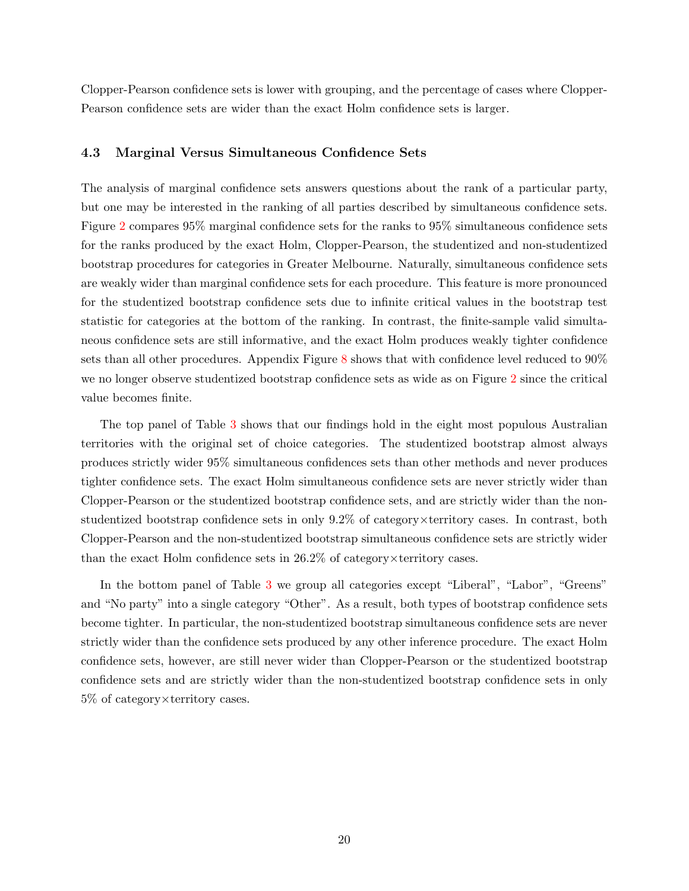Clopper-Pearson confidence sets is lower with grouping, and the percentage of cases where Clopper-Pearson confidence sets are wider than the exact Holm confidence sets is larger.

### 4.3 Marginal Versus Simultaneous Confidence Sets

The analysis of marginal confidence sets answers questions about the rank of a particular party, but one may be interested in the ranking of all parties described by simultaneous confidence sets. Figure 2 compares 95% marginal confidence sets for the ranks to 95% simultaneous confidence sets for the ranks produced by the exact Holm, Clopper-Pearson, the studentized and non-studentized bootstrap procedures for categories in Greater Melbourne. Naturally, simultaneous confidence sets are weakly wider than marginal confidence sets for each procedure. This feature is more pronounced for the studentized bootstrap confidence sets due to infinite critical values in the bootstrap test statistic for categories at the bottom of the ranking. In contrast, the finite-sample valid simultaneous confidence sets are still informative, and the exact Holm produces weakly tighter confidence sets than all other procedures. Appendix Figure 8 shows that with confidence level reduced to 90% we no longer observe studentized bootstrap confidence sets as wide as on Figure 2 since the critical value becomes finite.

The top panel of Table 3 shows that our findings hold in the eight most populous Australian territories with the original set of choice categories. The studentized bootstrap almost always produces strictly wider 95% simultaneous confidences sets than other methods and never produces tighter confidence sets. The exact Holm simultaneous confidence sets are never strictly wider than Clopper-Pearson or the studentized bootstrap confidence sets, and are strictly wider than the non-studentized bootstrap confidence sets in only 9.2% of category×territory cases. In contrast, both Clopper-Pearson and the non-studentized bootstrap simultaneous confidence sets are strictly wider than the exact Holm confidence sets in 26.2% of category×territory cases.

In the bottom panel of Table 3 we group all categories except "Liberal", "Labor", "Greens" and "No party" into a single category "Other". As a result, both types of bootstrap confidence sets become tighter. In particular, the non-studentized bootstrap simultaneous confidence sets are never strictly wider than the confidence sets produced by any other inference procedure. The exact Holm confidence sets, however, are still never wider than Clopper-Pearson or the studentized bootstrap confidence sets and are strictly wider than the non-studentized bootstrap confidence sets in only 5% of category×territory cases.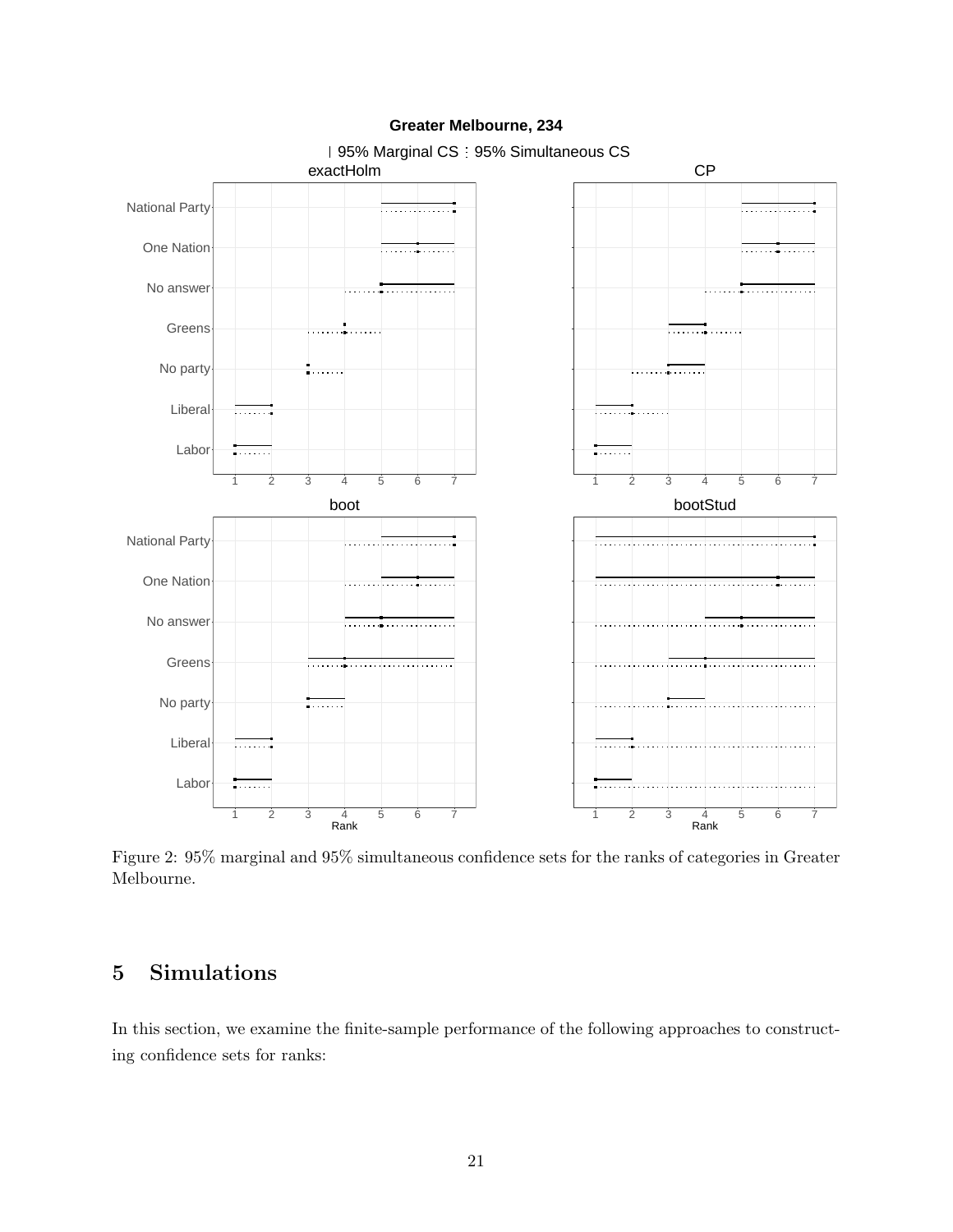Figure 2: 95% marginal and 95% simultaneous confidence sets for the ranks of categories in Greater Melbourne.

## 5 Simulations

In this section, we examine the finite-sample performance of the following approaches to constructing confidence sets for ranks: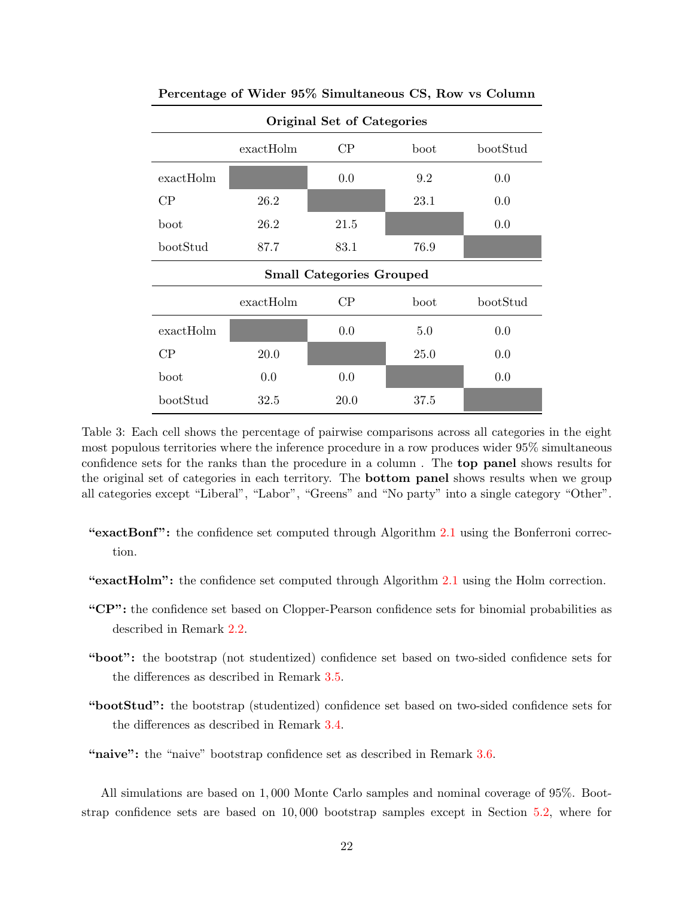**Percentage of Wider 95% Simultaneous CS, Row vs Column**

| | exactHolm | CP | boot | bootStud |
|---|---|---|---|---|
| **Original Set of Categories** | | | | |
| exactHolm | | 0.0 | 9.2 | 0.0 |
| CP | 26.2 | | 23.1 | 0.0 |
| boot | 26.2 | 21.5 | | 0.0 |
| bootStud | 87.7 | 83.1 | 76.9 | |
| **Small Categories Grouped** | | | | |
| exactHolm | | 0.0 | 5.0 | 0.0 |
| CP | 20.0 | | 25.0 | 0.0 |
| boot | 0.0 | 0.0 | | 0.0 |
| bootStud | 32.5 | 20.0 | 37.5 | |

Table 3: Each cell shows the percentage of pairwise comparisons across all categories in the eight most populous territories where the inference procedure in a row produces wider 95% simultaneous confidence sets for the ranks than the procedure in a column . The **top panel** shows results for the original set of categories in each territory. The **bottom panel** shows results when we group all categories except "Liberal", "Labor", "Greens" and "No party" into a single category "Other".

- **"exactBonf":** the confidence set computed through Algorithm 2.1 using the Bonferroni correction.
- **"exactHolm":** the confidence set computed through Algorithm 2.1 using the Holm correction.
- **"CP":** the confidence set based on Clopper-Pearson confidence sets for binomial probabilities as described in Remark 2.2.
- **"boot":** the bootstrap (not studentized) confidence set based on two-sided confidence sets for the differences as described in Remark 3.5.
- **"bootStud":** the bootstrap (studentized) confidence set based on two-sided confidence sets for the differences as described in Remark 3.4.
- **"naive":** the "naive" bootstrap confidence set as described in Remark 3.6.

All simulations are based on 1,000 Monte Carlo samples and nominal coverage of 95%. Bootstrap confidence sets are based on 10,000 bootstrap samples except in Section 5.2, where for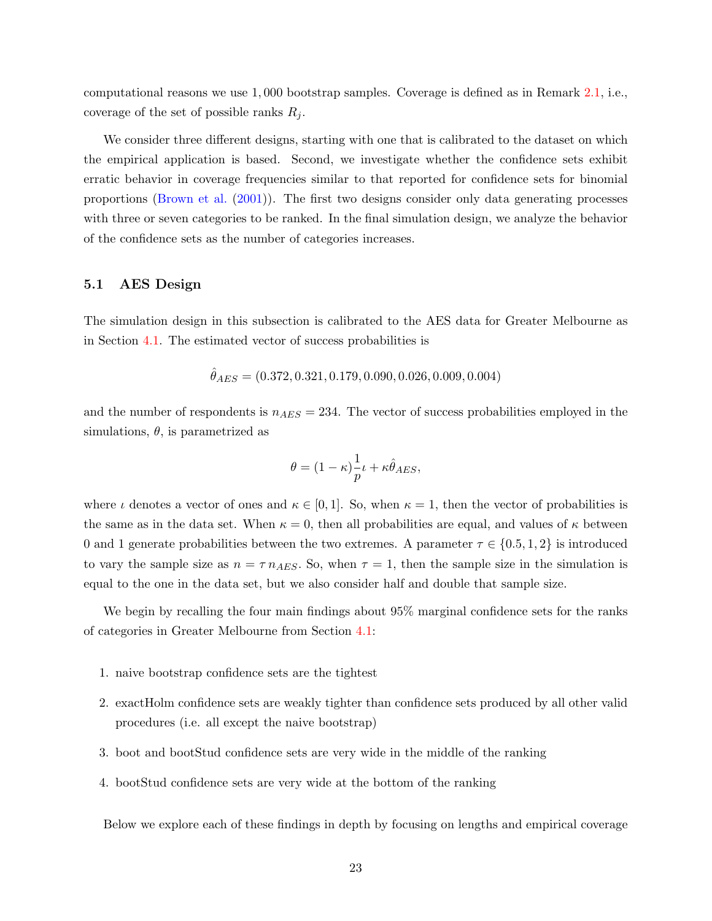computational reasons we use 1,000 bootstrap samples. Coverage is defined as in Remark 2.1, i.e., coverage of the set of possible ranks $R_j$.

We consider three different designs, starting with one that is calibrated to the dataset on which the empirical application is based. Second, we investigate whether the confidence sets exhibit erratic behavior in coverage frequencies similar to that reported for confidence sets for binomial proportions (Brown et al. (2001)). The first two designs consider only data generating processes with three or seven categories to be ranked. In the final simulation design, we analyze the behavior of the confidence sets as the number of categories increases.

### 5.1 AES Design

The simulation design in this subsection is calibrated to the AES data for Greater Melbourne as in Section 4.1. The estimated vector of success probabilities is

$$\hat{\theta}_{AES} = (0.372, 0.321, 0.179, 0.090, 0.026, 0.009, 0.004)$$

and the number of respondents is $n_{AES} = 234$. The vector of success probabilities employed in the simulations, $\theta$, is parametrized as

$$\theta = (1-\kappa)\frac{1}{p}\iota + \kappa\hat{\theta}_{AES},$$

where $\iota$ denotes a vector of ones and $\kappa \in [0,1]$. So, when $\kappa = 1$, then the vector of probabilities is the same as in the data set. When $\kappa = 0$, then all probabilities are equal, and values of $\kappa$ between 0 and 1 generate probabilities between the two extremes. A parameter $\tau \in \{0.5, 1, 2\}$ is introduced to vary the sample size as $n = \tau\, n_{AES}$. So, when $\tau = 1$, then the sample size in the simulation is equal to the one in the data set, but we also consider half and double that sample size.

We begin by recalling the four main findings about 95% marginal confidence sets for the ranks of categories in Greater Melbourne from Section 4.1:

1. naive bootstrap confidence sets are the tightest
2. exactHolm confidence sets are weakly tighter than confidence sets produced by all other valid procedures (i.e. all except the naive bootstrap)
3. boot and bootStud confidence sets are very wide in the middle of the ranking
4. bootStud confidence sets are very wide at the bottom of the ranking

Below we explore each of these findings in depth by focusing on lengths and empirical coverage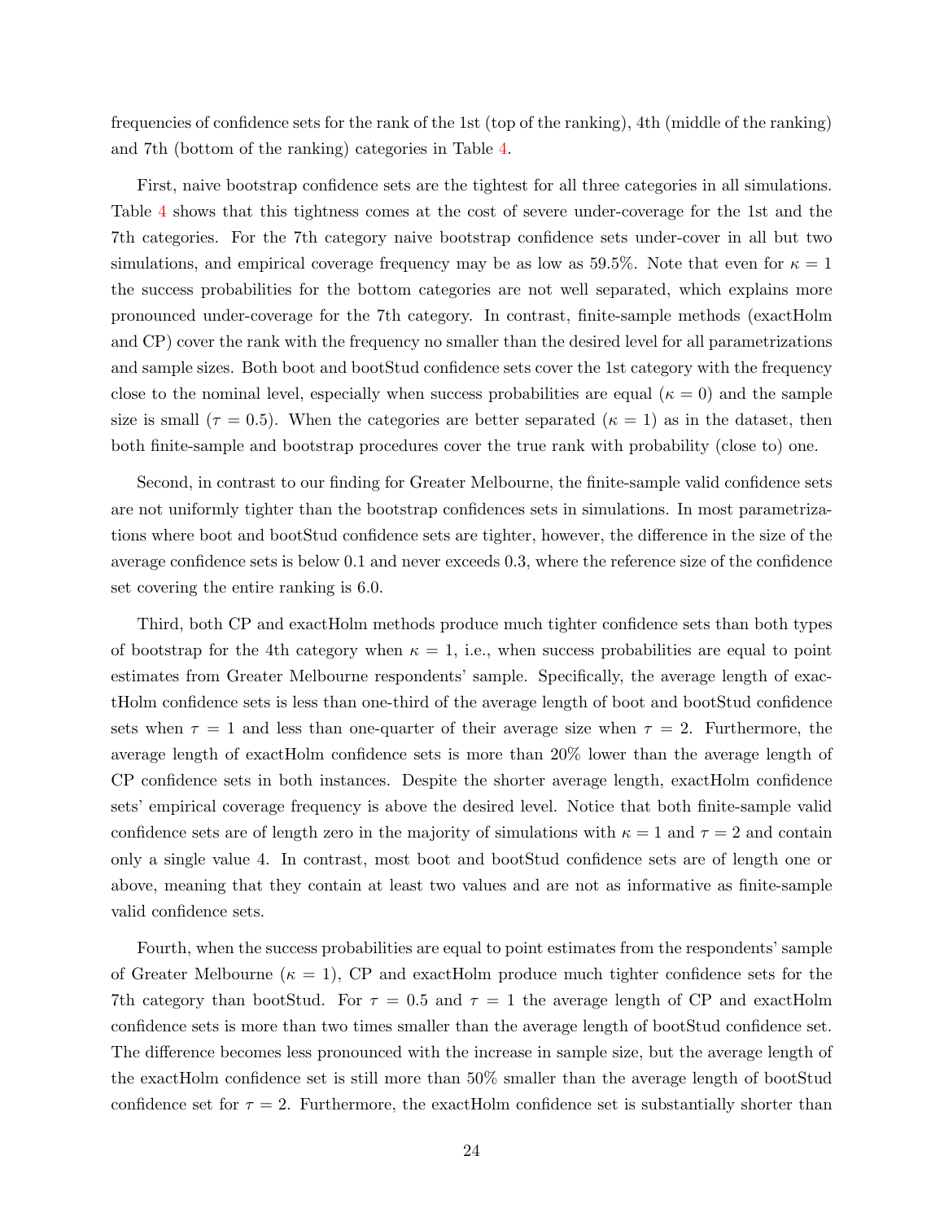frequencies of confidence sets for the rank of the 1st (top of the ranking), 4th (middle of the ranking) and 7th (bottom of the ranking) categories in Table 4.

First, naive bootstrap confidence sets are the tightest for all three categories in all simulations. Table 4 shows that this tightness comes at the cost of severe under-coverage for the 1st and the 7th categories. For the 7th category naive bootstrap confidence sets under-cover in all but two simulations, and empirical coverage frequency may be as low as 59.5%. Note that even for $\kappa = 1$ the success probabilities for the bottom categories are not well separated, which explains more pronounced under-coverage for the 7th category. In contrast, finite-sample methods (exactHolm and CP) cover the rank with the frequency no smaller than the desired level for all parametrizations and sample sizes. Both boot and bootStud confidence sets cover the 1st category with the frequency close to the nominal level, especially when success probabilities are equal ($\kappa = 0$) and the sample size is small ($\tau = 0.5$). When the categories are better separated ($\kappa = 1$) as in the dataset, then both finite-sample and bootstrap procedures cover the true rank with probability (close to) one.

Second, in contrast to our finding for Greater Melbourne, the finite-sample valid confidence sets are not uniformly tighter than the bootstrap confidences sets in simulations. In most parametrizations where boot and bootStud confidence sets are tighter, however, the difference in the size of the average confidence sets is below 0.1 and never exceeds 0.3, where the reference size of the confidence set covering the entire ranking is 6.0.

Third, both CP and exactHolm methods produce much tighter confidence sets than both types of bootstrap for the 4th category when $\kappa = 1$, i.e., when success probabilities are equal to point estimates from Greater Melbourne respondents' sample. Specifically, the average length of exactHolm confidence sets is less than one-third of the average length of boot and bootStud confidence sets when $\tau = 1$ and less than one-quarter of their average size when $\tau = 2$. Furthermore, the average length of exactHolm confidence sets is more than 20% lower than the average length of CP confidence sets in both instances. Despite the shorter average length, exactHolm confidence sets' empirical coverage frequency is above the desired level. Notice that both finite-sample valid confidence sets are of length zero in the majority of simulations with $\kappa = 1$ and $\tau = 2$ and contain only a single value 4. In contrast, most boot and bootStud confidence sets are of length one or above, meaning that they contain at least two values and are not as informative as finite-sample valid confidence sets.

Fourth, when the success probabilities are equal to point estimates from the respondents' sample of Greater Melbourne ($\kappa = 1$), CP and exactHolm produce much tighter confidence sets for the 7th category than bootStud. For $\tau = 0.5$ and $\tau = 1$ the average length of CP and exactHolm confidence sets is more than two times smaller than the average length of bootStud confidence set. The difference becomes less pronounced with the increase in sample size, but the average length of the exactHolm confidence set is still more than 50% smaller than the average length of bootStud confidence set for $\tau = 2$. Furthermore, the exactHolm confidence set is substantially shorter than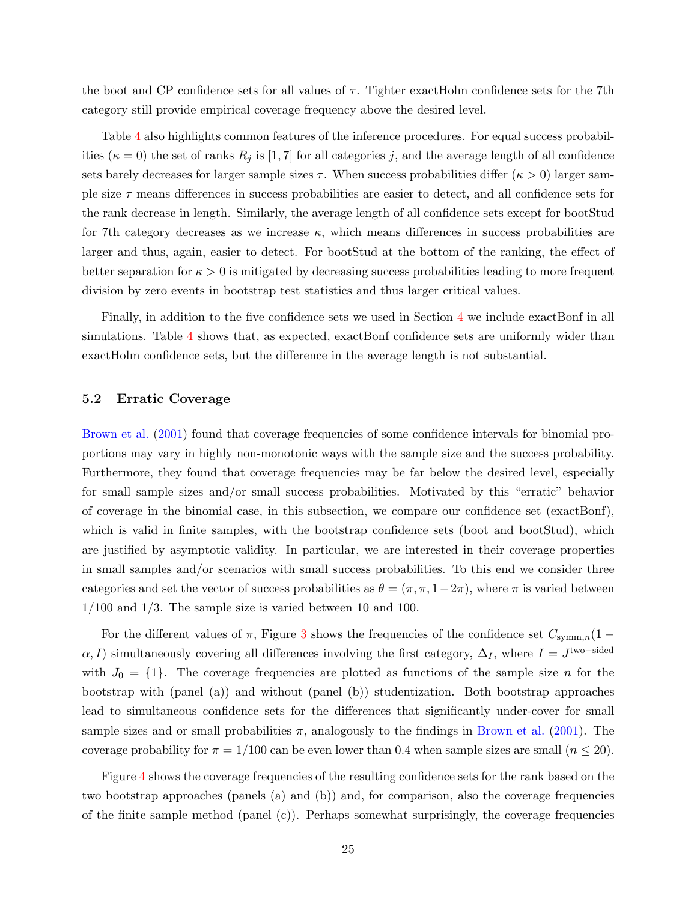the boot and CP confidence sets for all values of $\tau$. Tighter exactHolm confidence sets for the 7th category still provide empirical coverage frequency above the desired level.

Table 4 also highlights common features of the inference procedures. For equal success probabilities ($\kappa = 0$) the set of ranks $R_j$ is $[1, 7]$ for all categories $j$, and the average length of all confidence sets barely decreases for larger sample sizes $\tau$. When success probabilities differ ($\kappa > 0$) larger sample size $\tau$ means differences in success probabilities are easier to detect, and all confidence sets for the rank decrease in length. Similarly, the average length of all confidence sets except for bootStud for 7th category decreases as we increase $\kappa$, which means differences in success probabilities are larger and thus, again, easier to detect. For bootStud at the bottom of the ranking, the effect of better separation for $\kappa > 0$ is mitigated by decreasing success probabilities leading to more frequent division by zero events in bootstrap test statistics and thus larger critical values.

Finally, in addition to the five confidence sets we used in Section 4 we include exactBonf in all simulations. Table 4 shows that, as expected, exactBonf confidence sets are uniformly wider than exactHolm confidence sets, but the difference in the average length is not substantial.

### 5.2 Erratic Coverage

Brown et al. (2001) found that coverage frequencies of some confidence intervals for binomial proportions may vary in highly non-monotonic ways with the sample size and the success probability. Furthermore, they found that coverage frequencies may be far below the desired level, especially for small sample sizes and/or small success probabilities. Motivated by this "erratic" behavior of coverage in the binomial case, in this subsection, we compare our confidence set (exactBonf), which is valid in finite samples, with the bootstrap confidence sets (boot and bootStud), which are justified by asymptotic validity. In particular, we are interested in their coverage properties in small samples and/or scenarios with small success probabilities. To this end we consider three categories and set the vector of success probabilities as $\theta = (\pi, \pi, 1 - 2\pi)$, where $\pi$ is varied between 1/100 and 1/3. The sample size is varied between 10 and 100.

For the different values of $\pi$, Figure 3 shows the frequencies of the confidence set $C_{\text{symm},n}(1 - \alpha, I)$ simultaneously covering all differences involving the first category, $\Delta_I$, where $I = J^{\text{two-sided}}$ with $J_0 = \{1\}$. The coverage frequencies are plotted as functions of the sample size $n$ for the bootstrap with (panel (a)) and without (panel (b)) studentization. Both bootstrap approaches lead to simultaneous confidence sets for the differences that significantly under-cover for small sample sizes and or small probabilities $\pi$, analogously to the findings in Brown et al. (2001). The coverage probability for $\pi = 1/100$ can be even lower than 0.4 when sample sizes are small ($n \leq 20$).

Figure 4 shows the coverage frequencies of the resulting confidence sets for the rank based on the two bootstrap approaches (panels (a) and (b)) and, for comparison, also the coverage frequencies of the finite sample method (panel (c)). Perhaps somewhat surprisingly, the coverage frequencies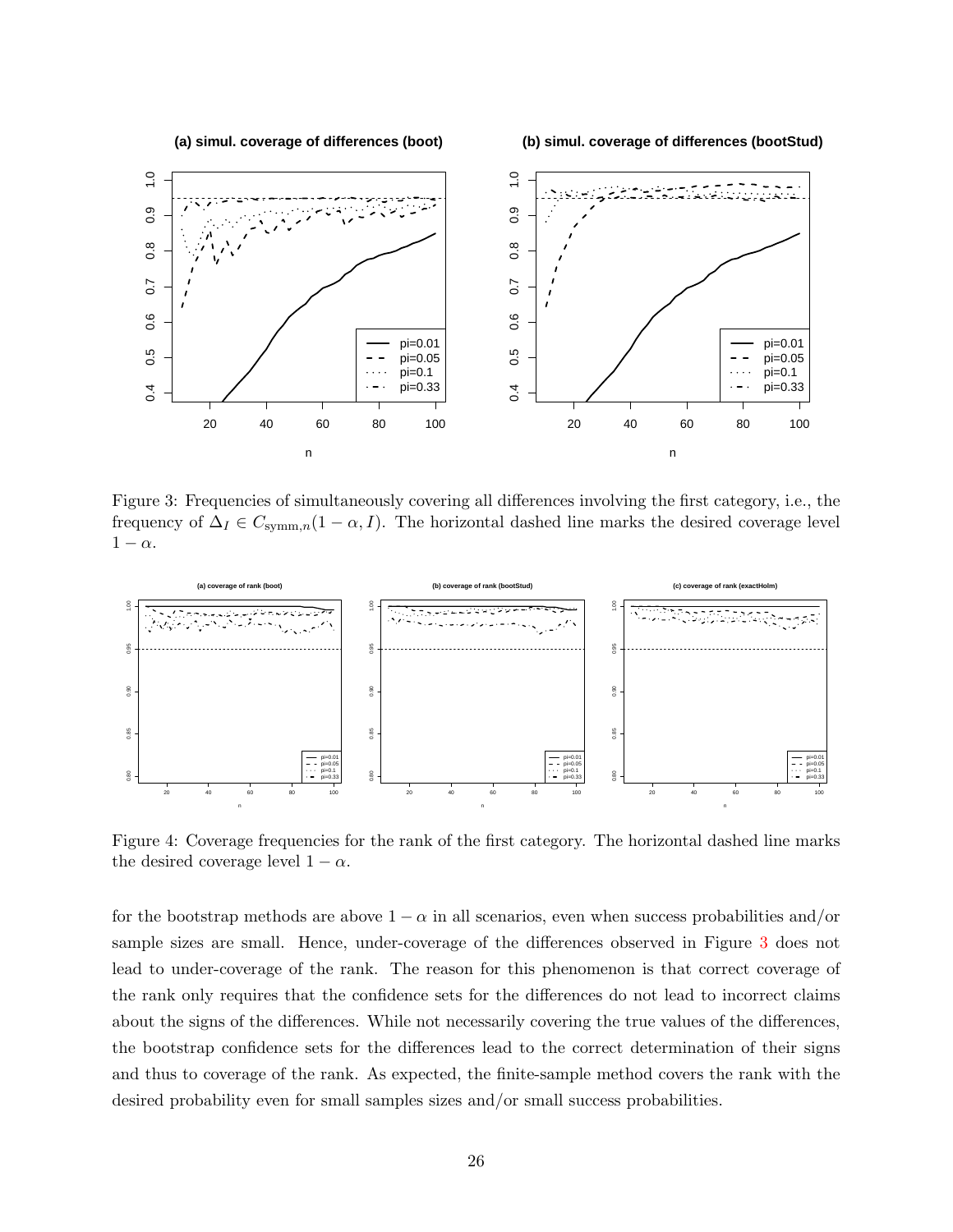Figure 3: Frequencies of simultaneously covering all differences involving the first category, i.e., the frequency of $\Delta_I \in C_{\text{symm},n}(1-\alpha, I)$. The horizontal dashed line marks the desired coverage level $1-\alpha$.

Figure 4: Coverage frequencies for the rank of the first category. The horizontal dashed line marks the desired coverage level $1-\alpha$.

for the bootstrap methods are above $1-\alpha$ in all scenarios, even when success probabilities and/or sample sizes are small. Hence, under-coverage of the differences observed in Figure 3 does not lead to under-coverage of the rank. The reason for this phenomenon is that correct coverage of the rank only requires that the confidence sets for the differences do not lead to incorrect claims about the signs of the differences. While not necessarily covering the true values of the differences, the bootstrap confidence sets for the differences lead to the correct determination of their signs and thus to coverage of the rank. As expected, the finite-sample method covers the rank with the desired probability even for small samples sizes and/or small success probabilities.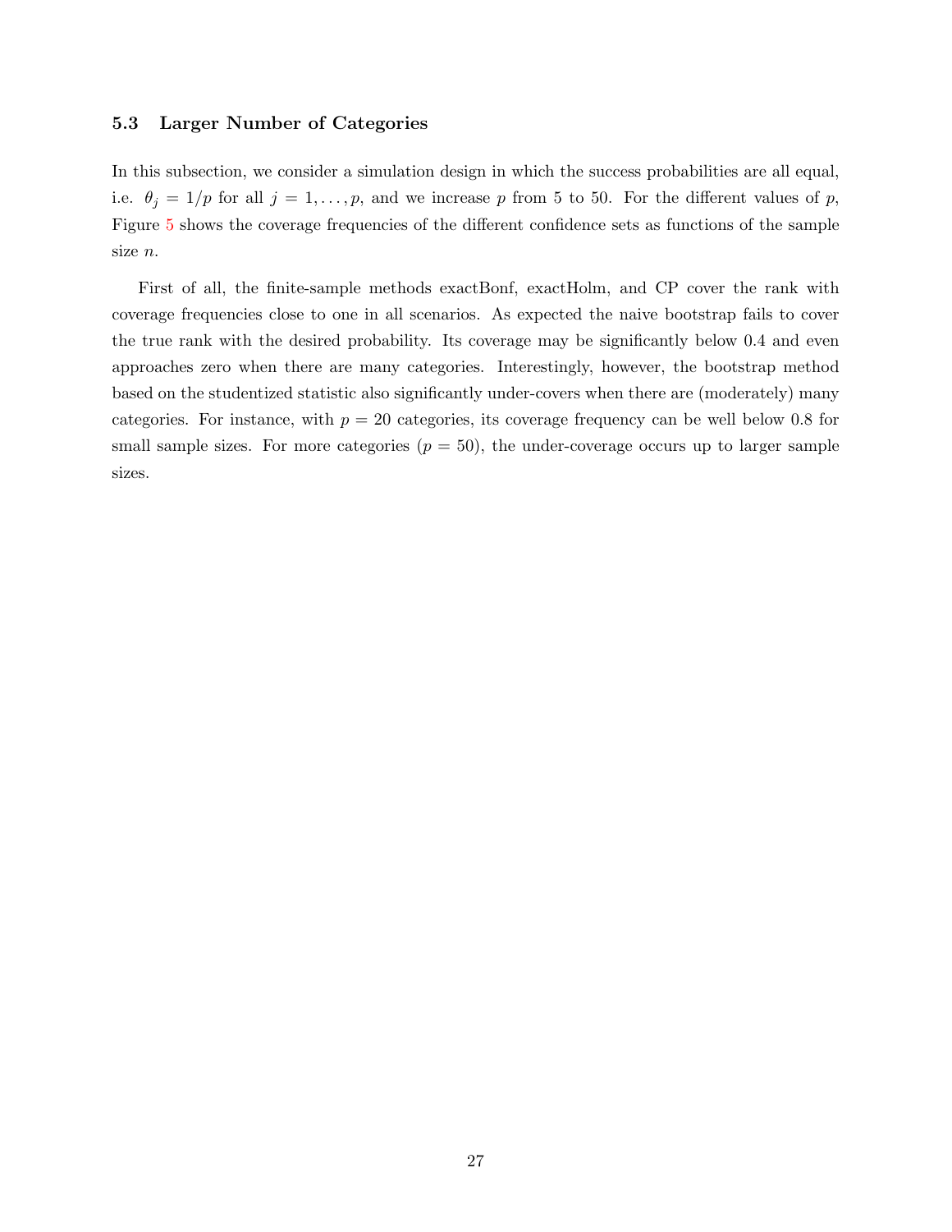### 5.3 Larger Number of Categories

In this subsection, we consider a simulation design in which the success probabilities are all equal, i.e. $\theta_j = 1/p$ for all $j = 1, \ldots, p$, and we increase $p$ from 5 to 50. For the different values of $p$, Figure 5 shows the coverage frequencies of the different confidence sets as functions of the sample size $n$.

First of all, the finite-sample methods exactBonf, exactHolm, and CP cover the rank with coverage frequencies close to one in all scenarios. As expected the naive bootstrap fails to cover the true rank with the desired probability. Its coverage may be significantly below 0.4 and even approaches zero when there are many categories. Interestingly, however, the bootstrap method based on the studentized statistic also significantly under-covers when there are (moderately) many categories. For instance, with $p = 20$ categories, its coverage frequency can be well below 0.8 for small sample sizes. For more categories ($p = 50$), the under-coverage occurs up to larger sample sizes.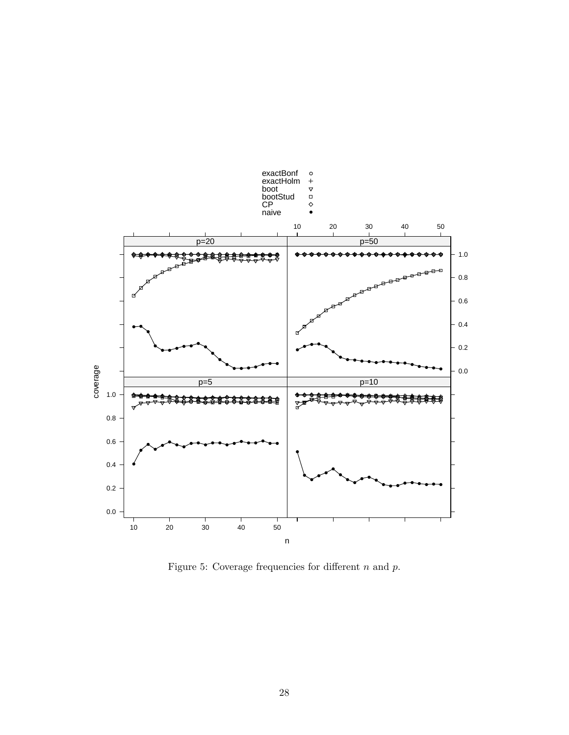Figure 5: Coverage frequencies for different $n$ and $p$.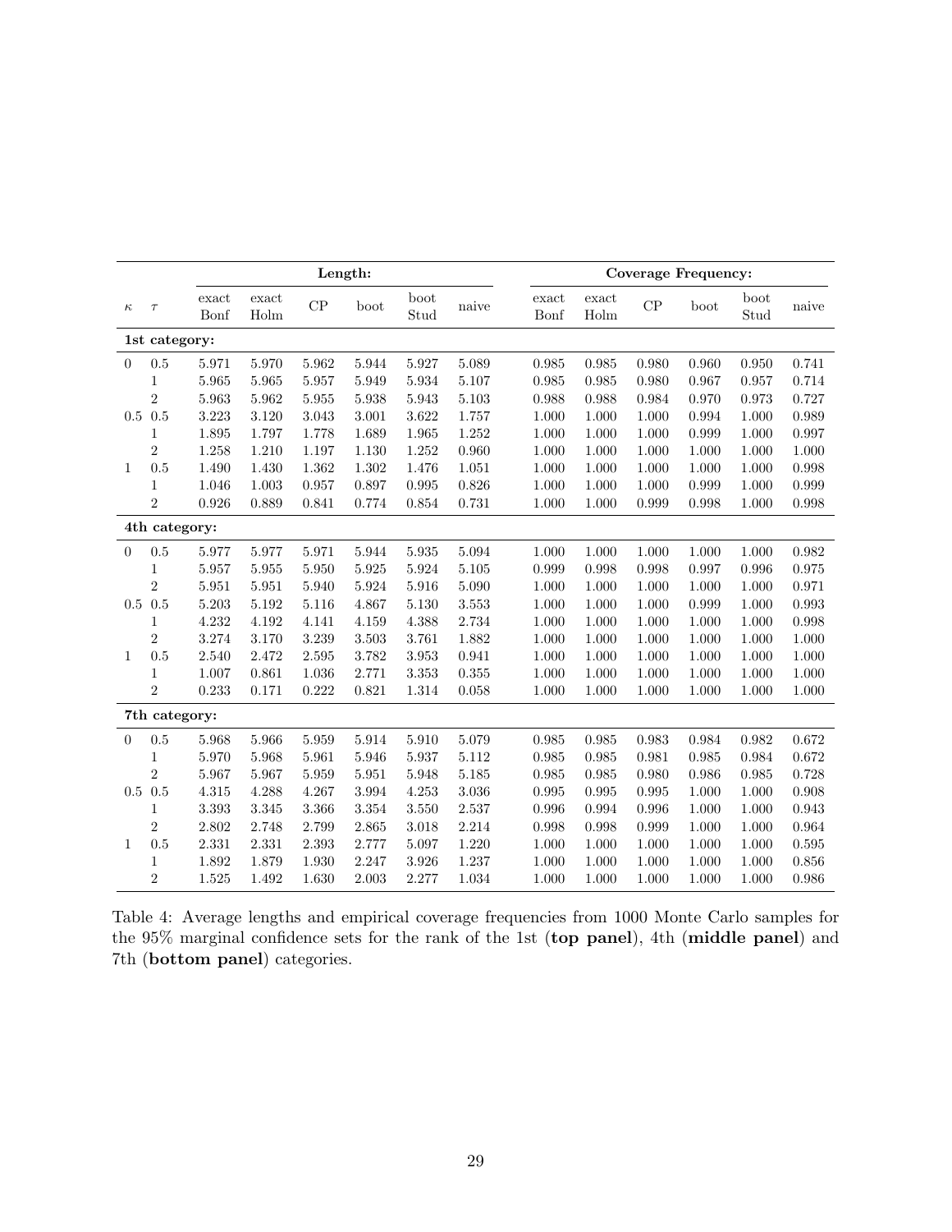| $\kappa$ | $\tau$ | Length: exact Bonf | exact Holm | CP | boot | boot Stud | naive | Coverage Frequency: exact Bonf | exact Holm | CP | boot | boot Stud | naive |
|---|---|---|---|---|---|---|---|---|---|---|---|---|---|
| **1st category:** | | | | | | | | | | | | | |
| 0 | 0.5 | 5.971 | 5.970 | 5.962 | 5.944 | 5.927 | 5.089 | 0.985 | 0.985 | 0.980 | 0.960 | 0.950 | 0.741 |
| | 1 | 5.965 | 5.965 | 5.957 | 5.949 | 5.934 | 5.107 | 0.985 | 0.985 | 0.980 | 0.967 | 0.957 | 0.714 |
| | 2 | 5.963 | 5.962 | 5.955 | 5.938 | 5.943 | 5.103 | 0.988 | 0.988 | 0.984 | 0.970 | 0.973 | 0.727 |
| 0.5 | 0.5 | 3.223 | 3.120 | 3.043 | 3.001 | 3.622 | 1.757 | 1.000 | 1.000 | 1.000 | 0.994 | 1.000 | 0.989 |
| | 1 | 1.895 | 1.797 | 1.778 | 1.689 | 1.965 | 1.252 | 1.000 | 1.000 | 1.000 | 0.999 | 1.000 | 0.997 |
| | 2 | 1.258 | 1.210 | 1.197 | 1.130 | 1.252 | 0.960 | 1.000 | 1.000 | 1.000 | 1.000 | 1.000 | 1.000 |
| 1 | 0.5 | 1.490 | 1.430 | 1.362 | 1.302 | 1.476 | 1.051 | 1.000 | 1.000 | 1.000 | 1.000 | 1.000 | 0.998 |
| | 1 | 1.046 | 1.003 | 0.957 | 0.897 | 0.995 | 0.826 | 1.000 | 1.000 | 1.000 | 0.999 | 1.000 | 0.999 |
| | 2 | 0.926 | 0.889 | 0.841 | 0.774 | 0.854 | 0.731 | 1.000 | 1.000 | 0.999 | 0.998 | 1.000 | 0.998 |
| **4th category:** | | | | | | | | | | | | | |
| 0 | 0.5 | 5.977 | 5.977 | 5.971 | 5.944 | 5.935 | 5.094 | 1.000 | 1.000 | 1.000 | 1.000 | 1.000 | 0.982 |
| | 1 | 5.957 | 5.955 | 5.950 | 5.925 | 5.924 | 5.105 | 0.999 | 0.998 | 0.998 | 0.997 | 0.996 | 0.975 |
| | 2 | 5.951 | 5.951 | 5.940 | 5.924 | 5.916 | 5.090 | 1.000 | 1.000 | 1.000 | 1.000 | 1.000 | 0.971 |
| 0.5 | 0.5 | 5.203 | 5.192 | 5.116 | 4.867 | 5.130 | 3.553 | 1.000 | 1.000 | 1.000 | 0.999 | 1.000 | 0.993 |
| | 1 | 4.232 | 4.192 | 4.141 | 4.159 | 4.388 | 2.734 | 1.000 | 1.000 | 1.000 | 1.000 | 1.000 | 0.998 |
| | 2 | 3.274 | 3.170 | 3.239 | 3.503 | 3.761 | 1.882 | 1.000 | 1.000 | 1.000 | 1.000 | 1.000 | 1.000 |
| 1 | 0.5 | 2.540 | 2.472 | 2.595 | 3.782 | 3.953 | 0.941 | 1.000 | 1.000 | 1.000 | 1.000 | 1.000 | 1.000 |
| | 1 | 1.007 | 0.861 | 1.036 | 2.771 | 3.353 | 0.355 | 1.000 | 1.000 | 1.000 | 1.000 | 1.000 | 1.000 |
| | 2 | 0.233 | 0.171 | 0.222 | 0.821 | 1.314 | 0.058 | 1.000 | 1.000 | 1.000 | 1.000 | 1.000 | 1.000 |
| **7th category:** | | | | | | | | | | | | | |
| 0 | 0.5 | 5.968 | 5.966 | 5.959 | 5.914 | 5.910 | 5.079 | 0.985 | 0.985 | 0.983 | 0.984 | 0.982 | 0.672 |
| | 1 | 5.970 | 5.968 | 5.961 | 5.946 | 5.937 | 5.112 | 0.985 | 0.985 | 0.981 | 0.985 | 0.984 | 0.672 |
| | 2 | 5.967 | 5.967 | 5.959 | 5.951 | 5.948 | 5.185 | 0.985 | 0.985 | 0.980 | 0.986 | 0.985 | 0.728 |
| 0.5 | 0.5 | 4.315 | 4.288 | 4.267 | 3.994 | 4.253 | 3.036 | 0.995 | 0.995 | 0.995 | 1.000 | 1.000 | 0.908 |
| | 1 | 3.393 | 3.345 | 3.366 | 3.354 | 3.550 | 2.537 | 0.996 | 0.994 | 0.996 | 1.000 | 1.000 | 0.943 |
| | 2 | 2.802 | 2.748 | 2.799 | 2.865 | 3.018 | 2.214 | 0.998 | 0.998 | 0.999 | 1.000 | 1.000 | 0.964 |
| 1 | 0.5 | 2.331 | 2.331 | 2.393 | 2.777 | 5.097 | 1.220 | 1.000 | 1.000 | 1.000 | 1.000 | 1.000 | 0.595 |
| | 1 | 1.892 | 1.879 | 1.930 | 2.247 | 3.926 | 1.237 | 1.000 | 1.000 | 1.000 | 1.000 | 1.000 | 0.856 |
| | 2 | 1.525 | 1.492 | 1.630 | 2.003 | 2.277 | 1.034 | 1.000 | 1.000 | 1.000 | 1.000 | 1.000 | 0.986 |

Table 4: Average lengths and empirical coverage frequencies from 1000 Monte Carlo samples for the 95% marginal confidence sets for the rank of the 1st (**top panel**), 4th (**middle panel**) and 7th (**bottom panel**) categories.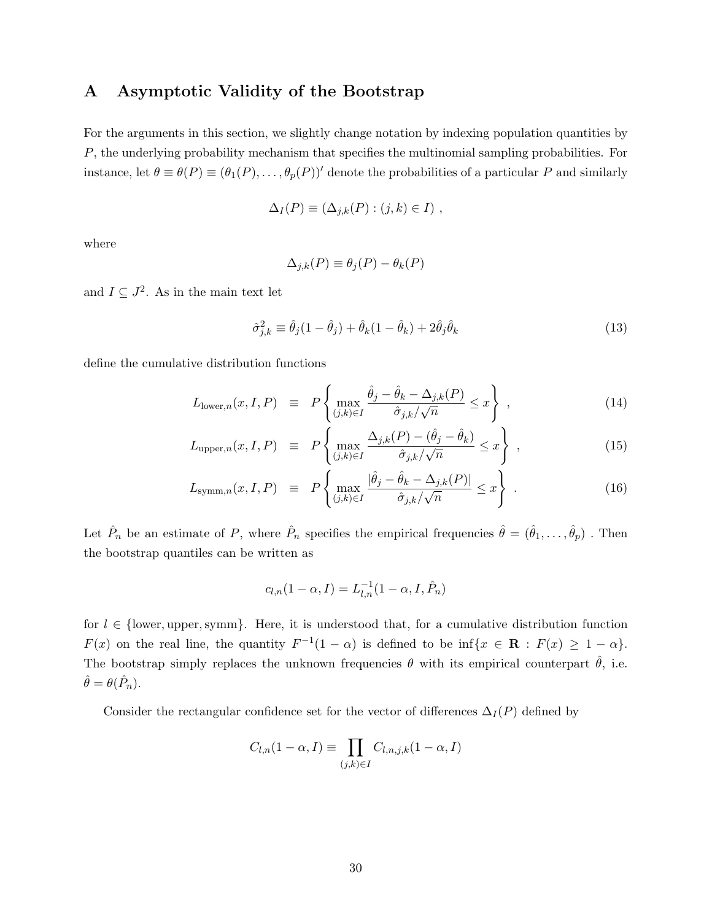# A Asymptotic Validity of the Bootstrap

For the arguments in this section, we slightly change notation by indexing population quantities by $P$, the underlying probability mechanism that specifies the multinomial sampling probabilities. For instance, let $\theta \equiv \theta(P) \equiv (\theta_1(P), \ldots, \theta_p(P))'$ denote the probabilities of a particular $P$ and similarly

$$\Delta_I(P) \equiv (\Delta_{j,k}(P) : (j,k) \in I) \ ,$$

where

$$\Delta_{j,k}(P) \equiv \theta_j(P) - \theta_k(P)$$

and $I \subseteq J^2$. As in the main text let

$$\hat{\sigma}^2_{j,k} \equiv \hat{\theta}_j(1-\hat{\theta}_j) + \hat{\theta}_k(1-\hat{\theta}_k) + 2\hat{\theta}_j\hat{\theta}_k \tag{13}$$

define the cumulative distribution functions

$$L_{\text{lower},n}(x, I, P) \equiv P\left\{ \max_{(j,k)\in I} \frac{\hat{\theta}_j - \hat{\theta}_k - \Delta_{j,k}(P)}{\hat{\sigma}_{j,k}/\sqrt{n}} \leq x \right\} \ , \tag{14}$$

$$L_{\text{upper},n}(x, I, P) \equiv P\left\{ \max_{(j,k)\in I} \frac{\Delta_{j,k}(P) - (\hat{\theta}_j - \hat{\theta}_k)}{\hat{\sigma}_{j,k}/\sqrt{n}} \leq x \right\} \ , \tag{15}$$

$$L_{\text{symm},n}(x, I, P) \equiv P\left\{ \max_{(j,k)\in I} \frac{|\hat{\theta}_j - \hat{\theta}_k - \Delta_{j,k}(P)|}{\hat{\sigma}_{j,k}/\sqrt{n}} \leq x \right\} \ . \tag{16}$$

Let $\hat{P}_n$ be an estimate of $P$, where $\hat{P}_n$ specifies the empirical frequencies $\hat{\theta} = (\hat{\theta}_1, \ldots, \hat{\theta}_p)$ . Then the bootstrap quantiles can be written as

$$c_{l,n}(1-\alpha, I) = L^{-1}_{l,n}(1-\alpha, I, \hat{P}_n)$$

for $l \in \{\text{lower}, \text{upper}, \text{symm}\}$. Here, it is understood that, for a cumulative distribution function $F(x)$ on the real line, the quantity $F^{-1}(1-\alpha)$ is defined to be $\inf\{x \in \mathbf{R} : F(x) \geq 1-\alpha\}$. The bootstrap simply replaces the unknown frequencies $\theta$ with its empirical counterpart $\hat{\theta}$, i.e. $\hat{\theta} = \theta(\hat{P}_n)$.

Consider the rectangular confidence set for the vector of differences $\Delta_I(P)$ defined by

$$C_{l,n}(1-\alpha, I) \equiv \prod_{(j,k)\in I} C_{l,n,j,k}(1-\alpha, I)$$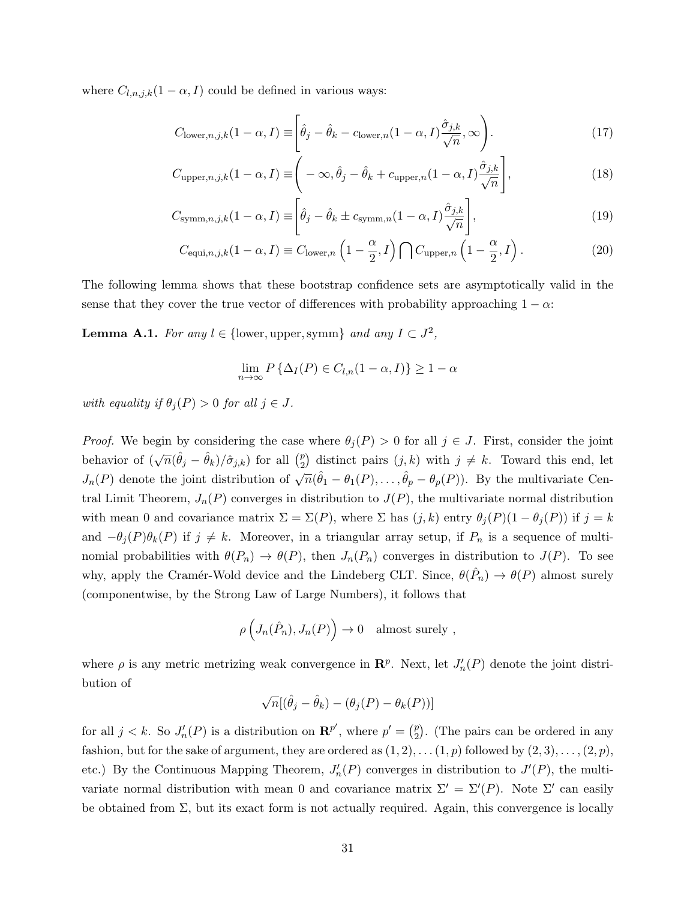where $C_{l,n,j,k}(1-\alpha, I)$ could be defined in various ways:

$$C_{\text{lower},n,j,k}(1-\alpha, I) \equiv \Bigg[\hat{\theta}_j - \hat{\theta}_k - c_{\text{lower},n}(1-\alpha, I)\frac{\hat{\sigma}_{j,k}}{\sqrt{n}}, \infty\Bigg). \tag{17}$$

$$C_{\text{upper},n,j,k}(1-\alpha, I) \equiv \Bigg( -\infty, \hat{\theta}_j - \hat{\theta}_k + c_{\text{upper},n}(1-\alpha, I)\frac{\hat{\sigma}_{j,k}}{\sqrt{n}}\Bigg], \tag{18}$$

$$C_{\text{symm},n,j,k}(1-\alpha, I) \equiv \Bigg[\hat{\theta}_j - \hat{\theta}_k \pm c_{\text{symm},n}(1-\alpha, I)\frac{\hat{\sigma}_{j,k}}{\sqrt{n}}\Bigg], \tag{19}$$

$$C_{\text{equi},n,j,k}(1-\alpha, I) \equiv C_{\text{lower},n}\left(1-\frac{\alpha}{2}, I\right) \bigcap C_{\text{upper},n}\left(1-\frac{\alpha}{2}, I\right). \tag{20}$$

The following lemma shows that these bootstrap confidence sets are asymptotically valid in the sense that they cover the true vector of differences with probability approaching $1-\alpha$:

**Lemma A.1.** *For any $l \in \{\text{lower}, \text{upper}, \text{symm}\}$ and any $I \subset J^2$,*

$$\lim_{n\to\infty} P\left\{\Delta_I(P) \in C_{l,n}(1-\alpha, I)\right\} \geq 1-\alpha$$

*with equality if $\theta_j(P) > 0$ for all $j \in J$.*

*Proof.* We begin by considering the case where $\theta_j(P) > 0$ for all $j \in J$. First, consider the joint behavior of $(\sqrt{n}(\hat{\theta}_j - \hat{\theta}_k)/\hat{\sigma}_{j,k})$ for all $\binom{p}{2}$ distinct pairs $(j,k)$ with $j \neq k$. Toward this end, let $J_n(P)$ denote the joint distribution of $\sqrt{n}(\hat{\theta}_1 - \theta_1(P), \ldots, \hat{\theta}_p - \theta_p(P))$. By the multivariate Central Limit Theorem, $J_n(P)$ converges in distribution to $J(P)$, the multivariate normal distribution with mean 0 and covariance matrix $\Sigma = \Sigma(P)$, where $\Sigma$ has $(j,k)$ entry $\theta_j(P)(1-\theta_j(P))$ if $j = k$ and $-\theta_j(P)\theta_k(P)$ if $j \neq k$. Moreover, in a triangular array setup, if $P_n$ is a sequence of multinomial probabilities with $\theta(P_n) \to \theta(P)$, then $J_n(P_n)$ converges in distribution to $J(P)$. To see why, apply the Cramér-Wold device and the Lindeberg CLT. Since, $\theta(\hat{P}_n) \to \theta(P)$ almost surely (componentwise, by the Strong Law of Large Numbers), it follows that

$$\rho\left(J_n(\hat{P}_n), J_n(P)\right) \to 0 \quad \text{almost surely },$$

where $\rho$ is any metric metrizing weak convergence in $\mathbf{R}^p$. Next, let $J'_n(P)$ denote the joint distribution of

$$\sqrt{n}[(\hat{\theta}_j - \hat{\theta}_k) - (\theta_j(P) - \theta_k(P))]$$

for all $j < k$. So $J'_n(P)$ is a distribution on $\mathbf{R}^{p'}$, where $p' = \binom{p}{2}$. (The pairs can be ordered in any fashion, but for the sake of argument, they are ordered as $(1,2), \ldots (1,p)$ followed by $(2,3), \ldots, (2,p)$, etc.) By the Continuous Mapping Theorem, $J'_n(P)$ converges in distribution to $J'(P)$, the multivariate normal distribution with mean 0 and covariance matrix $\Sigma' = \Sigma'(P)$. Note $\Sigma'$ can easily be obtained from $\Sigma$, but its exact form is not actually required. Again, this convergence is locally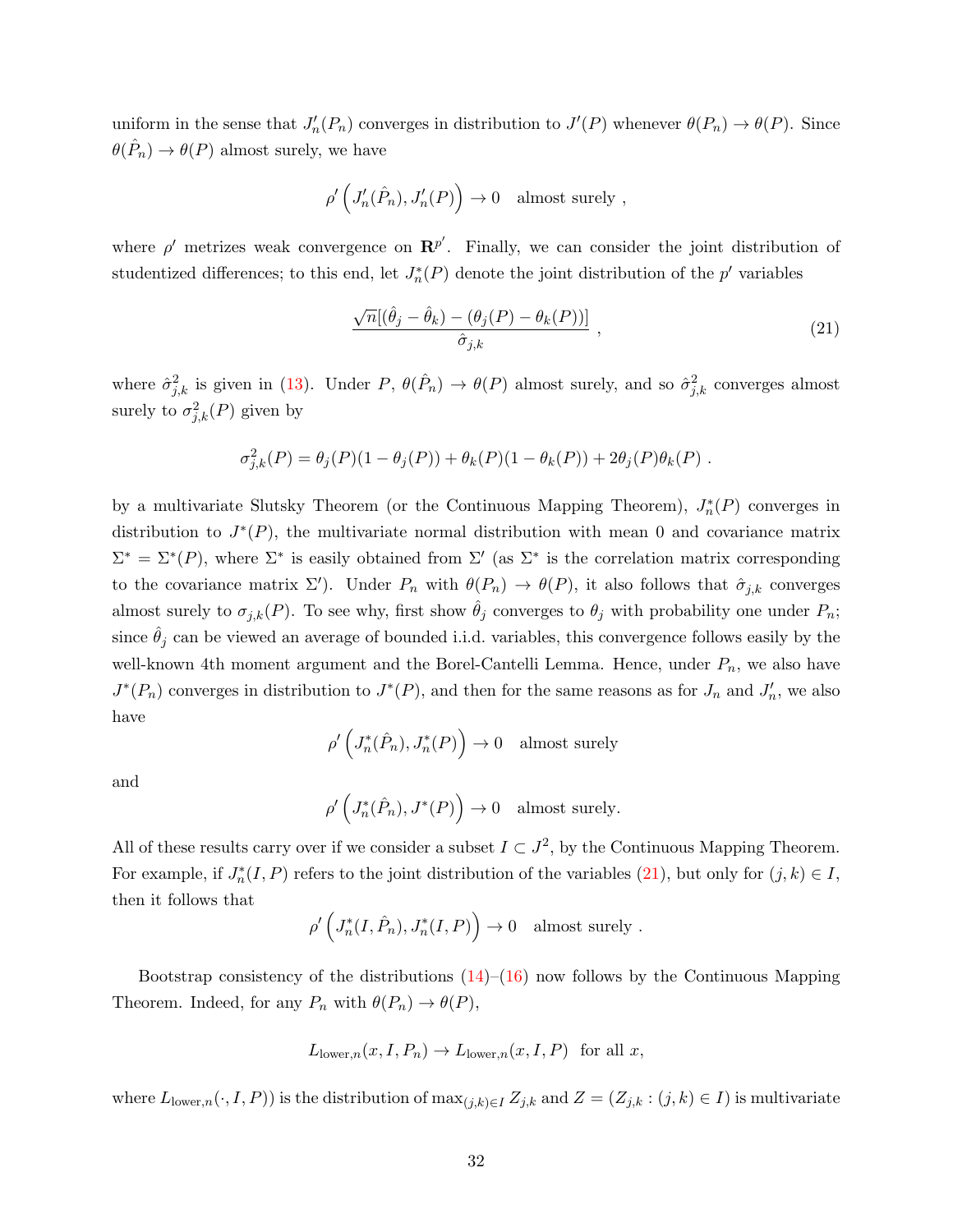uniform in the sense that $J_n'(P_n)$ converges in distribution to $J'(P)$ whenever $\theta(P_n) \to \theta(P)$. Since $\theta(\hat{P}_n) \to \theta(P)$ almost surely, we have

$$\rho'\left(J_n'(\hat{P}_n), J_n'(P)\right) \to 0 \quad \text{almost surely} ,$$

where $\rho'$ metrizes weak convergence on $\mathbf{R}^{p'}$. Finally, we can consider the joint distribution of studentized differences; to this end, let $J_n^*(P)$ denote the joint distribution of the $p'$ variables

$$\frac{\sqrt{n}[(\hat{\theta}_j - \hat{\theta}_k) - (\theta_j(P) - \theta_k(P))]}{\hat{\sigma}_{j,k}} , \tag{21}$$

where $\hat{\sigma}_{j,k}^2$ is given in (13). Under $P$, $\theta(\hat{P}_n) \to \theta(P)$ almost surely, and so $\hat{\sigma}_{j,k}^2$ converges almost surely to $\sigma_{j,k}^2(P)$ given by

$$\sigma_{j,k}^2(P) = \theta_j(P)(1 - \theta_j(P)) + \theta_k(P)(1 - \theta_k(P)) + 2\theta_j(P)\theta_k(P) .$$

by a multivariate Slutsky Theorem (or the Continuous Mapping Theorem), $J_n^*(P)$ converges in distribution to $J^*(P)$, the multivariate normal distribution with mean 0 and covariance matrix $\Sigma^* = \Sigma^*(P)$, where $\Sigma^*$ is easily obtained from $\Sigma'$ (as $\Sigma^*$ is the correlation matrix corresponding to the covariance matrix $\Sigma'$). Under $P_n$ with $\theta(P_n) \to \theta(P)$, it also follows that $\hat{\sigma}_{j,k}$ converges almost surely to $\sigma_{j,k}(P)$. To see why, first show $\hat{\theta}_j$ converges to $\theta_j$ with probability one under $P_n$; since $\hat{\theta}_j$ can be viewed an average of bounded i.i.d. variables, this convergence follows easily by the well-known 4th moment argument and the Borel-Cantelli Lemma. Hence, under $P_n$, we also have $J^*(P_n)$ converges in distribution to $J^*(P)$, and then for the same reasons as for $J_n$ and $J_n'$, we also have

$$\rho'\left(J_n^*(\hat{P}_n), J_n^*(P)\right) \to 0 \quad \text{almost surely}$$

and

$$\rho'\left(J_n^*(\hat{P}_n), J^*(P)\right) \to 0 \quad \text{almost surely.}$$

All of these results carry over if we consider a subset $I \subset J^2$, by the Continuous Mapping Theorem. For example, if $J_n^*(I, P)$ refers to the joint distribution of the variables (21), but only for $(j,k) \in I$, then it follows that

$$\rho'\left(J_n^*(I, \hat{P}_n), J_n^*(I, P)\right) \to 0 \quad \text{almost surely} .$$

Bootstrap consistency of the distributions (14)–(16) now follows by the Continuous Mapping Theorem. Indeed, for any $P_n$ with $\theta(P_n) \to \theta(P)$,

$$L_{\text{lower},n}(x, I, P_n) \to L_{\text{lower},n}(x, I, P) \ \text{ for all } x,$$

where $L_{\text{lower},n}(\cdot, I, P))$ is the distribution of $\max_{(j,k) \in I} Z_{j,k}$ and $Z = (Z_{j,k} : (j,k) \in I)$ is multivariate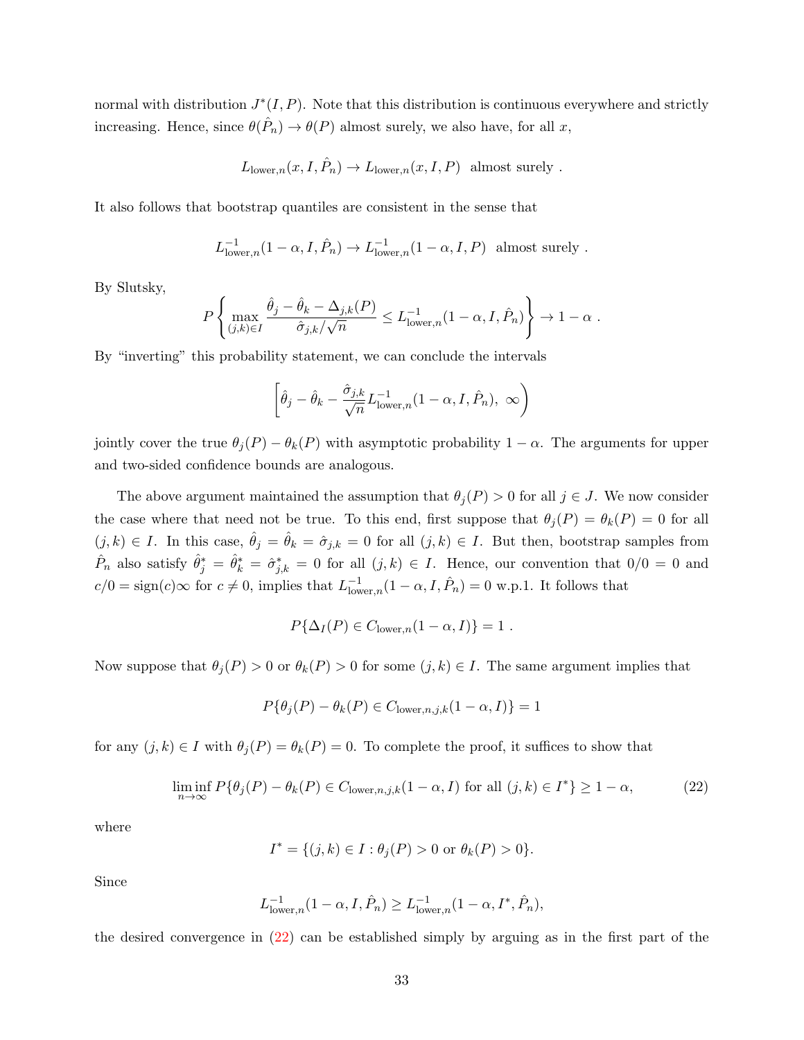normal with distribution $J^*(I, P)$. Note that this distribution is continuous everywhere and strictly increasing. Hence, since $\theta(\hat{P}_n) \to \theta(P)$ almost surely, we also have, for all $x$,

$$L_{\text{lower},n}(x, I, \hat{P}_n) \to L_{\text{lower},n}(x, I, P) \text{ almost surely .}$$

It also follows that bootstrap quantiles are consistent in the sense that

$$L^{-1}_{\text{lower},n}(1-\alpha, I, \hat{P}_n) \to L^{-1}_{\text{lower},n}(1-\alpha, I, P) \text{ almost surely .}$$

By Slutsky,

$$P\left\{ \max_{(j,k)\in I} \frac{\hat{\theta}_j - \hat{\theta}_k - \Delta_{j,k}(P)}{\hat{\sigma}_{j,k}/\sqrt{n}} \le L^{-1}_{\text{lower},n}(1-\alpha, I, \hat{P}_n) \right\} \to 1-\alpha \ .$$

By "inverting" this probability statement, we can conclude the intervals

$$\left[ \hat{\theta}_j - \hat{\theta}_k - \frac{\hat{\sigma}_{j,k}}{\sqrt{n}} L^{-1}_{\text{lower},n}(1-\alpha, I, \hat{P}_n), \ \infty \right)$$

jointly cover the true $\theta_j(P) - \theta_k(P)$ with asymptotic probability $1-\alpha$. The arguments for upper and two-sided confidence bounds are analogous.

The above argument maintained the assumption that $\theta_j(P) > 0$ for all $j \in J$. We now consider the case where that need not be true. To this end, first suppose that $\theta_j(P) = \theta_k(P) = 0$ for all $(j,k) \in I$. In this case, $\hat{\theta}_j = \hat{\theta}_k = \hat{\sigma}_{j,k} = 0$ for all $(j,k) \in I$. But then, bootstrap samples from $\hat{P}_n$ also satisfy $\hat{\theta}^*_j = \hat{\theta}^*_k = \hat{\sigma}^*_{j,k} = 0$ for all $(j,k) \in I$. Hence, our convention that $0/0 = 0$ and $c/0 = \text{sign}(c)\infty$ for $c \neq 0$, implies that $L^{-1}_{\text{lower},n}(1-\alpha, I, \hat{P}_n) = 0$ w.p.1. It follows that

$$P\{\Delta_I(P) \in C_{\text{lower},n}(1-\alpha, I)\} = 1 \ .$$

Now suppose that $\theta_j(P) > 0$ or $\theta_k(P) > 0$ for some $(j,k) \in I$. The same argument implies that

$$P\{\theta_j(P) - \theta_k(P) \in C_{\text{lower},n,j,k}(1-\alpha, I)\} = 1$$

for any $(j,k) \in I$ with $\theta_j(P) = \theta_k(P) = 0$. To complete the proof, it suffices to show that

$$\liminf_{n\to\infty} P\{\theta_j(P) - \theta_k(P) \in C_{\text{lower},n,j,k}(1-\alpha, I) \text{ for all } (j,k) \in I^*\} \ge 1-\alpha, \tag{22}$$

where

$$I^* = \{(j,k) \in I : \theta_j(P) > 0 \text{ or } \theta_k(P) > 0\}.$$

Since

$$L^{-1}_{\text{lower},n}(1-\alpha, I, \hat{P}_n) \ge L^{-1}_{\text{lower},n}(1-\alpha, I^*, \hat{P}_n),$$

the desired convergence in (22) can be established simply by arguing as in the first part of the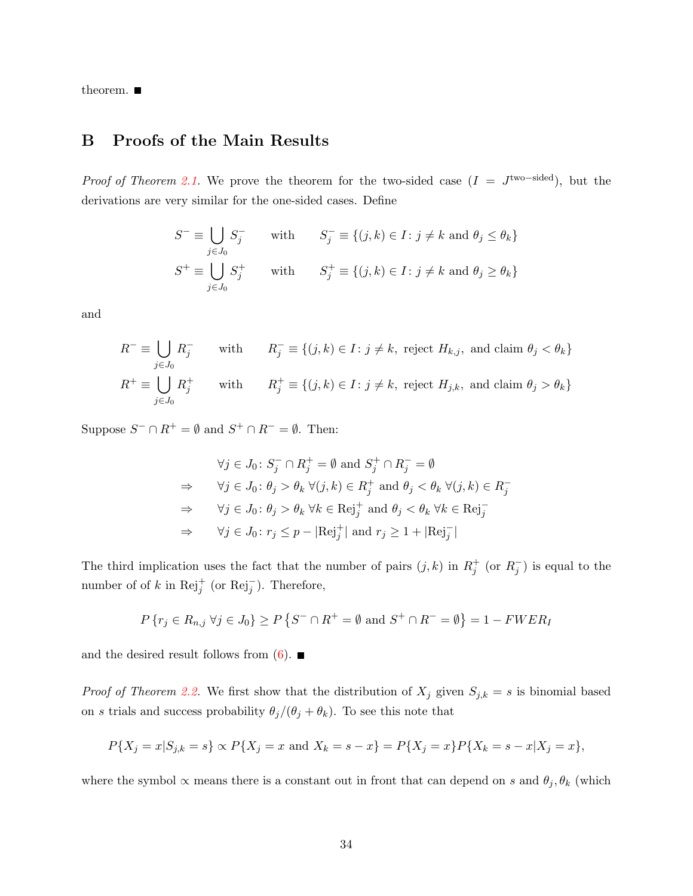theorem. ■

## B Proofs of the Main Results

*Proof of Theorem 2.1.* We prove the theorem for the two-sided case ($I = J^{\text{two-sided}}$), but the derivations are very similar for the one-sided cases. Define

$$S^- \equiv \bigcup_{j \in J_0} S_j^- \qquad \text{with} \qquad S_j^- \equiv \{(j,k) \in I : j \neq k \text{ and } \theta_j \leq \theta_k\}$$
$$S^+ \equiv \bigcup_{j \in J_0} S_j^+ \qquad \text{with} \qquad S_j^+ \equiv \{(j,k) \in I : j \neq k \text{ and } \theta_j \geq \theta_k\}$$

and

$$R^- \equiv \bigcup_{j \in J_0} R_j^- \qquad \text{with} \qquad R_j^- \equiv \{(j,k) \in I : j \neq k, \text{ reject } H_{k,j}, \text{ and claim } \theta_j < \theta_k\}$$
$$R^+ \equiv \bigcup_{j \in J_0} R_j^+ \qquad \text{with} \qquad R_j^+ \equiv \{(j,k) \in I : j \neq k, \text{ reject } H_{j,k}, \text{ and claim } \theta_j > \theta_k\}$$

Suppose $S^- \cap R^+ = \emptyset$ and $S^+ \cap R^- = \emptyset$. Then:

$$\begin{aligned}
& \forall j \in J_0 \colon S_j^- \cap R_j^+ = \emptyset \text{ and } S_j^+ \cap R_j^- = \emptyset \\
\Rightarrow \quad & \forall j \in J_0 \colon \theta_j > \theta_k \ \forall (j,k) \in R_j^+ \text{ and } \theta_j < \theta_k \ \forall (j,k) \in R_j^- \\
\Rightarrow \quad & \forall j \in J_0 \colon \theta_j > \theta_k \ \forall k \in \text{Rej}_j^+ \text{ and } \theta_j < \theta_k \ \forall k \in \text{Rej}_j^- \\
\Rightarrow \quad & \forall j \in J_0 \colon r_j \leq p - |\text{Rej}_j^+| \text{ and } r_j \geq 1 + |\text{Rej}_j^-|
\end{aligned}$$

The third implication uses the fact that the number of pairs $(j,k)$ in $R_j^+$ (or $R_j^-$) is equal to the number of of $k$ in $\text{Rej}_j^+$ (or $\text{Rej}_j^-$). Therefore,

$$P\left\{r_j \in R_{n,j} \ \forall j \in J_0\right\} \geq P\left\{S^- \cap R^+ = \emptyset \text{ and } S^+ \cap R^- = \emptyset\right\} = 1 - FWER_I$$

and the desired result follows from (6). ■

*Proof of Theorem 2.2.* We first show that the distribution of $X_j$ given $S_{j,k} = s$ is binomial based on $s$ trials and success probability $\theta_j/(\theta_j + \theta_k)$. To see this note that

$$P\{X_j = x | S_{j,k} = s\} \propto P\{X_j = x \text{ and } X_k = s - x\} = P\{X_j = x\} P\{X_k = s - x | X_j = x\},$$

where the symbol $\propto$ means there is a constant out in front that can depend on $s$ and $\theta_j, \theta_k$ (which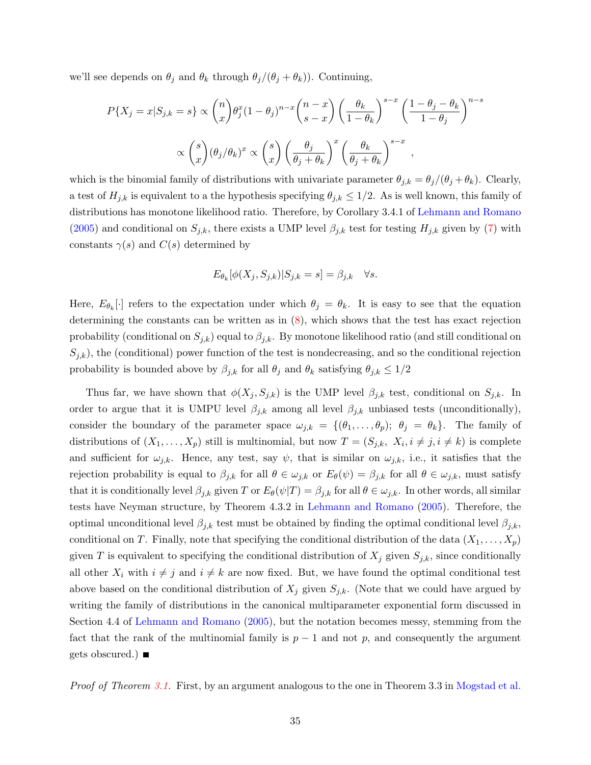we'll see depends on $\theta_j$ and $\theta_k$ through $\theta_j/(\theta_j+\theta_k)$). Continuing,

$$P\{X_j = x | S_{j,k} = s\} \propto \binom{n}{x}\theta_j^x(1-\theta_j)^{n-x}\binom{n-x}{s-x}\left(\frac{\theta_k}{1-\theta_k}\right)^{s-x}\left(\frac{1-\theta_j-\theta_k}{1-\theta_j}\right)^{n-s}$$

$$\propto \binom{s}{x}(\theta_j/\theta_k)^x \propto \binom{s}{x}\left(\frac{\theta_j}{\theta_j+\theta_k}\right)^x\left(\frac{\theta_k}{\theta_j+\theta_k}\right)^{s-x} \quad ,$$

which is the binomial family of distributions with univariate parameter $\theta_{j,k} = \theta_j/(\theta_j+\theta_k)$. Clearly, a test of $H_{j,k}$ is equivalent to a the hypothesis specifying $\theta_{j,k} \le 1/2$. As is well known, this family of distributions has monotone likelihood ratio. Therefore, by Corollary 3.4.1 of Lehmann and Romano (2005) and conditional on $S_{j,k}$, there exists a UMP level $\beta_{j,k}$ test for testing $H_{j,k}$ given by (7) with constants $\gamma(s)$ and $C(s)$ determined by

$$E_{\theta_k}[\phi(X_j, S_{j,k})|S_{j,k} = s] = \beta_{j,k} \quad \forall s.$$

Here, $E_{\theta_k}[\cdot]$ refers to the expectation under which $\theta_j = \theta_k$. It is easy to see that the equation determining the constants can be written as in (8), which shows that the test has exact rejection probability (conditional on $S_{j,k}$) equal to $\beta_{j,k}$. By monotone likelihood ratio (and still conditional on $S_{j,k}$), the (conditional) power function of the test is nondecreasing, and so the conditional rejection probability is bounded above by $\beta_{j,k}$ for all $\theta_j$ and $\theta_k$ satisfying $\theta_{j,k} \le 1/2$

Thus far, we have shown that $\phi(X_j, S_{j,k})$ is the UMP level $\beta_{j,k}$ test, conditional on $S_{j,k}$. In order to argue that it is UMPU level $\beta_{j,k}$ among all level $\beta_{j,k}$ unbiased tests (unconditionally), consider the boundary of the parameter space $\omega_{j,k} = \{(\theta_1, \ldots, \theta_p);\ \theta_j = \theta_k\}$. The family of distributions of $(X_1, \ldots, X_p)$ still is multinomial, but now $T = (S_{j,k},\ X_i, i \ne j, i \ne k)$ is complete and sufficient for $\omega_{j,k}$. Hence, any test, say $\psi$, that is similar on $\omega_{j,k}$, i.e., it satisfies that the rejection probability is equal to $\beta_{j,k}$ for all $\theta \in \omega_{j,k}$ or $E_\theta(\psi) = \beta_{j,k}$ for all $\theta \in \omega_{j,k}$, must satisfy that it is conditionally level $\beta_{j,k}$ given $T$ or $E_\theta(\psi|T) = \beta_{j,k}$ for all $\theta \in \omega_{j,k}$. In other words, all similar tests have Neyman structure, by Theorem 4.3.2 in Lehmann and Romano (2005). Therefore, the optimal unconditional level $\beta_{j,k}$ test must be obtained by finding the optimal conditional level $\beta_{j,k}$, conditional on $T$. Finally, note that specifying the conditional distribution of the data $(X_1, \ldots, X_p)$ given $T$ is equivalent to specifying the conditional distribution of $X_j$ given $S_{j,k}$, since conditionally all other $X_i$ with $i \ne j$ and $i \ne k$ are now fixed. But, we have found the optimal conditional test above based on the conditional distribution of $X_j$ given $S_{j,k}$. (Note that we could have argued by writing the family of distributions in the canonical multiparameter exponential form discussed in Section 4.4 of Lehmann and Romano (2005), but the notation becomes messy, stemming from the fact that the rank of the multinomial family is $p-1$ and not $p$, and consequently the argument gets obscured.) ■

*Proof of Theorem 3.1.* First, by an argument analogous to the one in Theorem 3.3 in Mogstad et al.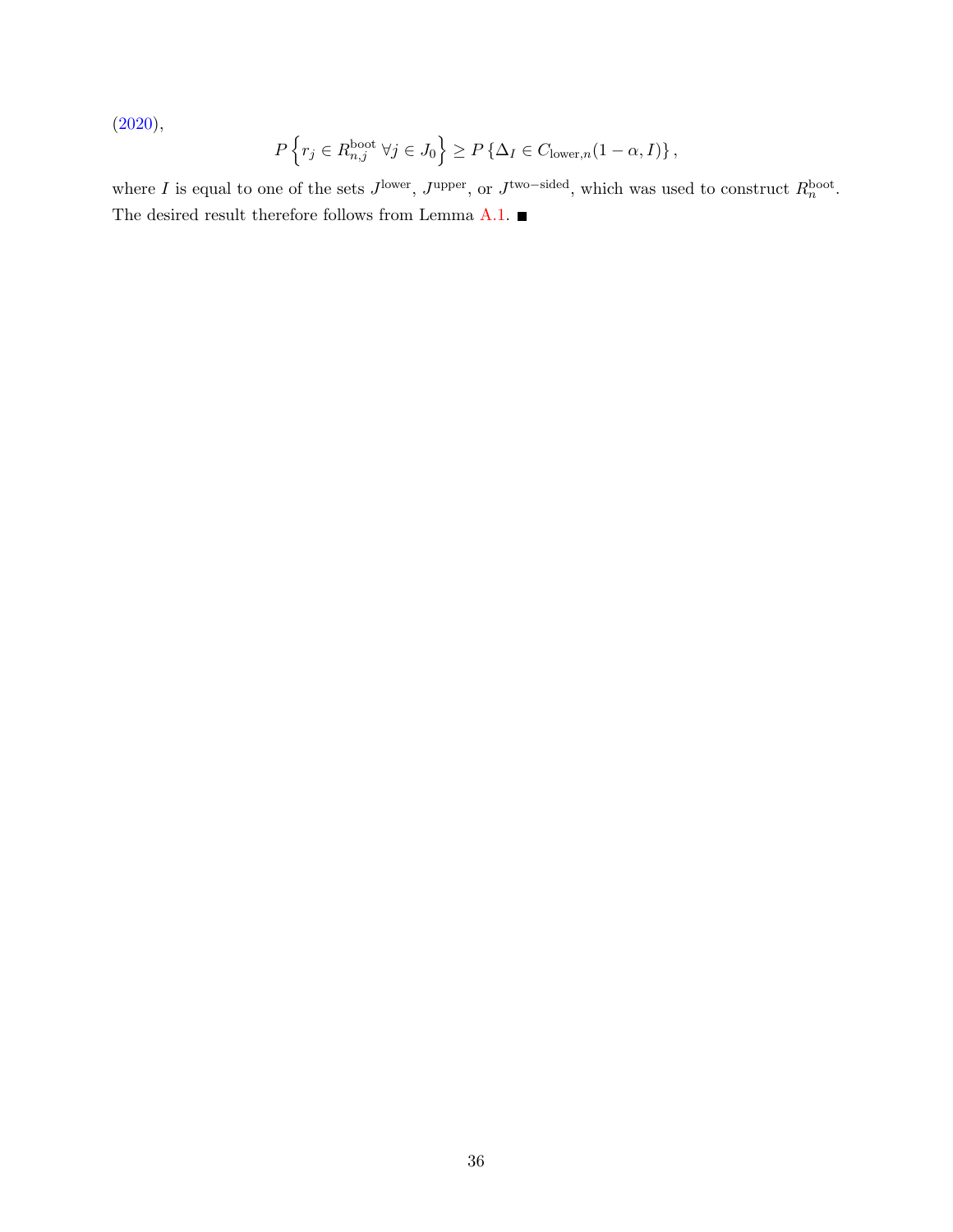(2020),

$$P\left\{r_j \in R_{n,j}^{\text{boot}}\ \forall j \in J_0\right\} \geq P\left\{\Delta_I \in C_{\text{lower},n}(1-\alpha, I)\right\},$$

where $I$ is equal to one of the sets $J^{\text{lower}}$, $J^{\text{upper}}$, or $J^{\text{two-sided}}$, which was used to construct $R_n^{\text{boot}}$. The desired result therefore follows from Lemma A.1. ■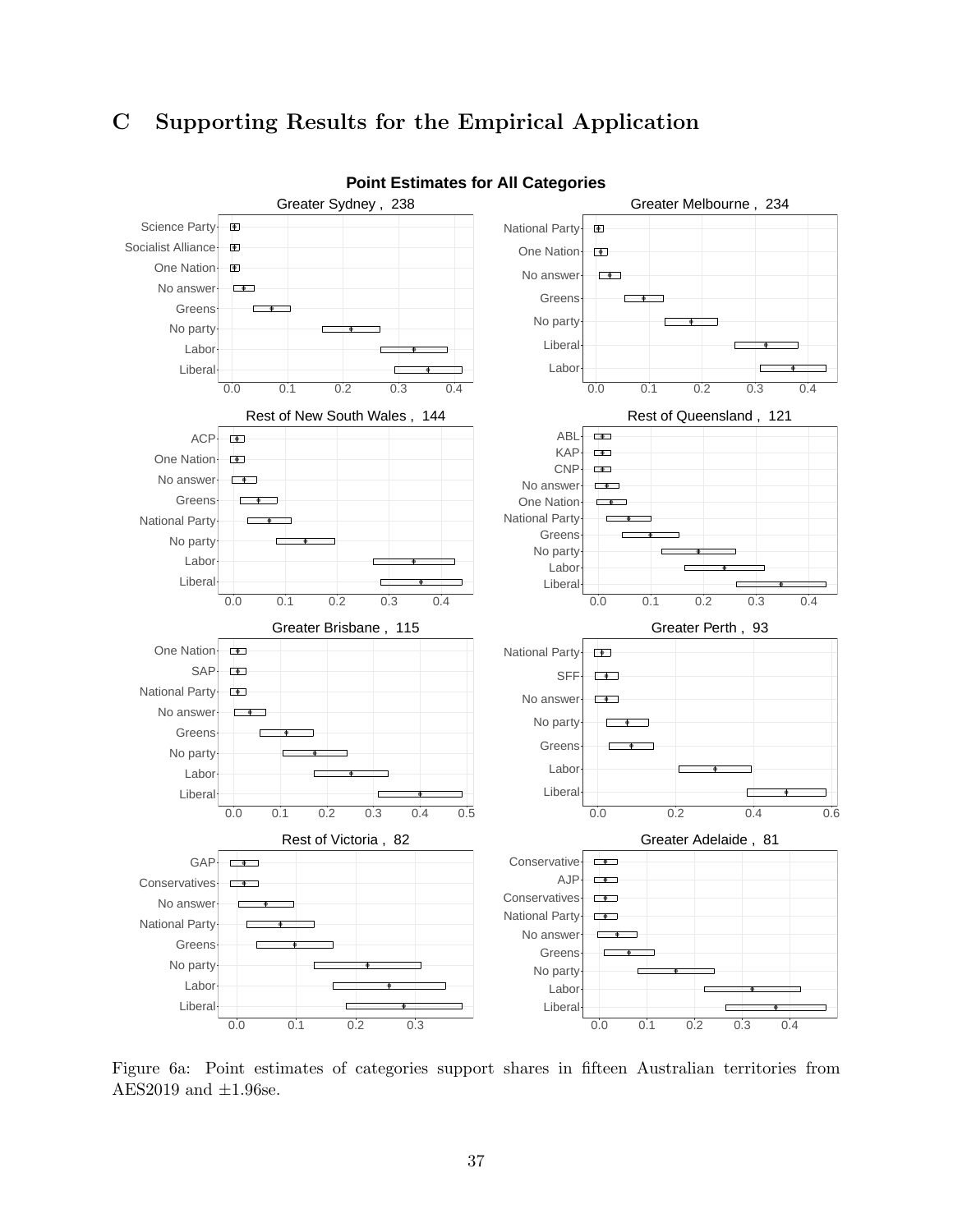# C Supporting Results for the Empirical Application

Figure 6a: Point estimates of categories support shares in fifteen Australian territories from AES2019 and ±1.96se.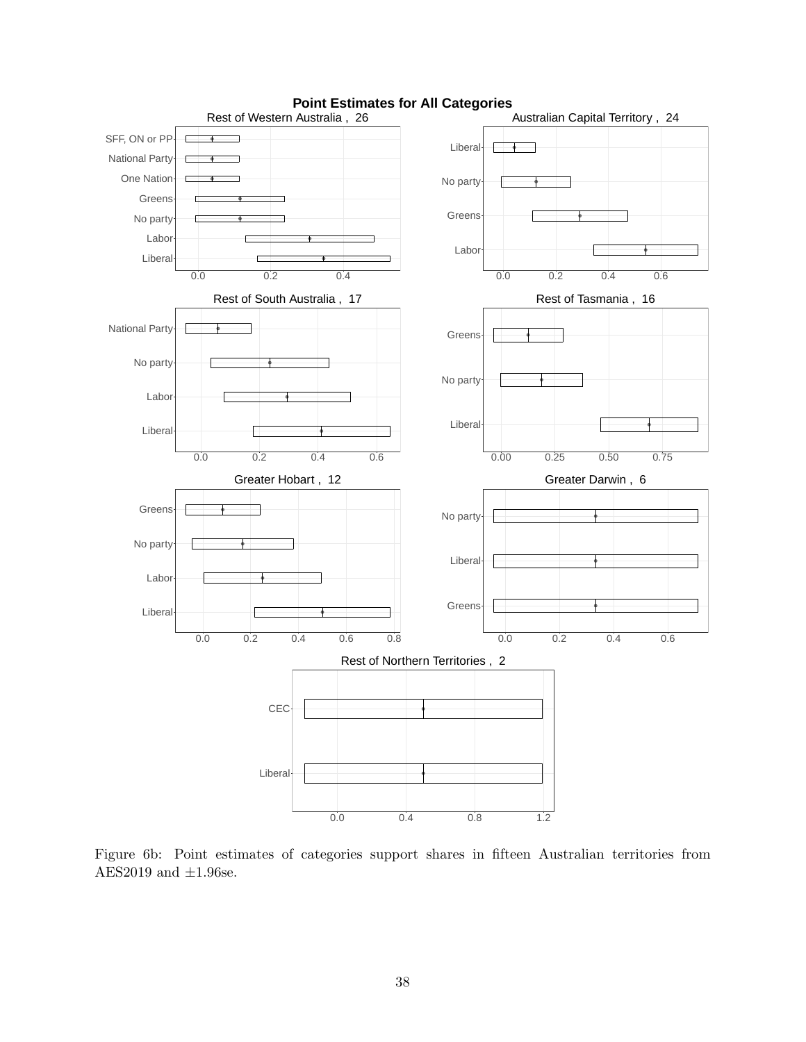Figure 6b: Point estimates of categories support shares in fifteen Australian territories from AES2019 and ±1.96se.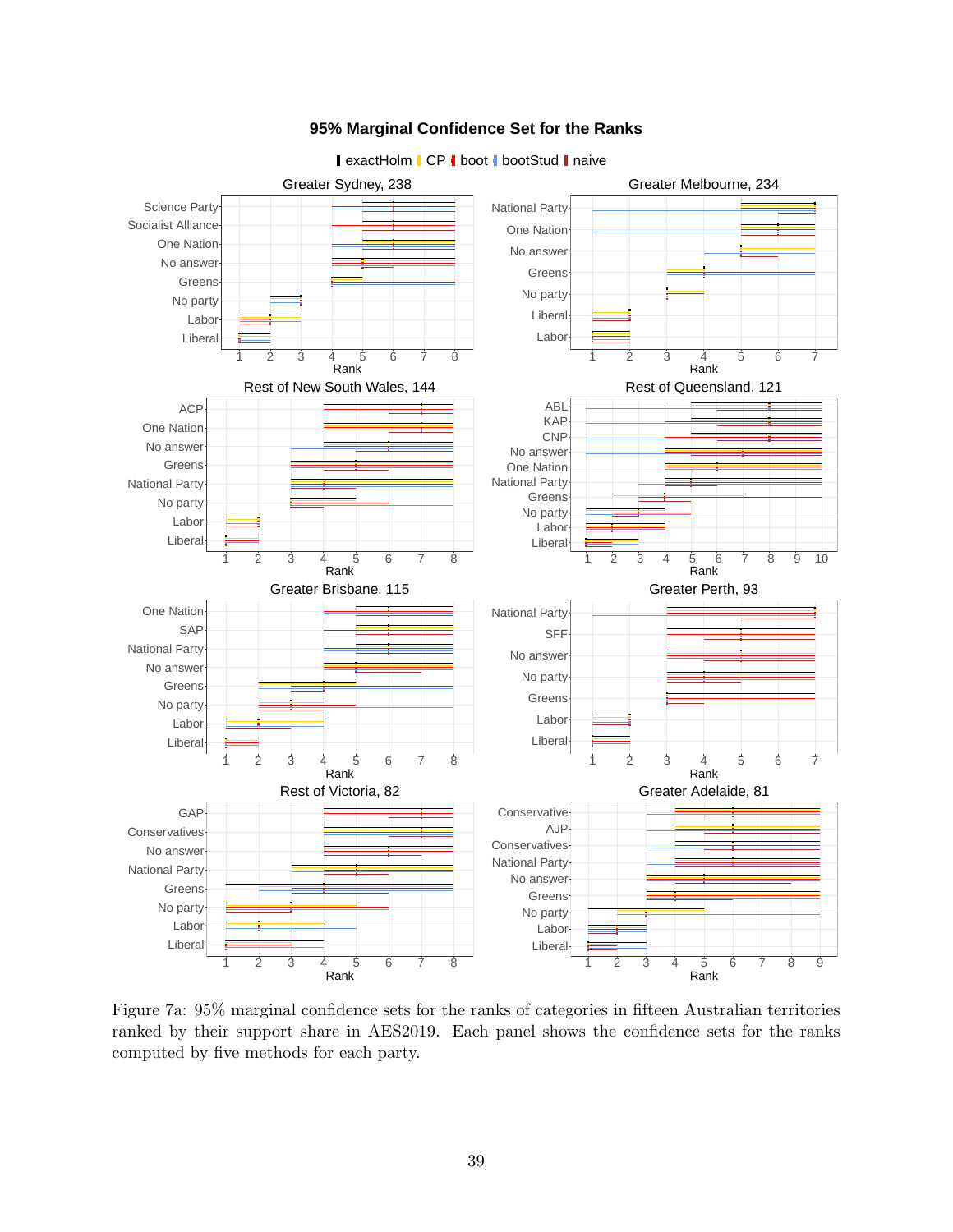Figure 7a: 95% marginal confidence sets for the ranks of categories in fifteen Australian territories ranked by their support share in AES2019. Each panel shows the confidence sets for the ranks computed by five methods for each party.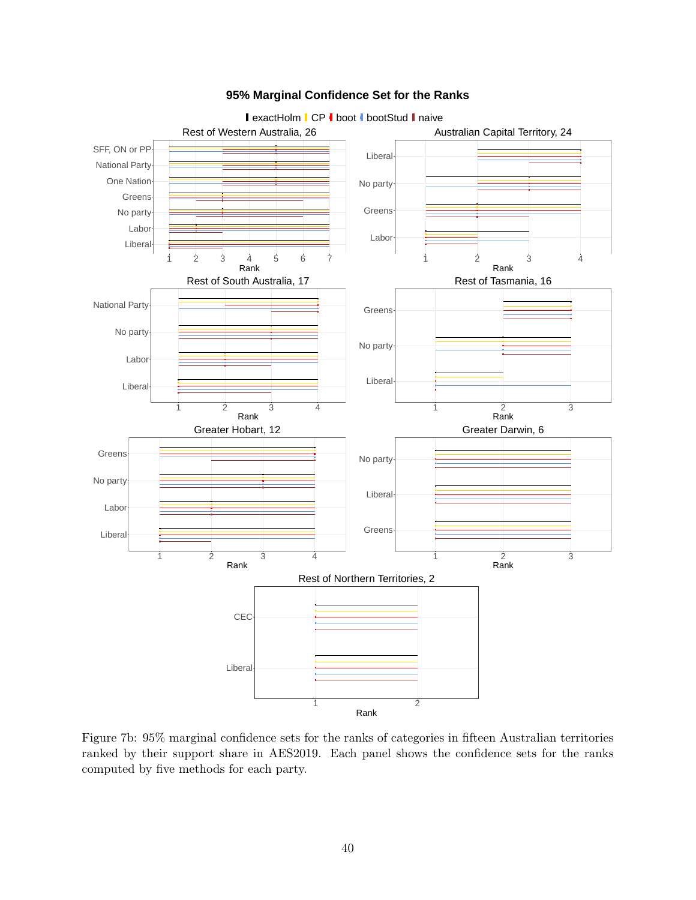Figure 7b: 95% marginal confidence sets for the ranks of categories in fifteen Australian territories ranked by their support share in AES2019. Each panel shows the confidence sets for the ranks computed by five methods for each party.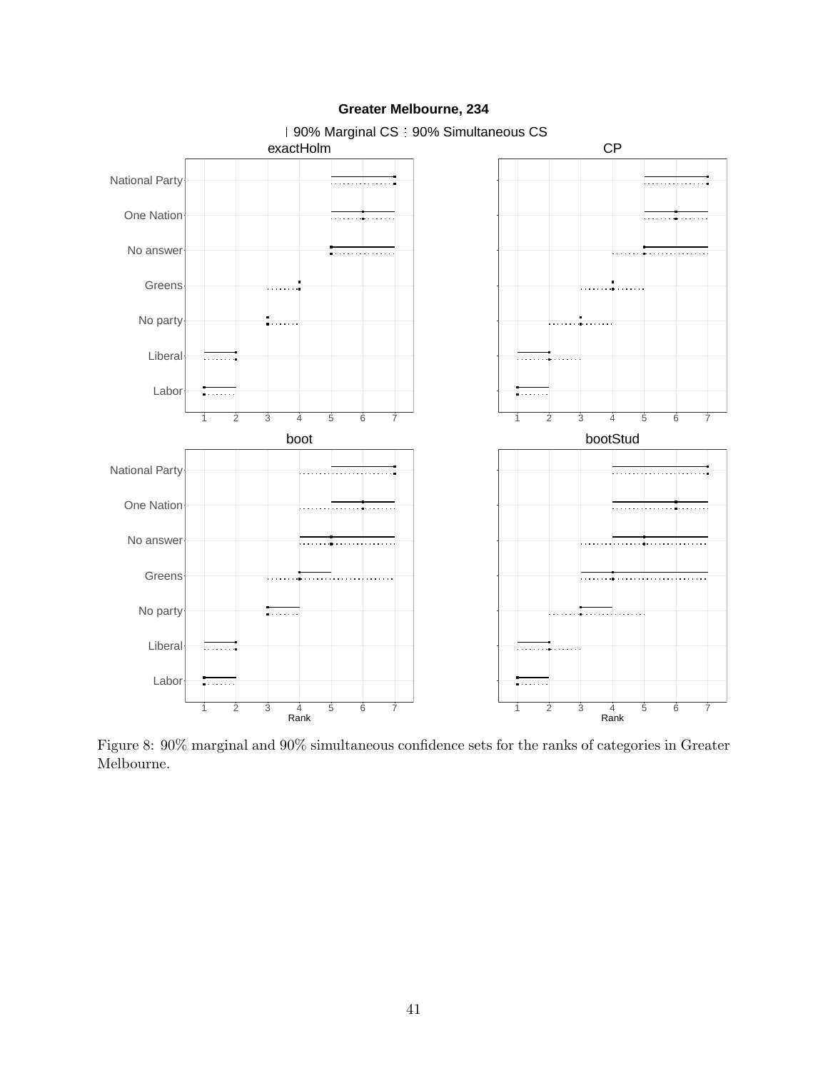Figure 8: 90% marginal and 90% simultaneous confidence sets for the ranks of categories in Greater Melbourne.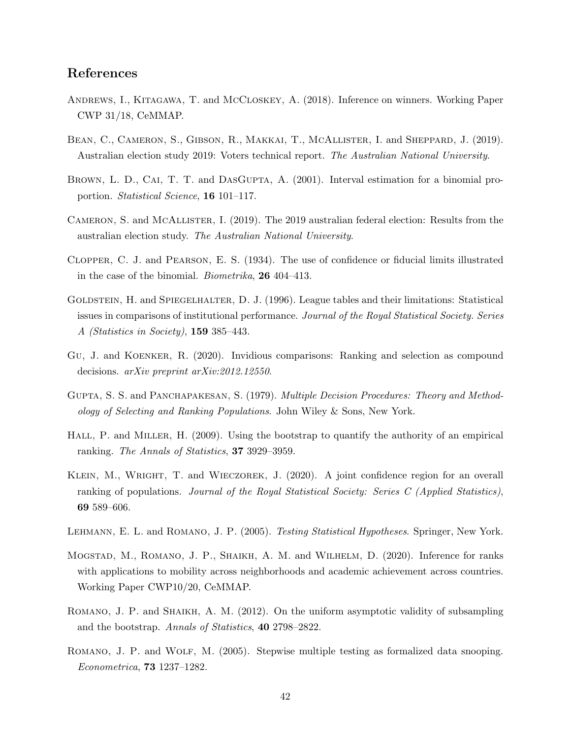## References

Andrews, I., Kitagawa, T. and McCloskey, A. (2018). Inference on winners. Working Paper CWP 31/18, CeMMAP.

Bean, C., Cameron, S., Gibson, R., Makkai, T., McAllister, I. and Sheppard, J. (2019). Australian election study 2019: Voters technical report. *The Australian National University*.

Brown, L. D., Cai, T. T. and DasGupta, A. (2001). Interval estimation for a binomial proportion. *Statistical Science*, **16** 101–117.

Cameron, S. and McAllister, I. (2019). The 2019 australian federal election: Results from the australian election study. *The Australian National University*.

Clopper, C. J. and Pearson, E. S. (1934). The use of confidence or fiducial limits illustrated in the case of the binomial. *Biometrika*, **26** 404–413.

Goldstein, H. and Spiegelhalter, D. J. (1996). League tables and their limitations: Statistical issues in comparisons of institutional performance. *Journal of the Royal Statistical Society. Series A (Statistics in Society)*, **159** 385–443.

Gu, J. and Koenker, R. (2020). Invidious comparisons: Ranking and selection as compound decisions. *arXiv preprint arXiv:2012.12550*.

Gupta, S. S. and Panchapakesan, S. (1979). *Multiple Decision Procedures: Theory and Methodology of Selecting and Ranking Populations*. John Wiley & Sons, New York.

Hall, P. and Miller, H. (2009). Using the bootstrap to quantify the authority of an empirical ranking. *The Annals of Statistics*, **37** 3929–3959.

Klein, M., Wright, T. and Wieczorek, J. (2020). A joint confidence region for an overall ranking of populations. *Journal of the Royal Statistical Society: Series C (Applied Statistics)*, **69** 589–606.

Lehmann, E. L. and Romano, J. P. (2005). *Testing Statistical Hypotheses*. Springer, New York.

Mogstad, M., Romano, J. P., Shaikh, A. M. and Wilhelm, D. (2020). Inference for ranks with applications to mobility across neighborhoods and academic achievement across countries. Working Paper CWP10/20, CeMMAP.

Romano, J. P. and Shaikh, A. M. (2012). On the uniform asymptotic validity of subsampling and the bootstrap. *Annals of Statistics*, **40** 2798–2822.

Romano, J. P. and Wolf, M. (2005). Stepwise multiple testing as formalized data snooping. *Econometrica*, **73** 1237–1282.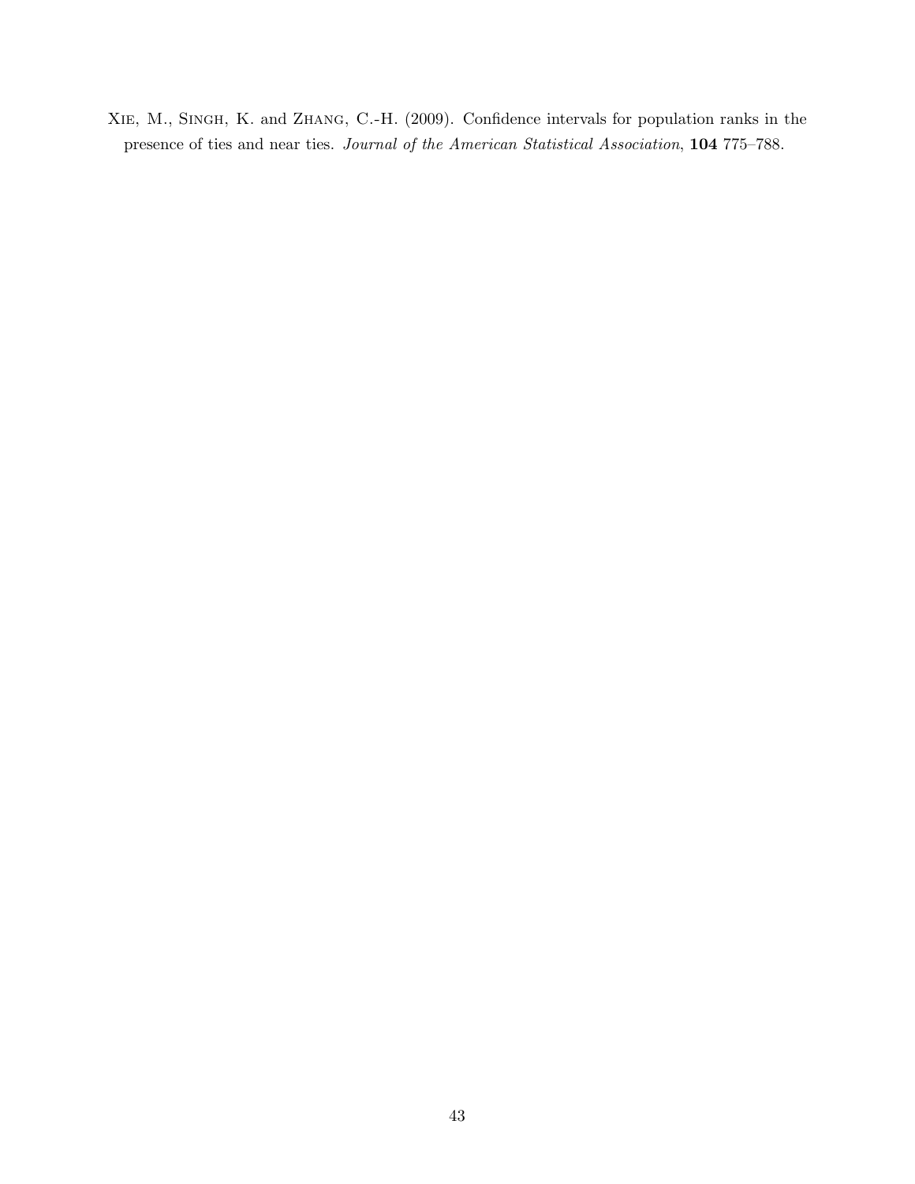Xie, M., Singh, K. and Zhang, C.-H. (2009). Confidence intervals for population ranks in the presence of ties and near ties. *Journal of the American Statistical Association*, **104** 775–788.